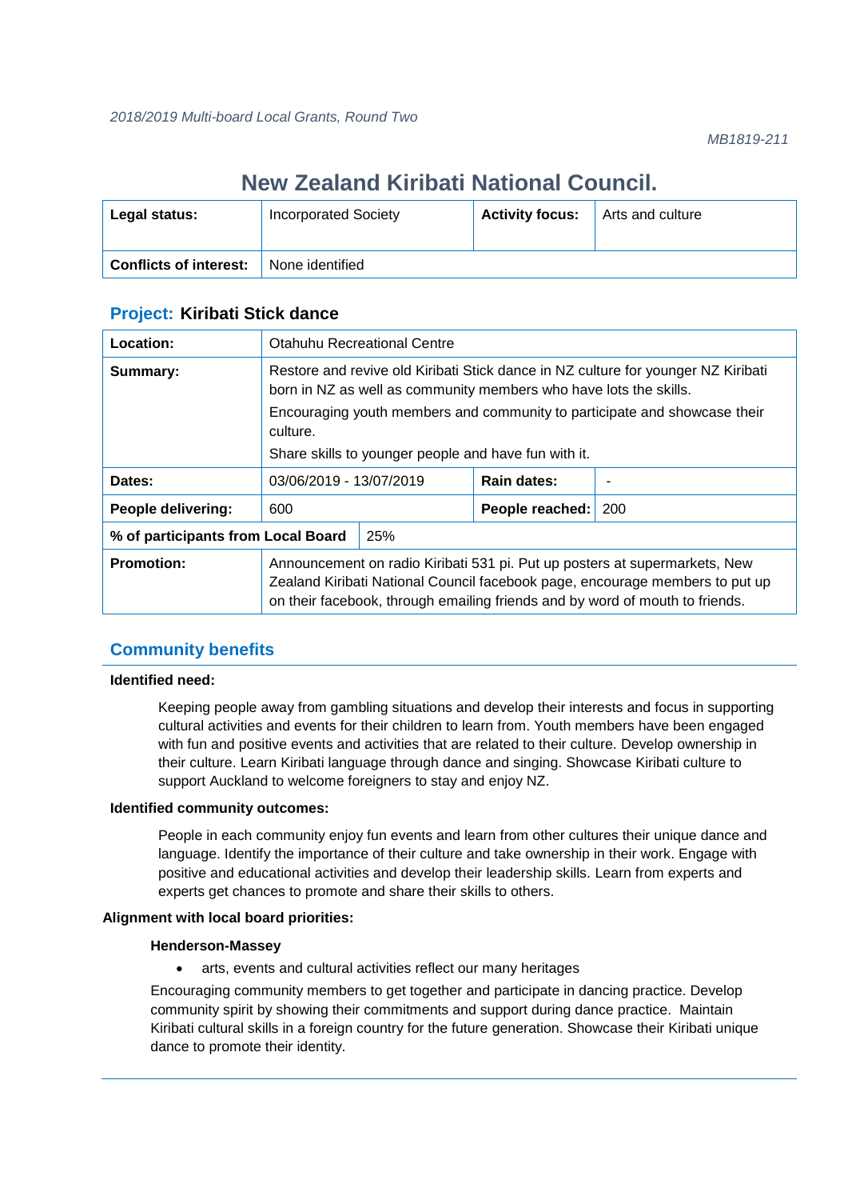*2018/2019 Multi-board Local Grants, Round Two*

*MB1819-211*

# New Zealand Kiribati National Council.

| | | | |
|---|---|---|---|
| **Legal status:** | Incorporated Society | **Activity focus:** | Arts and culture |
| **Conflicts of interest:** | None identified | | |

## Project: Kiribati Stick dance

| | | | |
|---|---|---|---|
| **Location:** | Otahuhu Recreational Centre | | |
| **Summary:** | Restore and revive old Kiribati Stick dance in NZ culture for younger NZ Kiribati born in NZ as well as community members who have lots the skills.<br>Encouraging youth members and community to participate and showcase their culture.<br>Share skills to younger people and have fun with it. | | |
| **Dates:** | 03/06/2019 - 13/07/2019 | **Rain dates:** | - |
| **People delivering:** | 600 | **People reached:** | 200 |
| **% of participants from Local Board** | 25% | | |
| **Promotion:** | Announcement on radio Kiribati 531 pi. Put up posters at supermarkets, New Zealand Kiribati National Council facebook page, encourage members to put up on their facebook, through emailing friends and by word of mouth to friends. | | |

## Community benefits

**Identified need:**

Keeping people away from gambling situations and develop their interests and focus in supporting cultural activities and events for their children to learn from. Youth members have been engaged with fun and positive events and activities that are related to their culture. Develop ownership in their culture. Learn Kiribati language through dance and singing. Showcase Kiribati culture to support Auckland to welcome foreigners to stay and enjoy NZ.

**Identified community outcomes:**

People in each community enjoy fun events and learn from other cultures their unique dance and language. Identify the importance of their culture and take ownership in their work. Engage with positive and educational activities and develop their leadership skills. Learn from experts and experts get chances to promote and share their skills to others.

**Alignment with local board priorities:**

**Henderson-Massey**

- arts, events and cultural activities reflect our many heritages

Encouraging community members to get together and participate in dancing practice. Develop community spirit by showing their commitments and support during dance practice. Maintain Kiribati cultural skills in a foreign country for the future generation. Showcase their Kiribati unique dance to promote their identity.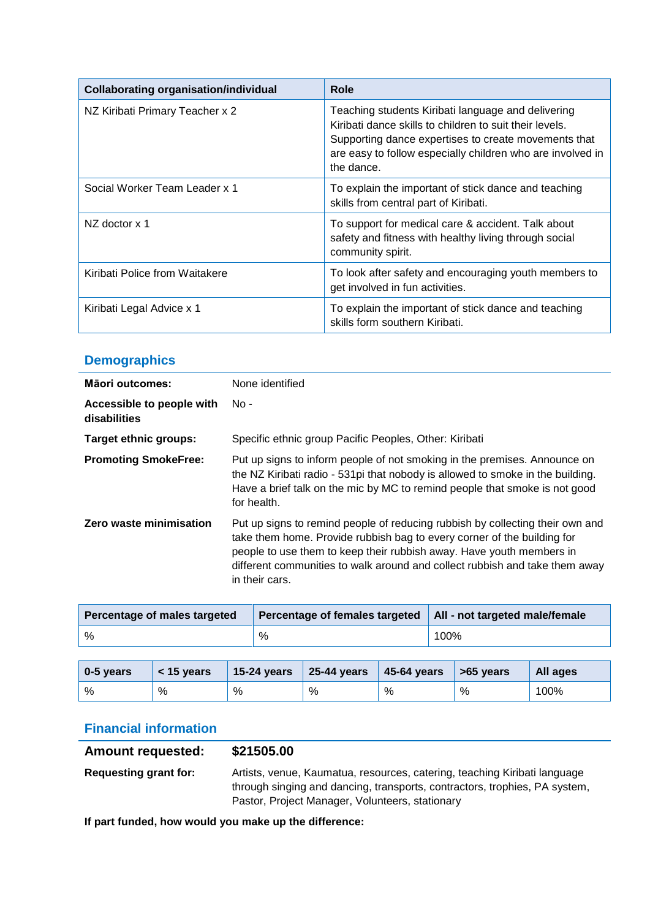| Collaborating organisation/individual | Role |
| --- | --- |
| NZ Kiribati Primary Teacher x 2 | Teaching students Kiribati language and delivering Kiribati dance skills to children to suit their levels. Supporting dance expertises to create movements that are easy to follow especially children who are involved in the dance. |
| Social Worker Team Leader x 1 | To explain the important of stick dance and teaching skills from central part of Kiribati. |
| NZ doctor x 1 | To support for medical care & accident. Talk about safety and fitness with healthy living through social community spirit. |
| Kiribati Police from Waitakere | To look after safety and encouraging youth members to get involved in fun activities. |
| Kiribati Legal Advice x 1 | To explain the important of stick dance and teaching skills form southern Kiribati. |

## Demographics

**Māori outcomes:** None identified

**Accessible to people with disabilities** No -

**Target ethnic groups:** Specific ethnic group Pacific Peoples, Other: Kiribati

**Promoting SmokeFree:** Put up signs to inform people of not smoking in the premises. Announce on the NZ Kiribati radio - 531pi that nobody is allowed to smoke in the building. Have a brief talk on the mic by MC to remind people that smoke is not good for health.

**Zero waste minimisation** Put up signs to remind people of reducing rubbish by collecting their own and take them home. Provide rubbish bag to every corner of the building for people to use them to keep their rubbish away. Have youth members in different communities to walk around and collect rubbish and take them away in their cars.

| Percentage of males targeted | Percentage of females targeted | All - not targeted male/female |
| --- | --- | --- |
| % | % | 100% |

| 0-5 years | < 15 years | 15-24 years | 25-44 years | 45-64 years | >65 years | All ages |
| --- | --- | --- | --- | --- | --- | --- |
| % | % | % | % | % | % | 100% |

## Financial information

**Amount requested:** **$21505.00**

**Requesting grant for:** Artists, venue, Kaumatua, resources, catering, teaching Kiribati language through singing and dancing, transports, contractors, trophies, PA system, Pastor, Project Manager, Volunteers, stationary

**If part funded, how would you make up the difference:**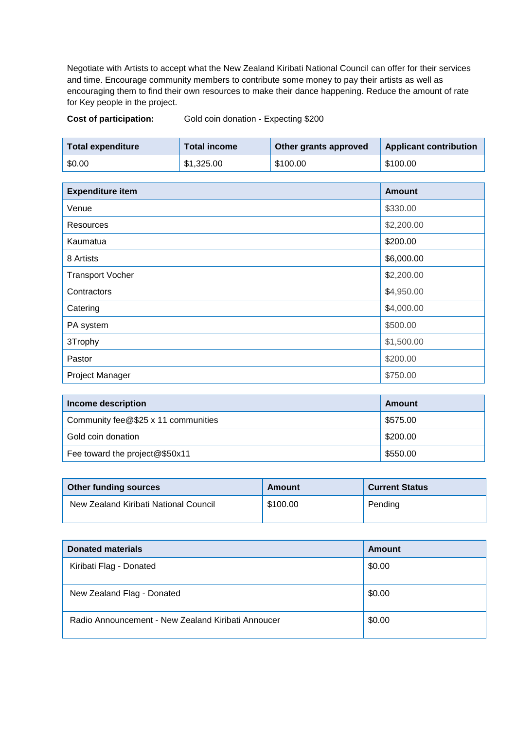Negotiate with Artists to accept what the New Zealand Kiribati National Council can offer for their services and time. Encourage community members to contribute some money to pay their artists as well as encouraging them to find their own resources to make their dance happening. Reduce the amount of rate for Key people in the project.

**Cost of participation:** Gold coin donation - Expecting $200

| Total expenditure | Total income | Other grants approved | Applicant contribution |
|---|---|---|---|
| $0.00 | $1,325.00 | $100.00 | $100.00 |

| Expenditure item | Amount |
|---|---|
| Venue | $330.00 |
| Resources | $2,200.00 |
| Kaumatua | $200.00 |
| 8 Artists | $6,000.00 |
| Transport Vocher | $2,200.00 |
| Contractors | $4,950.00 |
| Catering | $4,000.00 |
| PA system | $500.00 |
| 3Trophy | $1,500.00 |
| Pastor | $200.00 |
| Project Manager | $750.00 |

| Income description | Amount |
|---|---|
| Community fee@$25 x 11 communities | $575.00 |
| Gold coin donation | $200.00 |
| Fee toward the project@$50x11 | $550.00 |

| Other funding sources | Amount | Current Status |
|---|---|---|
| New Zealand Kiribati National Council | $100.00 | Pending |

| Donated materials | Amount |
|---|---|
| Kiribati Flag - Donated | $0.00 |
| New Zealand Flag - Donated | $0.00 |
| Radio Announcement - New Zealand Kiribati Annoucer | $0.00 |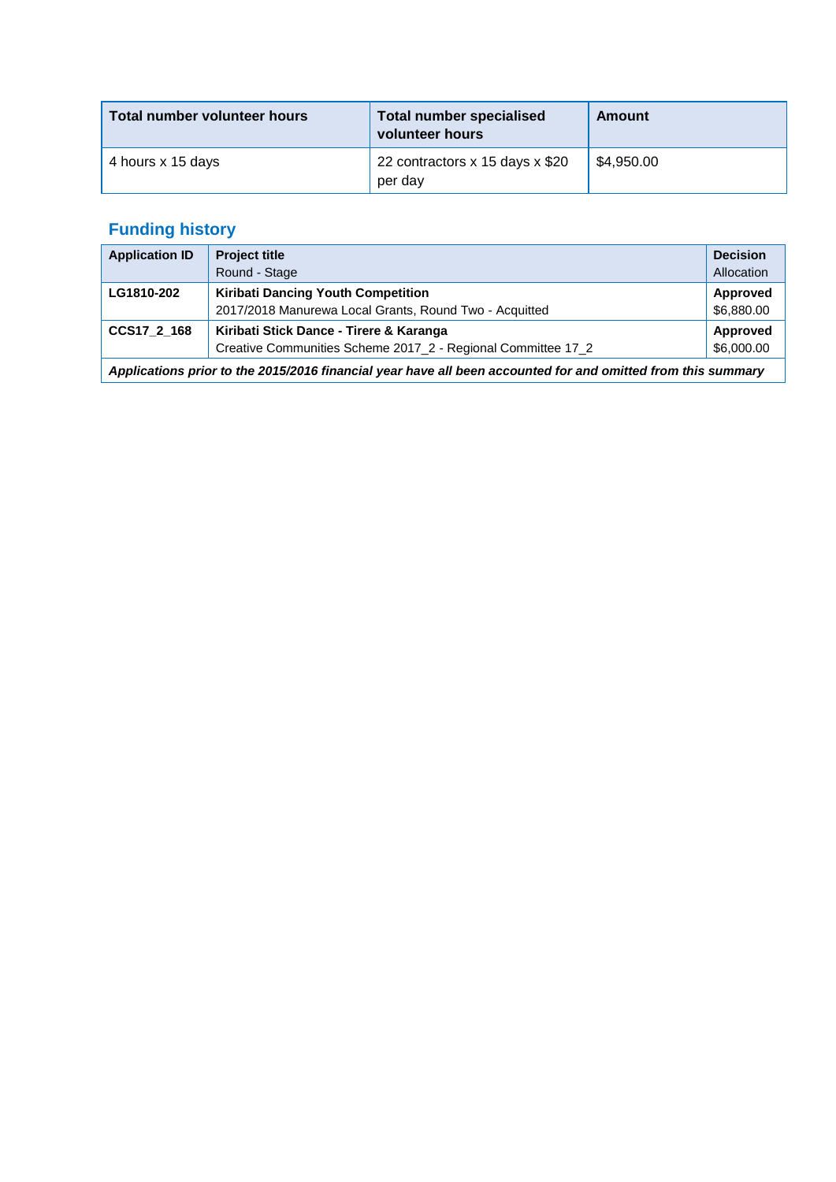| Total number volunteer hours | Total number specialised volunteer hours | Amount |
|---|---|---|
| 4 hours x 15 days | 22 contractors x 15 days x $20 per day | $4,950.00 |

## Funding history

| Application ID | Project title<br>Round - Stage | Decision<br>Allocation |
|---|---|---|
| **LG1810-202** | **Kiribati Dancing Youth Competition**<br>2017/2018 Manurewa Local Grants, Round Two - Acquitted | **Approved**<br>$6,880.00 |
| **CCS17_2_168** | **Kiribati Stick Dance - Tirere & Karanga**<br>Creative Communities Scheme 2017_2 - Regional Committee 17_2 | **Approved**<br>$6,000.00 |
| ***Applications prior to the 2015/2016 financial year have all been accounted for and omitted from this summary*** | | |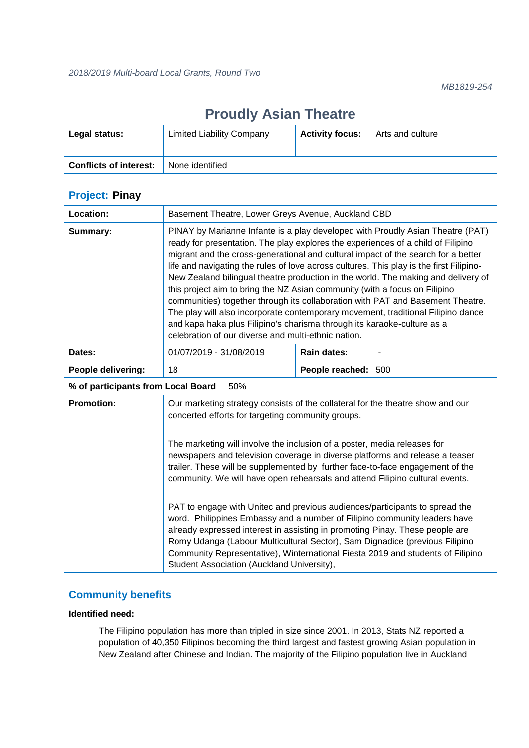*2018/2019 Multi-board Local Grants, Round Two*

*MB1819-254*

# Proudly Asian Theatre

| **Legal status:** | Limited Liability Company | **Activity focus:** | Arts and culture |
|---|---|---|---|
| **Conflicts of interest:** | None identified | | |

## Project: Pinay

| **Location:** | Basement Theatre, Lower Greys Avenue, Auckland CBD | | |
|---|---|---|---|
| **Summary:** | PINAY by Marianne Infante is a play developed with Proudly Asian Theatre (PAT) ready for presentation. The play explores the experiences of a child of Filipino migrant and the cross-generational and cultural impact of the search for a better life and navigating the rules of love across cultures. This play is the first Filipino-New Zealand bilingual theatre production in the world. The making and delivery of this project aim to bring the NZ Asian community (with a focus on Filipino communities) together through its collaboration with PAT and Basement Theatre. The play will also incorporate contemporary movement, traditional Filipino dance and kapa haka plus Filipino's charisma through its karaoke-culture as a celebration of our diverse and multi-ethnic nation. | | |
| **Dates:** | 01/07/2019 - 31/08/2019 | **Rain dates:** | - |
| **People delivering:** | 18 | **People reached:** | 500 |
| **% of participants from Local Board** | 50% | | |
| **Promotion:** | Our marketing strategy consists of the collateral for the theatre show and our concerted efforts for targeting community groups.<br><br>The marketing will involve the inclusion of a poster, media releases for newspapers and television coverage in diverse platforms and release a teaser trailer. These will be supplemented by further face-to-face engagement of the community. We will have open rehearsals and attend Filipino cultural events.<br><br>PAT to engage with Unitec and previous audiences/participants to spread the word. Philippines Embassy and a number of Filipino community leaders have already expressed interest in assisting in promoting Pinay. These people are Romy Udanga (Labour Multicultural Sector), Sam Dignadice (previous Filipino Community Representative), Winternational Fiesta 2019 and students of Filipino Student Association (Auckland University), | | |

## Community benefits

**Identified need:**

The Filipino population has more than tripled in size since 2001. In 2013, Stats NZ reported a population of 40,350 Filipinos becoming the third largest and fastest growing Asian population in New Zealand after Chinese and Indian. The majority of the Filipino population live in Auckland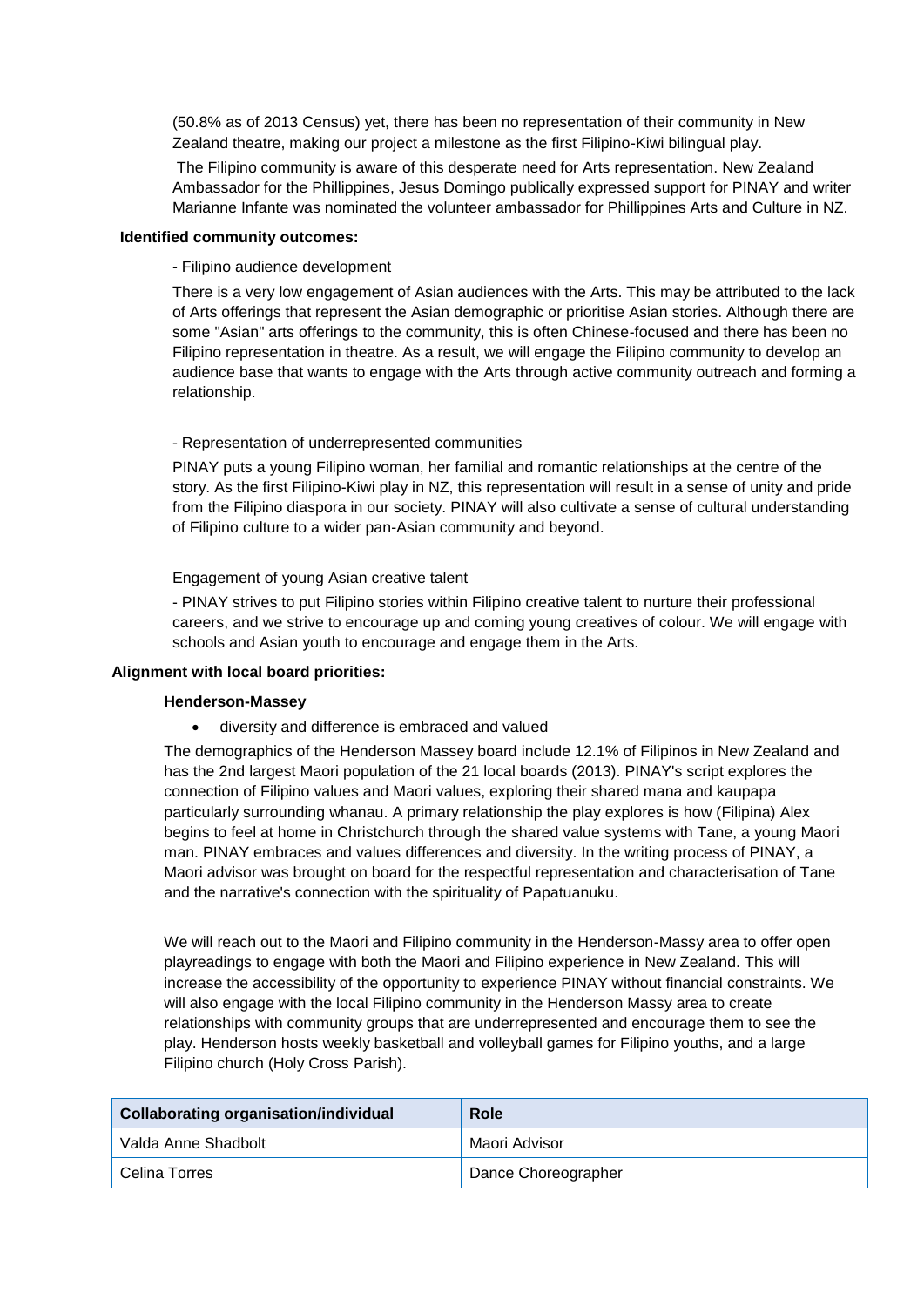(50.8% as of 2013 Census) yet, there has been no representation of their community in New Zealand theatre, making our project a milestone as the first Filipino-Kiwi bilingual play.

The Filipino community is aware of this desperate need for Arts representation. New Zealand Ambassador for the Phillippines, Jesus Domingo publically expressed support for PINAY and writer Marianne Infante was nominated the volunteer ambassador for Phillippines Arts and Culture in NZ.

**Identified community outcomes:**

- Filipino audience development

There is a very low engagement of Asian audiences with the Arts. This may be attributed to the lack of Arts offerings that represent the Asian demographic or prioritise Asian stories. Although there are some "Asian" arts offerings to the community, this is often Chinese-focused and there has been no Filipino representation in theatre. As a result, we will engage the Filipino community to develop an audience base that wants to engage with the Arts through active community outreach and forming a relationship.

- Representation of underrepresented communities

PINAY puts a young Filipino woman, her familial and romantic relationships at the centre of the story. As the first Filipino-Kiwi play in NZ, this representation will result in a sense of unity and pride from the Filipino diaspora in our society. PINAY will also cultivate a sense of cultural understanding of Filipino culture to a wider pan-Asian community and beyond.

Engagement of young Asian creative talent

- PINAY strives to put Filipino stories within Filipino creative talent to nurture their professional careers, and we strive to encourage up and coming young creatives of colour. We will engage with schools and Asian youth to encourage and engage them in the Arts.

**Alignment with local board priorities:**

**Henderson-Massey**

- diversity and difference is embraced and valued

The demographics of the Henderson Massey board include 12.1% of Filipinos in New Zealand and has the 2nd largest Maori population of the 21 local boards (2013). PINAY's script explores the connection of Filipino values and Maori values, exploring their shared mana and kaupapa particularly surrounding whanau. A primary relationship the play explores is how (Filipina) Alex begins to feel at home in Christchurch through the shared value systems with Tane, a young Maori man. PINAY embraces and values differences and diversity. In the writing process of PINAY, a Maori advisor was brought on board for the respectful representation and characterisation of Tane and the narrative's connection with the spirituality of Papatuanuku.

We will reach out to the Maori and Filipino community in the Henderson-Massy area to offer open playreadings to engage with both the Maori and Filipino experience in New Zealand. This will increase the accessibility of the opportunity to experience PINAY without financial constraints. We will also engage with the local Filipino community in the Henderson Massy area to create relationships with community groups that are underrepresented and encourage them to see the play. Henderson hosts weekly basketball and volleyball games for Filipino youths, and a large Filipino church (Holy Cross Parish).

| Collaborating organisation/individual | Role |
|---|---|
| Valda Anne Shadbolt | Maori Advisor |
| Celina Torres | Dance Choreographer |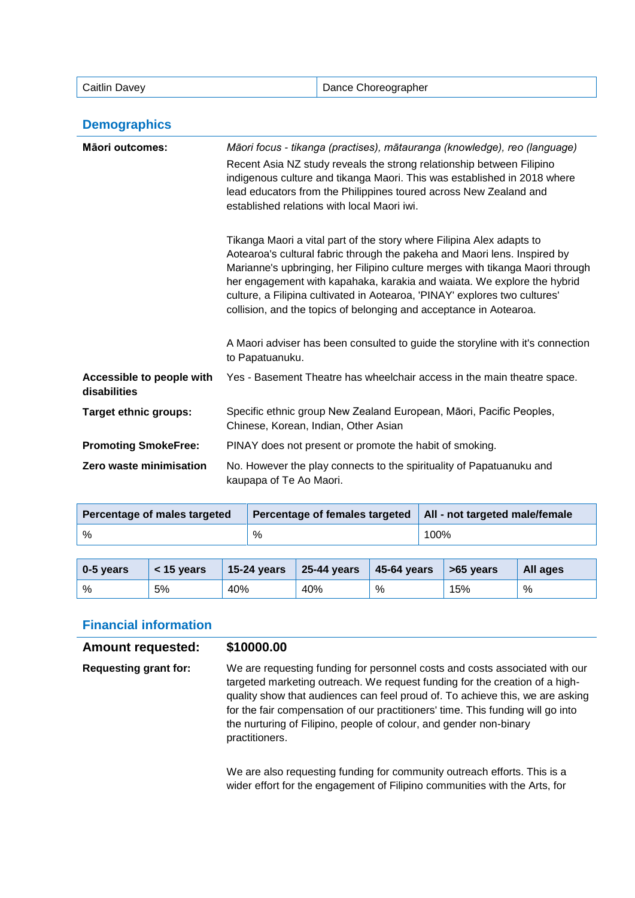| | |
|---|---|
| Caitlin Davey | Dance Choreographer |

## Demographics

| | |
|---|---|
| **Māori outcomes:** | *Māori focus - tikanga (practises), mātauranga (knowledge), reo (language)*<br><br>Recent Asia NZ study reveals the strong relationship between Filipino indigenous culture and tikanga Maori. This was established in 2018 where lead educators from the Philippines toured across New Zealand and established relations with local Maori iwi.<br><br>Tikanga Maori a vital part of the story where Filipina Alex adapts to Aotearoa's cultural fabric through the pakeha and Maori lens. Inspired by Marianne's upbringing, her Filipino culture merges with tikanga Maori through her engagement with kapahaka, karakia and waiata. We explore the hybrid culture, a Filipina cultivated in Aotearoa, 'PINAY' explores two cultures' collision, and the topics of belonging and acceptance in Aotearoa.<br><br>A Maori adviser has been consulted to guide the storyline with it's connection to Papatuanuku. |
| **Accessible to people with disabilities** | Yes - Basement Theatre has wheelchair access in the main theatre space. |
| **Target ethnic groups:** | Specific ethnic group New Zealand European, Māori, Pacific Peoples, Chinese, Korean, Indian, Other Asian |
| **Promoting SmokeFree:** | PINAY does not present or promote the habit of smoking. |
| **Zero waste minimisation** | No. However the play connects to the spirituality of Papatuanuku and kaupapa of Te Ao Maori. |

| Percentage of males targeted | Percentage of females targeted | All - not targeted male/female |
|---|---|---|
| % | % | 100% |

| 0-5 years | < 15 years | 15-24 years | 25-44 years | 45-64 years | >65 years | All ages |
|---|---|---|---|---|---|---|
| % | 5% | 40% | 40% | % | 15% | % |

## Financial information

| | |
|---|---|
| **Amount requested:** | **$10000.00** |
| **Requesting grant for:** | We are requesting funding for personnel costs and costs associated with our targeted marketing outreach. We request funding for the creation of a high-quality show that audiences can feel proud of. To achieve this, we are asking for the fair compensation of our practitioners' time. This funding will go into the nurturing of Filipino, people of colour, and gender non-binary practitioners.<br><br>We are also requesting funding for community outreach efforts. This is a wider effort for the engagement of Filipino communities with the Arts, for |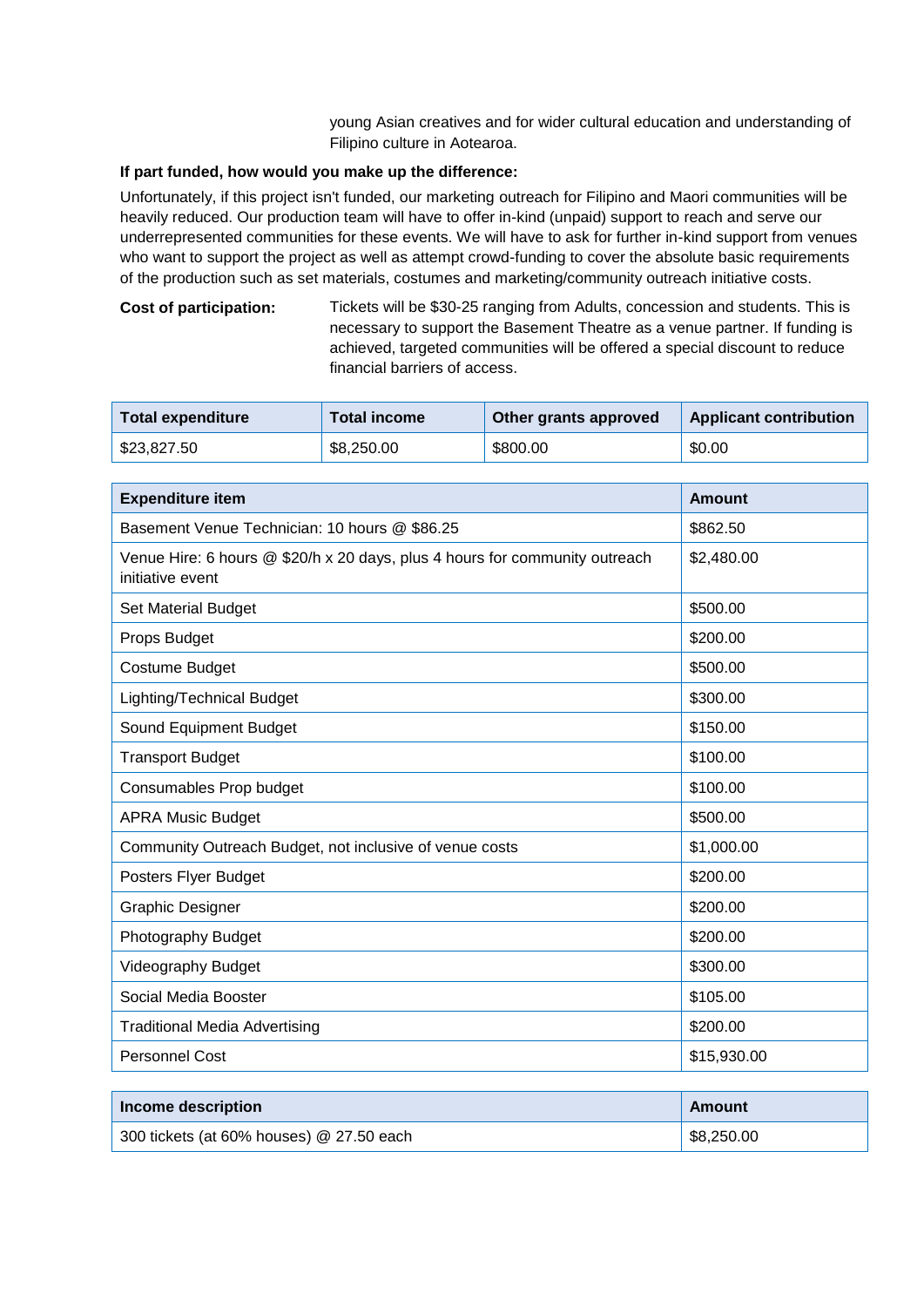young Asian creatives and for wider cultural education and understanding of Filipino culture in Aotearoa.

**If part funded, how would you make up the difference:**

Unfortunately, if this project isn't funded, our marketing outreach for Filipino and Maori communities will be heavily reduced. Our production team will have to offer in-kind (unpaid) support to reach and serve our underrepresented communities for these events. We will have to ask for further in-kind support from venues who want to support the project as well as attempt crowd-funding to cover the absolute basic requirements of the production such as set materials, costumes and marketing/community outreach initiative costs.

**Cost of participation:** Tickets will be $30-25 ranging from Adults, concession and students. This is necessary to support the Basement Theatre as a venue partner. If funding is achieved, targeted communities will be offered a special discount to reduce financial barriers of access.

| Total expenditure | Total income | Other grants approved | Applicant contribution |
|---|---|---|---|
| $23,827.50 | $8,250.00 | $800.00 | $0.00 |

| Expenditure item | Amount |
|---|---|
| Basement Venue Technician: 10 hours @ $86.25 | $862.50 |
| Venue Hire: 6 hours @ $20/h x 20 days, plus 4 hours for community outreach initiative event | $2,480.00 |
| Set Material Budget | $500.00 |
| Props Budget | $200.00 |
| Costume Budget | $500.00 |
| Lighting/Technical Budget | $300.00 |
| Sound Equipment Budget | $150.00 |
| Transport Budget | $100.00 |
| Consumables Prop budget | $100.00 |
| APRA Music Budget | $500.00 |
| Community Outreach Budget, not inclusive of venue costs | $1,000.00 |
| Posters Flyer Budget | $200.00 |
| Graphic Designer | $200.00 |
| Photography Budget | $200.00 |
| Videography Budget | $300.00 |
| Social Media Booster | $105.00 |
| Traditional Media Advertising | $200.00 |
| Personnel Cost | $15,930.00 |

| Income description | Amount |
|---|---|
| 300 tickets (at 60% houses) @ 27.50 each | $8,250.00 |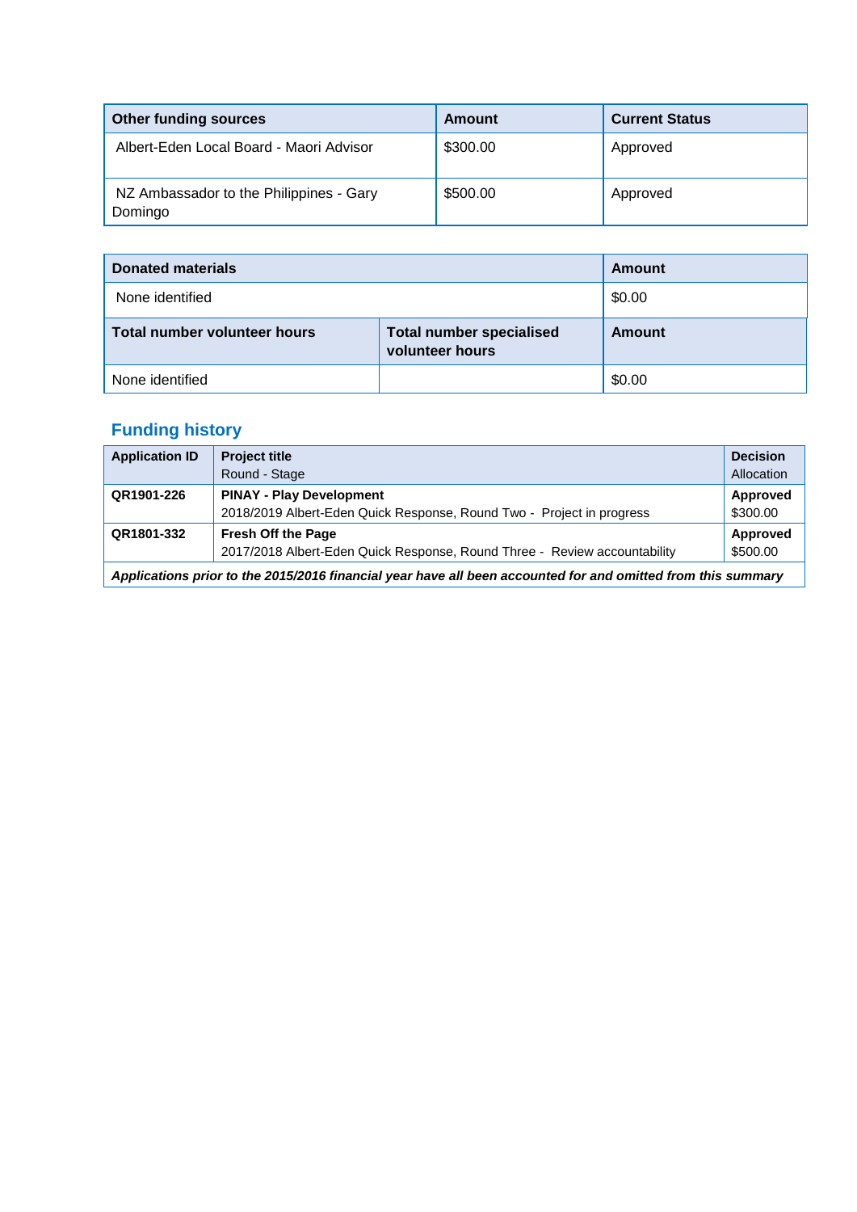| Other funding sources | Amount | Current Status |
|---|---|---|
| Albert-Eden Local Board - Maori Advisor | $300.00 | Approved |
| NZ Ambassador to the Philippines - Gary Domingo | $500.00 | Approved |

| Donated materials | | Amount |
|---|---|---|
| None identified | | $0.00 |
| **Total number volunteer hours** | **Total number specialised volunteer hours** | **Amount** |
| None identified | | $0.00 |

## Funding history

| Application ID | Project title<br>Round - Stage | Decision<br>Allocation |
|---|---|---|
| **QR1901-226** | **PINAY - Play Development**<br>2018/2019 Albert-Eden Quick Response, Round Two - Project in progress | **Approved**<br>$300.00 |
| **QR1801-332** | **Fresh Off the Page**<br>2017/2018 Albert-Eden Quick Response, Round Three - Review accountability | **Approved**<br>$500.00 |

***Applications prior to the 2015/2016 financial year have all been accounted for and omitted from this summary***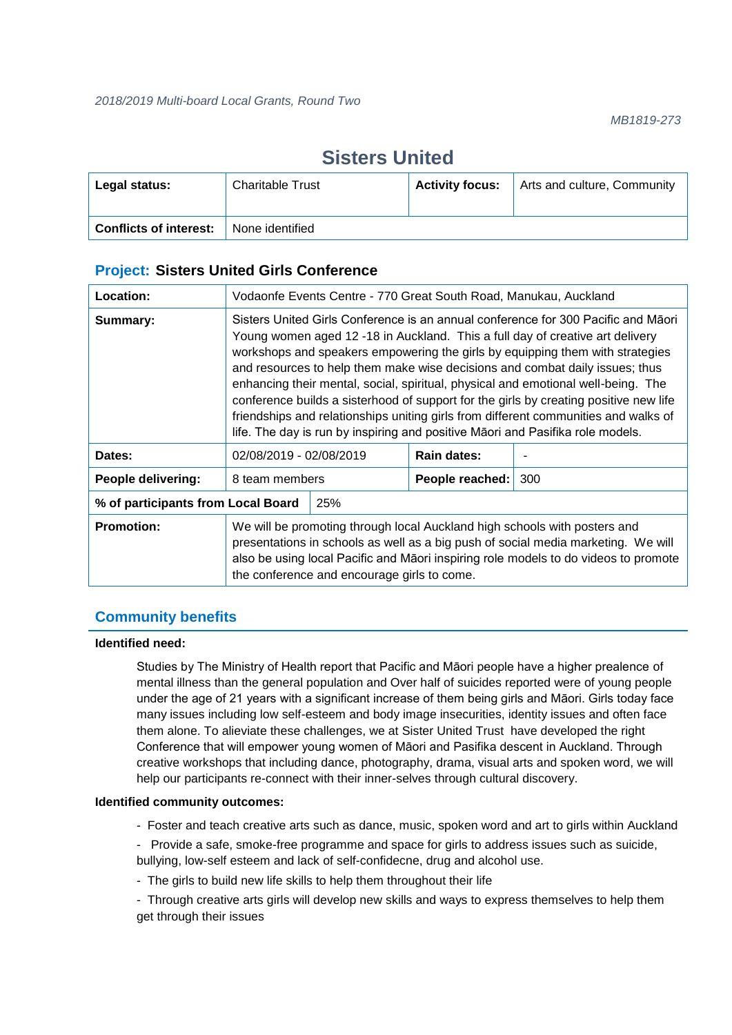*2018/2019 Multi-board Local Grants, Round Two*

*MB1819-273*

# Sisters United

| | | | |
|---|---|---|---|
| **Legal status:** | Charitable Trust | **Activity focus:** | Arts and culture, Community |
| **Conflicts of interest:** | None identified | | |

## Project: Sisters United Girls Conference

| | | | |
|---|---|---|---|
| **Location:** | Vodaonfe Events Centre - 770 Great South Road, Manukau, Auckland | | |
| **Summary:** | Sisters United Girls Conference is an annual conference for 300 Pacific and Māori Young women aged 12 -18 in Auckland. This a full day of creative art delivery workshops and speakers empowering the girls by equipping them with strategies and resources to help them make wise decisions and combat daily issues; thus enhancing their mental, social, spiritual, physical and emotional well-being. The conference builds a sisterhood of support for the girls by creating positive new life friendships and relationships uniting girls from different communities and walks of life. The day is run by inspiring and positive Māori and Pasifika role models. | | |
| **Dates:** | 02/08/2019 - 02/08/2019 | **Rain dates:** | - |
| **People delivering:** | 8 team members | **People reached:** | 300 |
| **% of participants from Local Board** | 25% | | |
| **Promotion:** | We will be promoting through local Auckland high schools with posters and presentations in schools as well as a big push of social media marketing. We will also be using local Pacific and Māori inspiring role models to do videos to promote the conference and encourage girls to come. | | |

## Community benefits

**Identified need:**

Studies by The Ministry of Health report that Pacific and Māori people have a higher prealence of mental illness than the general population and Over half of suicides reported were of young people under the age of 21 years with a significant increase of them being girls and Māori. Girls today face many issues including low self-esteem and body image insecurities, identity issues and often face them alone. To alieviate these challenges, we at Sister United Trust have developed the right Conference that will empower young women of Māori and Pasifika descent in Auckland. Through creative workshops that including dance, photography, drama, visual arts and spoken word, we will help our participants re-connect with their inner-selves through cultural discovery.

**Identified community outcomes:**

- Foster and teach creative arts such as dance, music, spoken word and art to girls within Auckland
- Provide a safe, smoke-free programme and space for girls to address issues such as suicide, bullying, low-self esteem and lack of self-confidecne, drug and alcohol use.
- The girls to build new life skills to help them throughout their life
- Through creative arts girls will develop new skills and ways to express themselves to help them get through their issues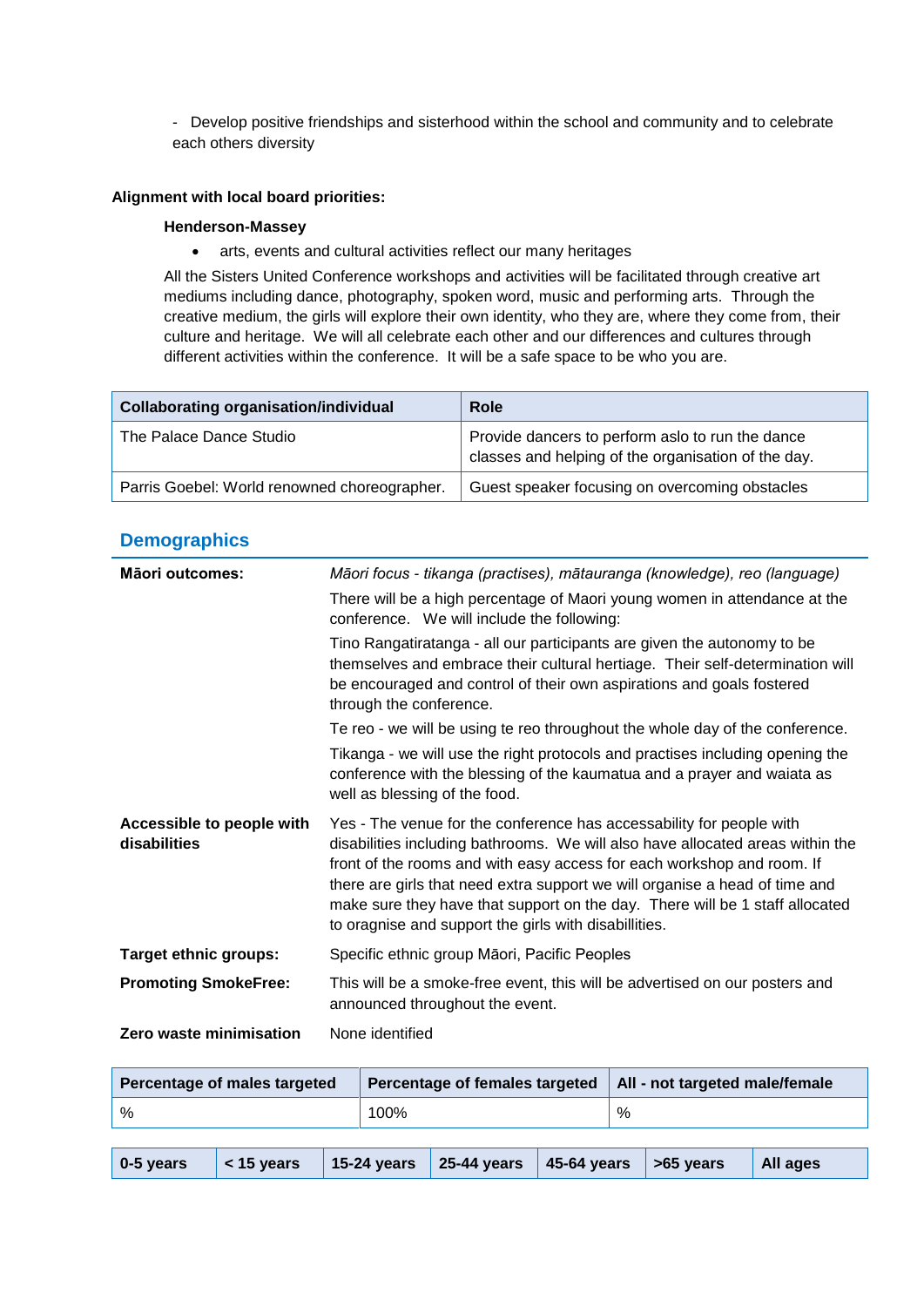- Develop positive friendships and sisterhood within the school and community and to celebrate each others diversity

**Alignment with local board priorities:**

**Henderson-Massey**

- arts, events and cultural activities reflect our many heritages

All the Sisters United Conference workshops and activities will be facilitated through creative art mediums including dance, photography, spoken word, music and performing arts. Through the creative medium, the girls will explore their own identity, who they are, where they come from, their culture and heritage. We will all celebrate each other and our differences and cultures through different activities within the conference. It will be a safe space to be who you are.

| Collaborating organisation/individual | Role |
|---|---|
| The Palace Dance Studio | Provide dancers to perform aslo to run the dance classes and helping of the organisation of the day. |
| Parris Goebel: World renowned choreographer. | Guest speaker focusing on overcoming obstacles |

## Demographics

| | |
|---|---|
| **Māori outcomes:** | *Māori focus - tikanga (practises), mātauranga (knowledge), reo (language)*<br>There will be a high percentage of Maori young women in attendance at the conference. We will include the following:<br>Tino Rangatiratanga - all our participants are given the autonomy to be themselves and embrace their cultural hertiage. Their self-determination will be encouraged and control of their own aspirations and goals fostered through the conference.<br>Te reo - we will be using te reo throughout the whole day of the conference.<br>Tikanga - we will use the right protocols and practises including opening the conference with the blessing of the kaumatua and a prayer and waiata as well as blessing of the food. |
| **Accessible to people with disabilities** | Yes - The venue for the conference has accessability for people with disabilities including bathrooms. We will also have allocated areas within the front of the rooms and with easy access for each workshop and room. If there are girls that need extra support we will organise a head of time and make sure they have that support on the day. There will be 1 staff allocated to oragnise and support the girls with disabillities. |
| **Target ethnic groups:** | Specific ethnic group Māori, Pacific Peoples |
| **Promoting SmokeFree:** | This will be a smoke-free event, this will be advertised on our posters and announced throughout the event. |
| **Zero waste minimisation** | None identified |

| Percentage of males targeted | Percentage of females targeted | All - not targeted male/female |
|---|---|---|
| % | 100% | % |

| 0-5 years | < 15 years | 15-24 years | 25-44 years | 45-64 years | >65 years | All ages |
|---|---|---|---|---|---|---|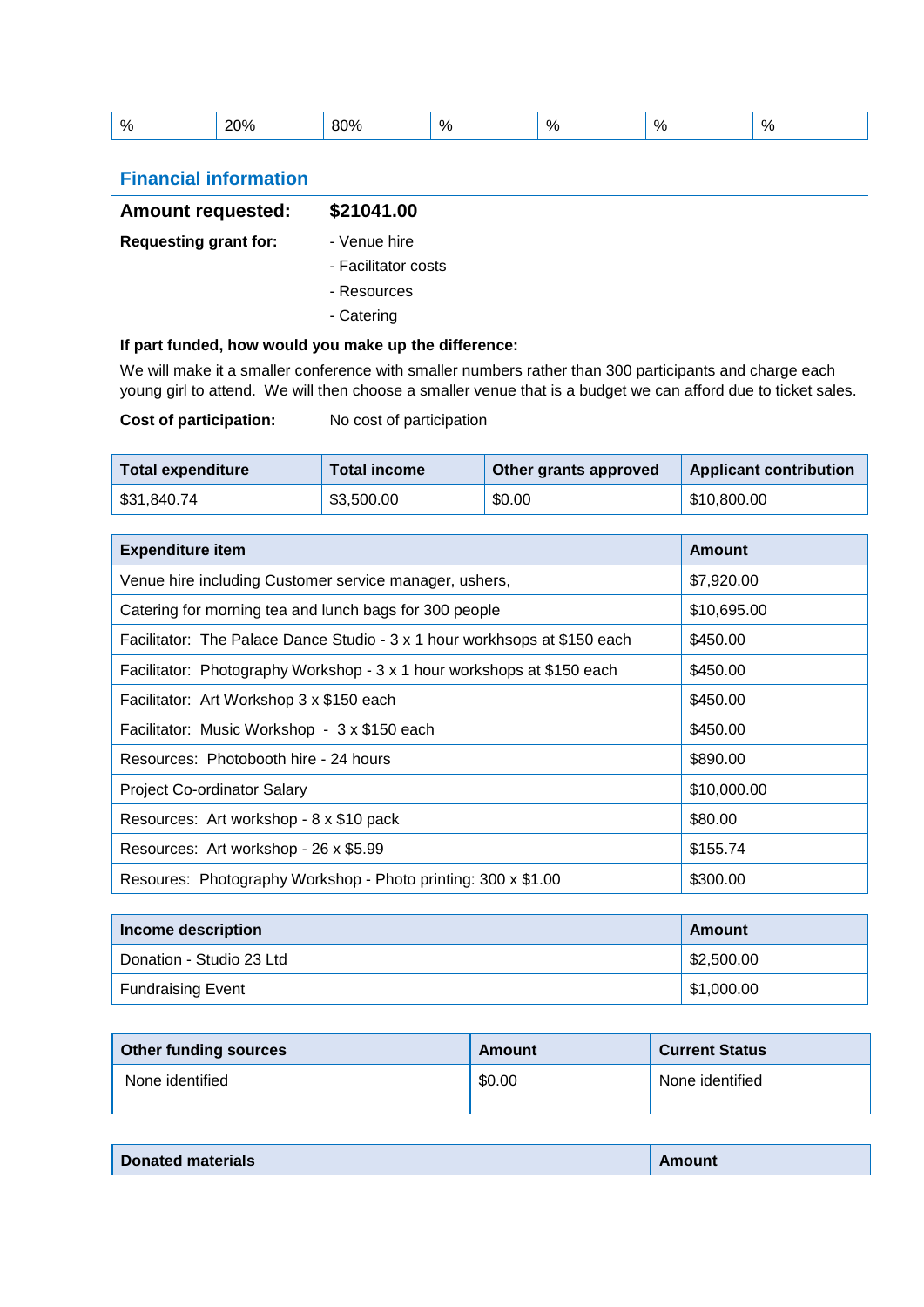| | | | | | | |
|---|---|---|---|---|---|---|
| % | 20% | 80% | % | % | % | % |

## Financial information

**Amount requested:** **$21041.00**

**Requesting grant for:**
- Venue hire
- Facilitator costs
- Resources
- Catering

**If part funded, how would you make up the difference:**

We will make it a smaller conference with smaller numbers rather than 300 participants and charge each young girl to attend. We will then choose a smaller venue that is a budget we can afford due to ticket sales.

**Cost of participation:** No cost of participation

| Total expenditure | Total income | Other grants approved | Applicant contribution |
|---|---|---|---|
| $31,840.74 | $3,500.00 | $0.00 | $10,800.00 |

| Expenditure item | Amount |
|---|---|
| Venue hire including Customer service manager, ushers, | $7,920.00 |
| Catering for morning tea and lunch bags for 300 people | $10,695.00 |
| Facilitator: The Palace Dance Studio - 3 x 1 hour workhsops at $150 each | $450.00 |
| Facilitator: Photography Workshop - 3 x 1 hour workshops at $150 each | $450.00 |
| Facilitator: Art Workshop 3 x $150 each | $450.00 |
| Facilitator: Music Workshop - 3 x $150 each | $450.00 |
| Resources: Photobooth hire - 24 hours | $890.00 |
| Project Co-ordinator Salary | $10,000.00 |
| Resources: Art workshop - 8 x $10 pack | $80.00 |
| Resources: Art workshop - 26 x $5.99 | $155.74 |
| Resoures: Photography Workshop - Photo printing: 300 x $1.00 | $300.00 |

| Income description | Amount |
|---|---|
| Donation - Studio 23 Ltd | $2,500.00 |
| Fundraising Event | $1,000.00 |

| Other funding sources | Amount | Current Status |
|---|---|---|
| None identified | $0.00 | None identified |

| Donated materials | Amount |
|---|---|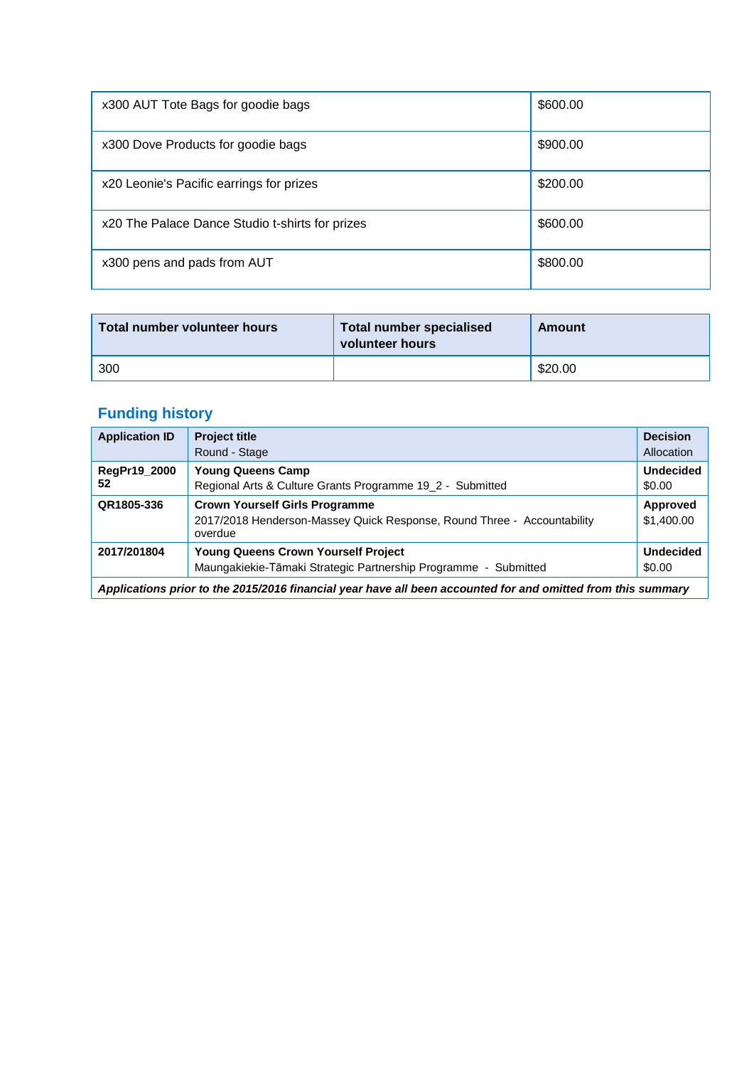| | |
|---|---|
| x300 AUT Tote Bags for goodie bags | $600.00 |
| x300 Dove Products for goodie bags | $900.00 |
| x20 Leonie's Pacific earrings for prizes | $200.00 |
| x20 The Palace Dance Studio t-shirts for prizes | $600.00 |
| x300 pens and pads from AUT | $800.00 |

| Total number volunteer hours | Total number specialised volunteer hours | Amount |
|---|---|---|
| 300 | | $20.00 |

## Funding history

| Application ID | Project title<br>Round - Stage | Decision<br>Allocation |
|---|---|---|
| **RegPr19_200052** | **Young Queens Camp**<br>Regional Arts & Culture Grants Programme 19_2 - Submitted | **Undecided**<br>$0.00 |
| **QR1805-336** | **Crown Yourself Girls Programme**<br>2017/2018 Henderson-Massey Quick Response, Round Three - Accountability overdue | **Approved**<br>$1,400.00 |
| **2017/201804** | **Young Queens Crown Yourself Project**<br>Maungakiekie-Tāmaki Strategic Partnership Programme - Submitted | **Undecided**<br>$0.00 |
| ***Applications prior to the 2015/2016 financial year have all been accounted for and omitted from this summary*** | | |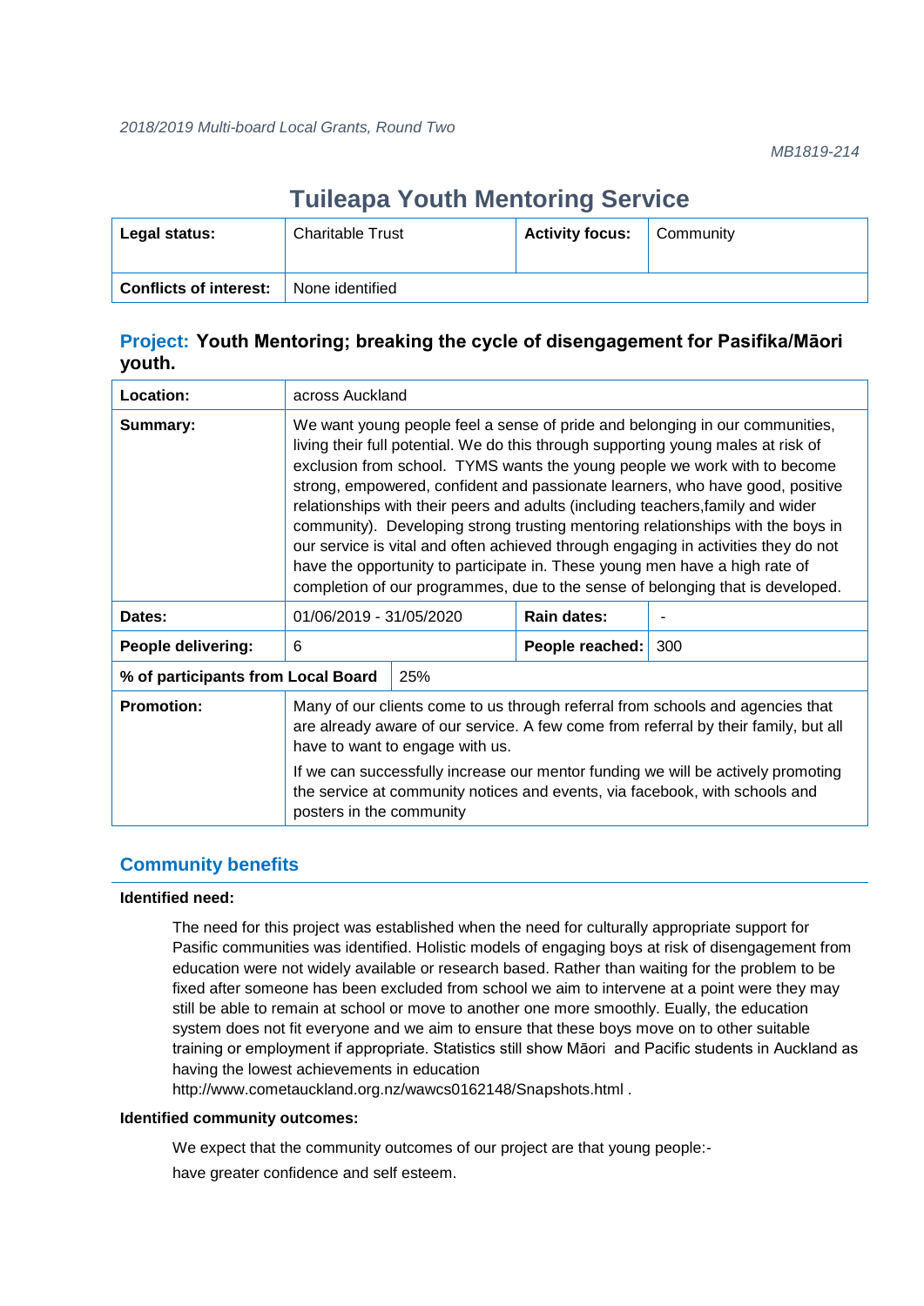*2018/2019 Multi-board Local Grants, Round Two*

*MB1819-214*

# Tuileapa Youth Mentoring Service

| | | | |
|---|---|---|---|
| **Legal status:** | Charitable Trust | **Activity focus:** | Community |
| **Conflicts of interest:** | None identified | | |

## Project: Youth Mentoring; breaking the cycle of disengagement for Pasifika/Māori youth.

| | | | |
|---|---|---|---|
| **Location:** | across Auckland | | |
| **Summary:** | We want young people feel a sense of pride and belonging in our communities, living their full potential. We do this through supporting young males at risk of exclusion from school. TYMS wants the young people we work with to become strong, empowered, confident and passionate learners, who have good, positive relationships with their peers and adults (including teachers,family and wider community). Developing strong trusting mentoring relationships with the boys in our service is vital and often achieved through engaging in activities they do not have the opportunity to participate in. These young men have a high rate of completion of our programmes, due to the sense of belonging that is developed. | | |
| **Dates:** | 01/06/2019 - 31/05/2020 | **Rain dates:** | - |
| **People delivering:** | 6 | **People reached:** | 300 |
| **% of participants from Local Board** | 25% | | |
| **Promotion:** | Many of our clients come to us through referral from schools and agencies that are already aware of our service. A few come from referral by their family, but all have to want to engage with us.<br>If we can successfully increase our mentor funding we will be actively promoting the service at community notices and events, via facebook, with schools and posters in the community | | |

## Community benefits

**Identified need:**

The need for this project was established when the need for culturally appropriate support for Pasific communities was identified. Holistic models of engaging boys at risk of disengagement from education were not widely available or research based. Rather than waiting for the problem to be fixed after someone has been excluded from school we aim to intervene at a point were they may still be able to remain at school or move to another one more smoothly. Eually, the education system does not fit everyone and we aim to ensure that these boys move on to other suitable training or employment if appropriate. Statistics still show Māori and Pacific students in Auckland as having the lowest achievements in education http://www.cometauckland.org.nz/wawcs0162148/Snapshots.html .

**Identified community outcomes:**

We expect that the community outcomes of our project are that young people:-

have greater confidence and self esteem.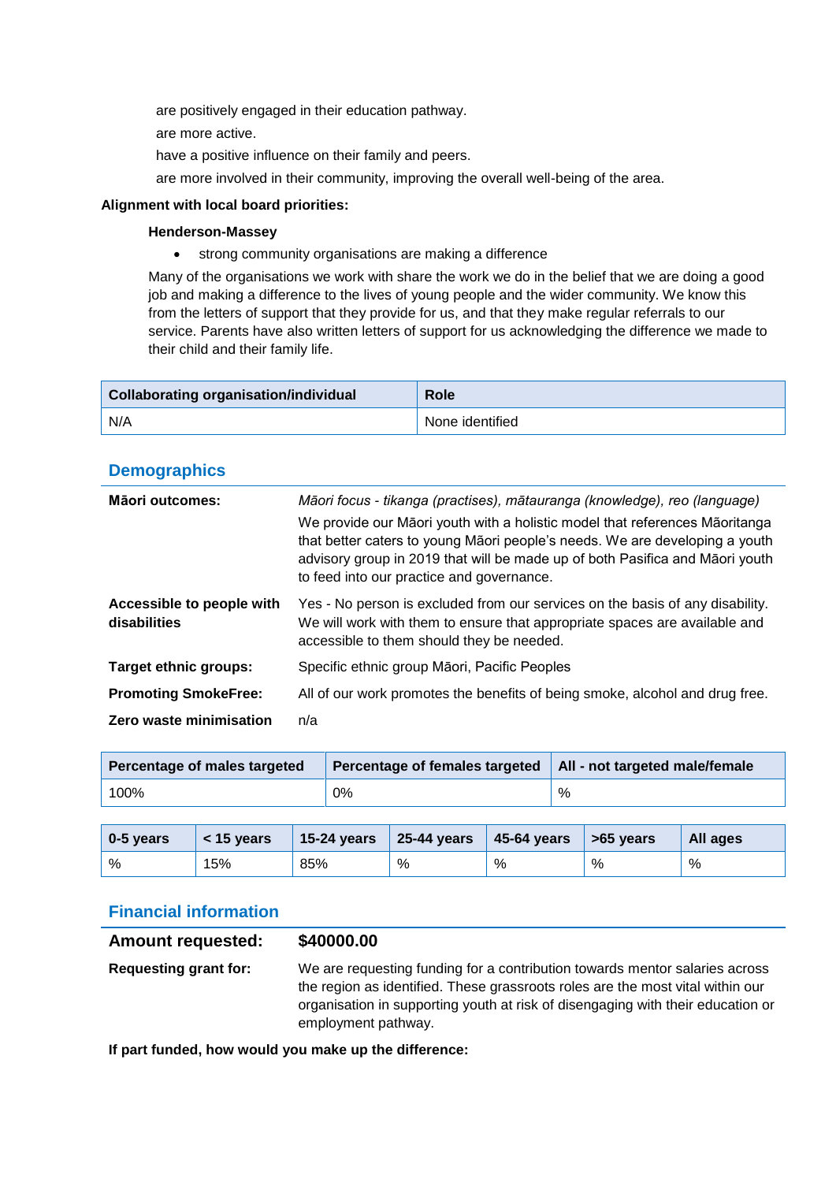are positively engaged in their education pathway.

are more active.

have a positive influence on their family and peers.

are more involved in their community, improving the overall well-being of the area.

**Alignment with local board priorities:**

**Henderson-Massey**

- strong community organisations are making a difference

Many of the organisations we work with share the work we do in the belief that we are doing a good job and making a difference to the lives of young people and the wider community. We know this from the letters of support that they provide for us, and that they make regular referrals to our service. Parents have also written letters of support for us acknowledging the difference we made to their child and their family life.

| Collaborating organisation/individual | Role |
|---|---|
| N/A | None identified |

## Demographics

| | |
|---|---|
| **Māori outcomes:** | *Māori focus - tikanga (practises), mātauranga (knowledge), reo (language)* We provide our Māori youth with a holistic model that references Māoritanga that better caters to young Māori people's needs. We are developing a youth advisory group in 2019 that will be made up of both Pasifica and Māori youth to feed into our practice and governance. |
| **Accessible to people with disabilities** | Yes - No person is excluded from our services on the basis of any disability. We will work with them to ensure that appropriate spaces are available and accessible to them should they be needed. |
| **Target ethnic groups:** | Specific ethnic group Māori, Pacific Peoples |
| **Promoting SmokeFree:** | All of our work promotes the benefits of being smoke, alcohol and drug free. |
| **Zero waste minimisation** | n/a |

| Percentage of males targeted | Percentage of females targeted | All - not targeted male/female |
|---|---|---|
| 100% | 0% | % |

| 0-5 years | < 15 years | 15-24 years | 25-44 years | 45-64 years | >65 years | All ages |
|---|---|---|---|---|---|---|
| % | 15% | 85% | % | % | % | % |

## Financial information

| | |
|---|---|
| **Amount requested:** | **$40000.00** |
| **Requesting grant for:** | We are requesting funding for a contribution towards mentor salaries across the region as identified. These grassroots roles are the most vital within our organisation in supporting youth at risk of disengaging with their education or employment pathway. |

**If part funded, how would you make up the difference:**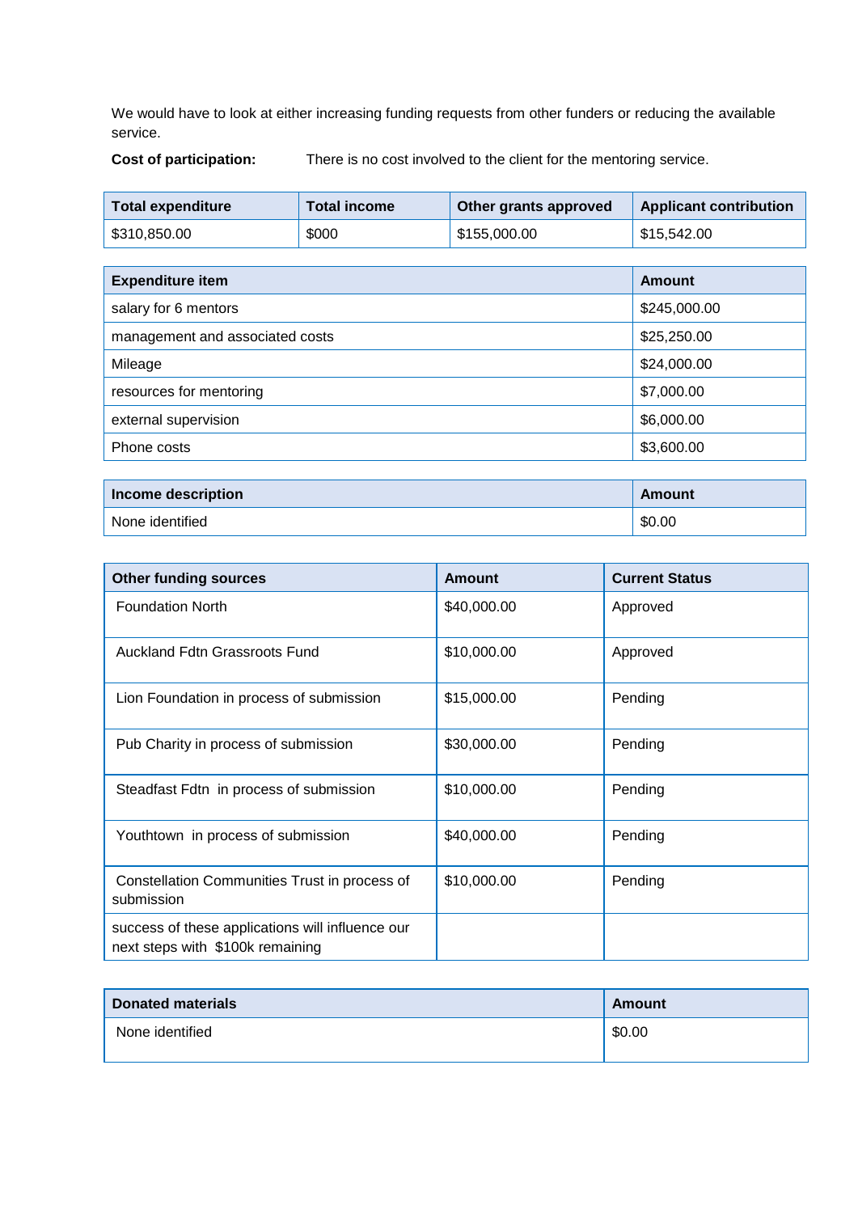We would have to look at either increasing funding requests from other funders or reducing the available service.

**Cost of participation:** There is no cost involved to the client for the mentoring service.

| Total expenditure | Total income | Other grants approved | Applicant contribution |
|---|---|---|---|
| $310,850.00 | $000 | $155,000.00 | $15,542.00 |

| Expenditure item | Amount |
|---|---|
| salary for 6 mentors | $245,000.00 |
| management and associated costs | $25,250.00 |
| Mileage | $24,000.00 |
| resources for mentoring | $7,000.00 |
| external supervision | $6,000.00 |
| Phone costs | $3,600.00 |

| Income description | Amount |
|---|---|
| None identified | $0.00 |

| Other funding sources | Amount | Current Status |
|---|---|---|
| Foundation North | $40,000.00 | Approved |
| Auckland Fdtn Grassroots Fund | $10,000.00 | Approved |
| Lion Foundation in process of submission | $15,000.00 | Pending |
| Pub Charity in process of submission | $30,000.00 | Pending |
| Steadfast Fdtn in process of submission | $10,000.00 | Pending |
| Youthtown in process of submission | $40,000.00 | Pending |
| Constellation Communities Trust in process of submission | $10,000.00 | Pending |
| success of these applications will influence our next steps with $100k remaining | | |

| Donated materials | Amount |
|---|---|
| None identified | $0.00 |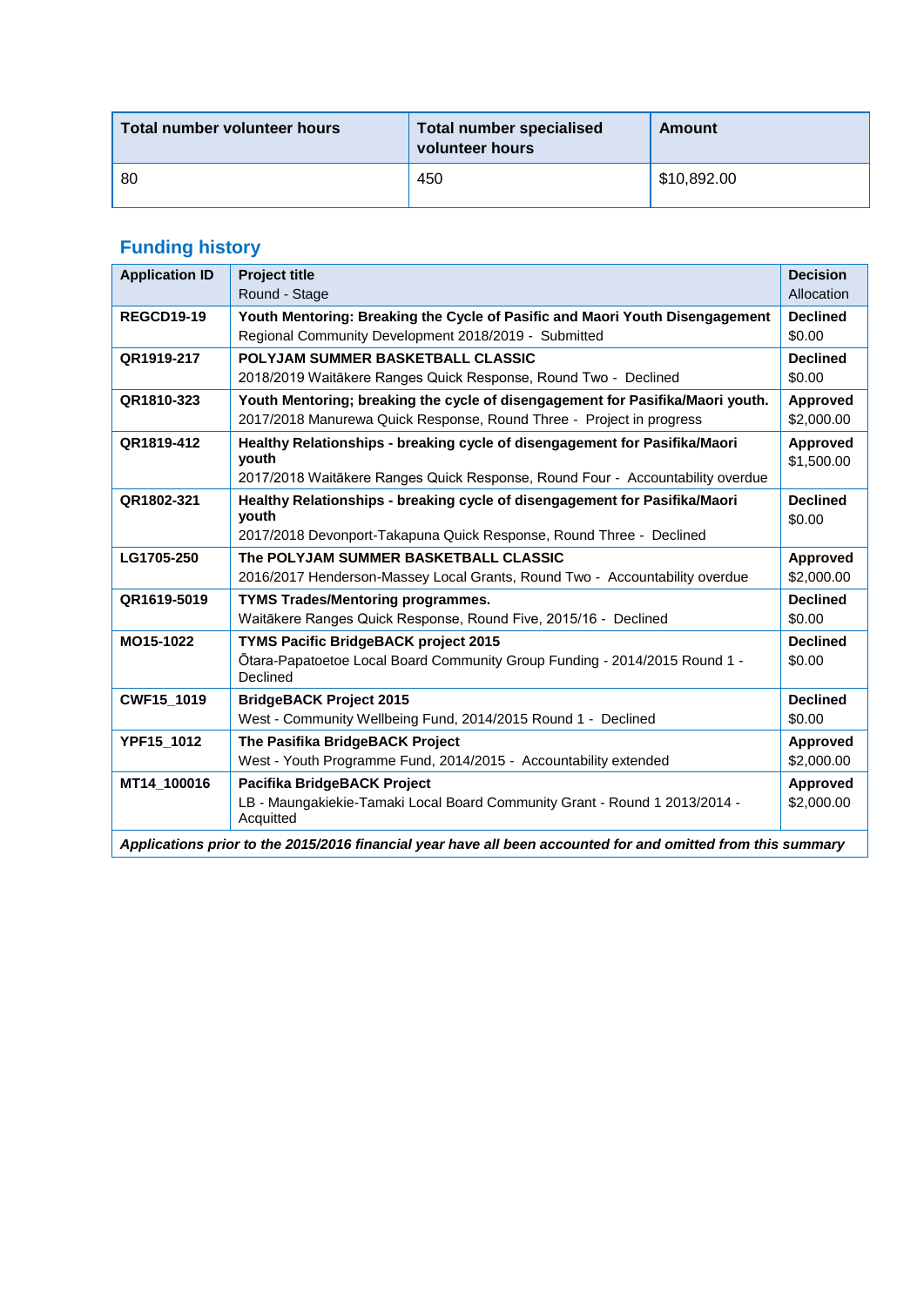| Total number volunteer hours | Total number specialised volunteer hours | Amount |
|---|---|---|
| 80 | 450 | $10,892.00 |

## Funding history

| Application ID | Project title<br>Round - Stage | Decision<br>Allocation |
|---|---|---|
| **REGCD19-19** | **Youth Mentoring: Breaking the Cycle of Pasific and Maori Youth Disengagement**<br>Regional Community Development 2018/2019 - Submitted | **Declined**<br>$0.00 |
| **QR1919-217** | **POLYJAM SUMMER BASKETBALL CLASSIC**<br>2018/2019 Waitākere Ranges Quick Response, Round Two - Declined | **Declined**<br>$0.00 |
| **QR1810-323** | **Youth Mentoring; breaking the cycle of disengagement for Pasifika/Maori youth.**<br>2017/2018 Manurewa Quick Response, Round Three - Project in progress | **Approved**<br>$2,000.00 |
| **QR1819-412** | **Healthy Relationships - breaking cycle of disengagement for Pasifika/Maori youth**<br>2017/2018 Waitākere Ranges Quick Response, Round Four - Accountability overdue | **Approved**<br>$1,500.00 |
| **QR1802-321** | **Healthy Relationships - breaking cycle of disengagement for Pasifika/Maori youth**<br>2017/2018 Devonport-Takapuna Quick Response, Round Three - Declined | **Declined**<br>$0.00 |
| **LG1705-250** | **The POLYJAM SUMMER BASKETBALL CLASSIC**<br>2016/2017 Henderson-Massey Local Grants, Round Two - Accountability overdue | **Approved**<br>$2,000.00 |
| **QR1619-5019** | **TYMS Trades/Mentoring programmes.**<br>Waitākere Ranges Quick Response, Round Five, 2015/16 - Declined | **Declined**<br>$0.00 |
| **MO15-1022** | **TYMS Pacific BridgeBACK project 2015**<br>Ōtara-Papatoetoe Local Board Community Group Funding - 2014/2015 Round 1 - Declined | **Declined**<br>$0.00 |
| **CWF15_1019** | **BridgeBACK Project 2015**<br>West - Community Wellbeing Fund, 2014/2015 Round 1 - Declined | **Declined**<br>$0.00 |
| **YPF15_1012** | **The Pasifika BridgeBACK Project**<br>West - Youth Programme Fund, 2014/2015 - Accountability extended | **Approved**<br>$2,000.00 |
| **MT14_100016** | **Pacifika BridgeBACK Project**<br>LB - Maungakiekie-Tamaki Local Board Community Grant - Round 1 2013/2014 - Acquitted | **Approved**<br>$2,000.00 |
| ***Applications prior to the 2015/2016 financial year have all been accounted for and omitted from this summary*** | | |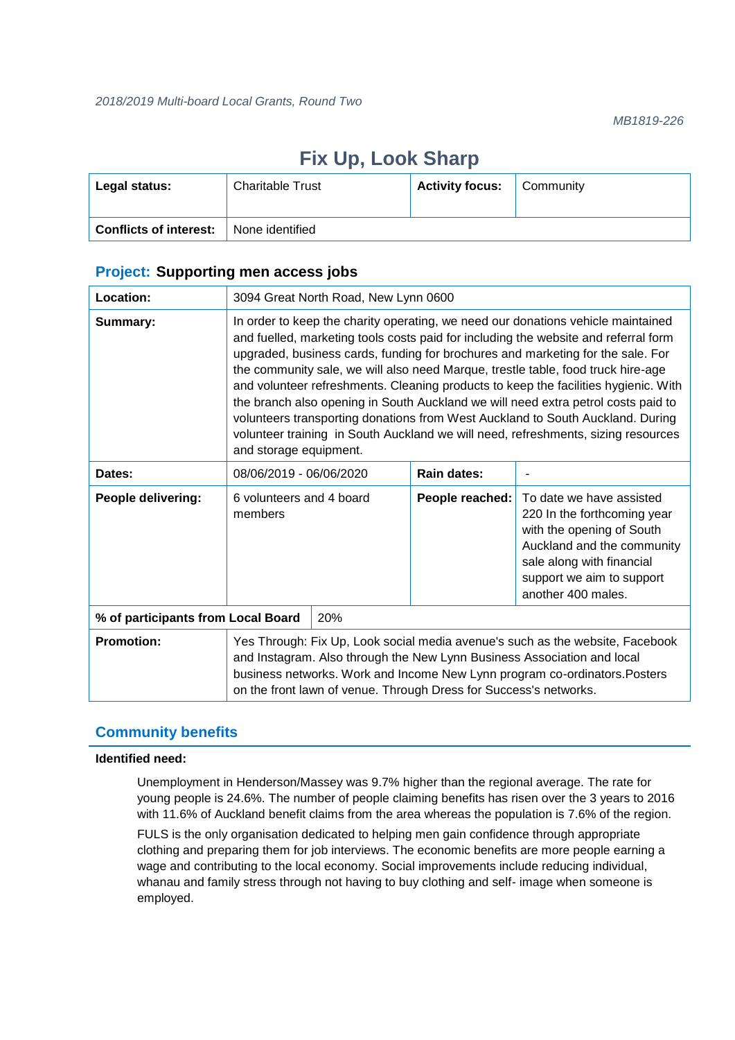*2018/2019 Multi-board Local Grants, Round Two*

*MB1819-226*

# Fix Up, Look Sharp

| | | | |
|---|---|---|---|
| **Legal status:** | Charitable Trust | **Activity focus:** | Community |
| **Conflicts of interest:** | None identified | | |

## Project: Supporting men access jobs

| | | | |
|---|---|---|---|
| **Location:** | 3094 Great North Road, New Lynn 0600 | | |
| **Summary:** | In order to keep the charity operating, we need our donations vehicle maintained and fuelled, marketing tools costs paid for including the website and referral form upgraded, business cards, funding for brochures and marketing for the sale. For the community sale, we will also need Marque, trestle table, food truck hire-age and volunteer refreshments. Cleaning products to keep the facilities hygienic. With the branch also opening in South Auckland we will need extra petrol costs paid to volunteers transporting donations from West Auckland to South Auckland. During volunteer training in South Auckland we will need, refreshments, sizing resources and storage equipment. | | |
| **Dates:** | 08/06/2019 - 06/06/2020 | **Rain dates:** | - |
| **People delivering:** | 6 volunteers and 4 board members | **People reached:** | To date we have assisted 220 In the forthcoming year with the opening of South Auckland and the community sale along with financial support we aim to support another 400 males. |
| **% of participants from Local Board** | 20% | | |
| **Promotion:** | Yes Through: Fix Up, Look social media avenue's such as the website, Facebook and Instagram. Also through the New Lynn Business Association and local business networks. Work and Income New Lynn program co-ordinators.Posters on the front lawn of venue. Through Dress for Success's networks. | | |

## Community benefits

**Identified need:**

Unemployment in Henderson/Massey was 9.7% higher than the regional average. The rate for young people is 24.6%. The number of people claiming benefits has risen over the 3 years to 2016 with 11.6% of Auckland benefit claims from the area whereas the population is 7.6% of the region.

FULS is the only organisation dedicated to helping men gain confidence through appropriate clothing and preparing them for job interviews. The economic benefits are more people earning a wage and contributing to the local economy. Social improvements include reducing individual, whanau and family stress through not having to buy clothing and self- image when someone is employed.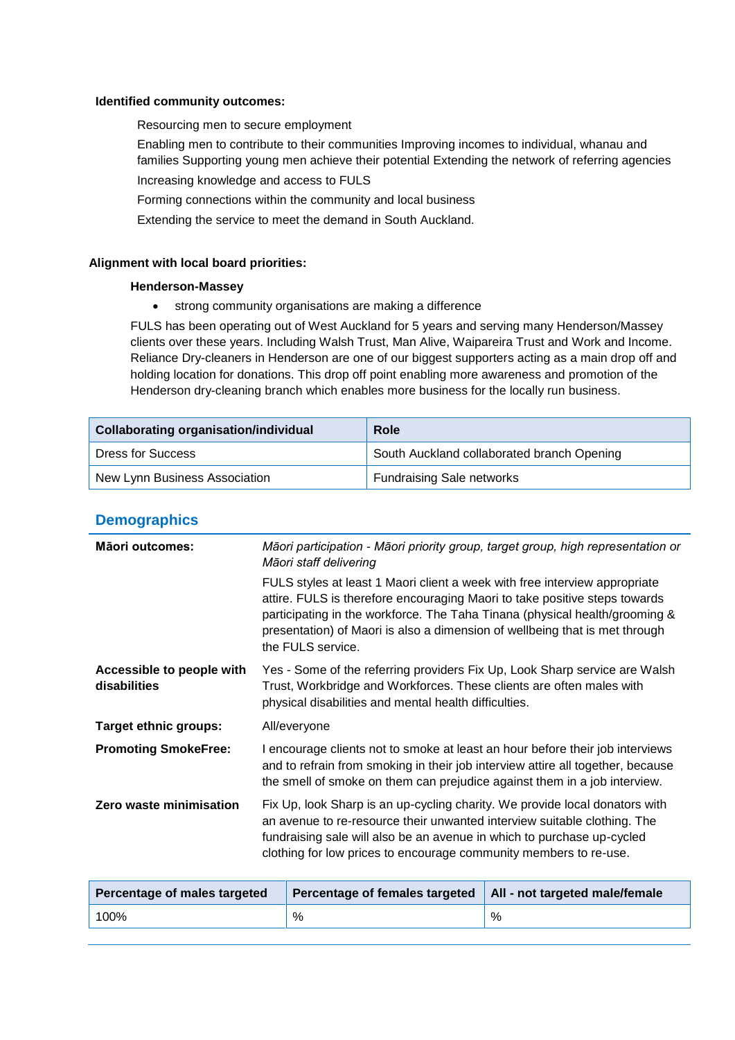**Identified community outcomes:**

Resourcing men to secure employment

Enabling men to contribute to their communities Improving incomes to individual, whanau and families Supporting young men achieve their potential Extending the network of referring agencies

Increasing knowledge and access to FULS

Forming connections within the community and local business

Extending the service to meet the demand in South Auckland.

**Alignment with local board priorities:**

**Henderson-Massey**

- strong community organisations are making a difference

FULS has been operating out of West Auckland for 5 years and serving many Henderson/Massey clients over these years. Including Walsh Trust, Man Alive, Waipareira Trust and Work and Income. Reliance Dry-cleaners in Henderson are one of our biggest supporters acting as a main drop off and holding location for donations. This drop off point enabling more awareness and promotion of the Henderson dry-cleaning branch which enables more business for the locally run business.

| Collaborating organisation/individual | Role |
|---|---|
| Dress for Success | South Auckland collaborated branch Opening |
| New Lynn Business Association | Fundraising Sale networks |

## Demographics

| | |
|---|---|
| **Māori outcomes:** | *Māori participation - Māori priority group, target group, high representation or Māori staff delivering*<br><br>FULS styles at least 1 Maori client a week with free interview appropriate attire. FULS is therefore encouraging Maori to take positive steps towards participating in the workforce. The Taha Tinana (physical health/grooming & presentation) of Maori is also a dimension of wellbeing that is met through the FULS service. |
| **Accessible to people with disabilities** | Yes - Some of the referring providers Fix Up, Look Sharp service are Walsh Trust, Workbridge and Workforces. These clients are often males with physical disabilities and mental health difficulties. |
| **Target ethnic groups:** | All/everyone |
| **Promoting SmokeFree:** | I encourage clients not to smoke at least an hour before their job interviews and to refrain from smoking in their job interview attire all together, because the smell of smoke on them can prejudice against them in a job interview. |
| **Zero waste minimisation** | Fix Up, look Sharp is an up-cycling charity. We provide local donators with an avenue to re-resource their unwanted interview suitable clothing. The fundraising sale will also be an avenue in which to purchase up-cycled clothing for low prices to encourage community members to re-use. |

| Percentage of males targeted | Percentage of females targeted | All - not targeted male/female |
|---|---|---|
| 100% | % | % |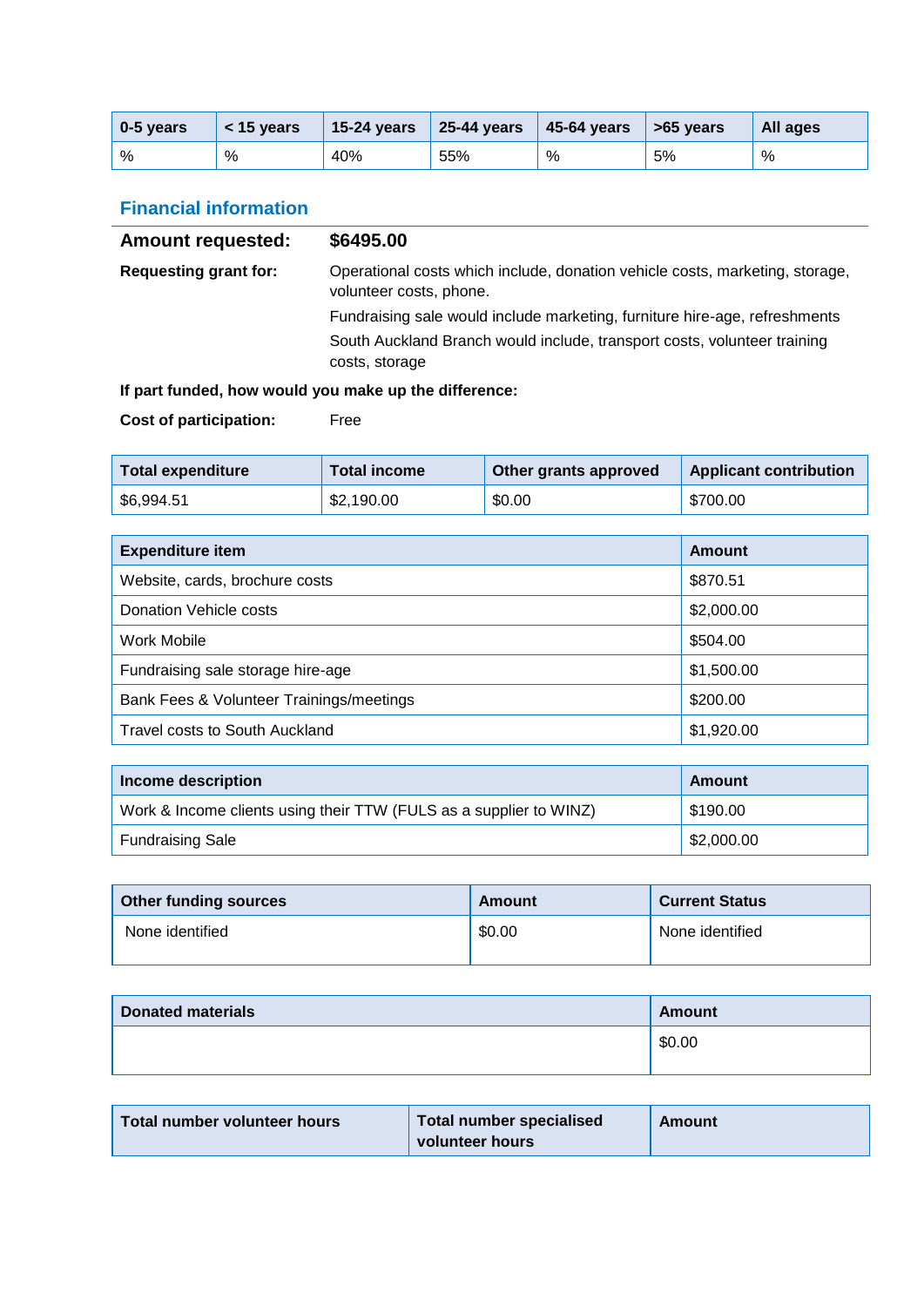| 0-5 years | < 15 years | 15-24 years | 25-44 years | 45-64 years | >65 years | All ages |
|---|---|---|---|---|---|---|
| % | % | 40% | 55% | % | 5% | % |

## Financial information

**Amount requested:** **$6495.00**

**Requesting grant for:** Operational costs which include, donation vehicle costs, marketing, storage, volunteer costs, phone.

Fundraising sale would include marketing, furniture hire-age, refreshments

South Auckland Branch would include, transport costs, volunteer training costs, storage

**If part funded, how would you make up the difference:**

**Cost of participation:** Free

| Total expenditure | Total income | Other grants approved | Applicant contribution |
|---|---|---|---|
| $6,994.51 | $2,190.00 | $0.00 | $700.00 |

| Expenditure item | Amount |
|---|---|
| Website, cards, brochure costs | $870.51 |
| Donation Vehicle costs | $2,000.00 |
| Work Mobile | $504.00 |
| Fundraising sale storage hire-age | $1,500.00 |
| Bank Fees & Volunteer Trainings/meetings | $200.00 |
| Travel costs to South Auckland | $1,920.00 |

| Income description | Amount |
|---|---|
| Work & Income clients using their TTW (FULS as a supplier to WINZ) | $190.00 |
| Fundraising Sale | $2,000.00 |

| Other funding sources | Amount | Current Status |
|---|---|---|
| None identified | $0.00 | None identified |

| Donated materials | Amount |
|---|---|
| | $0.00 |

| Total number volunteer hours | Total number specialised volunteer hours | Amount |
|---|---|---|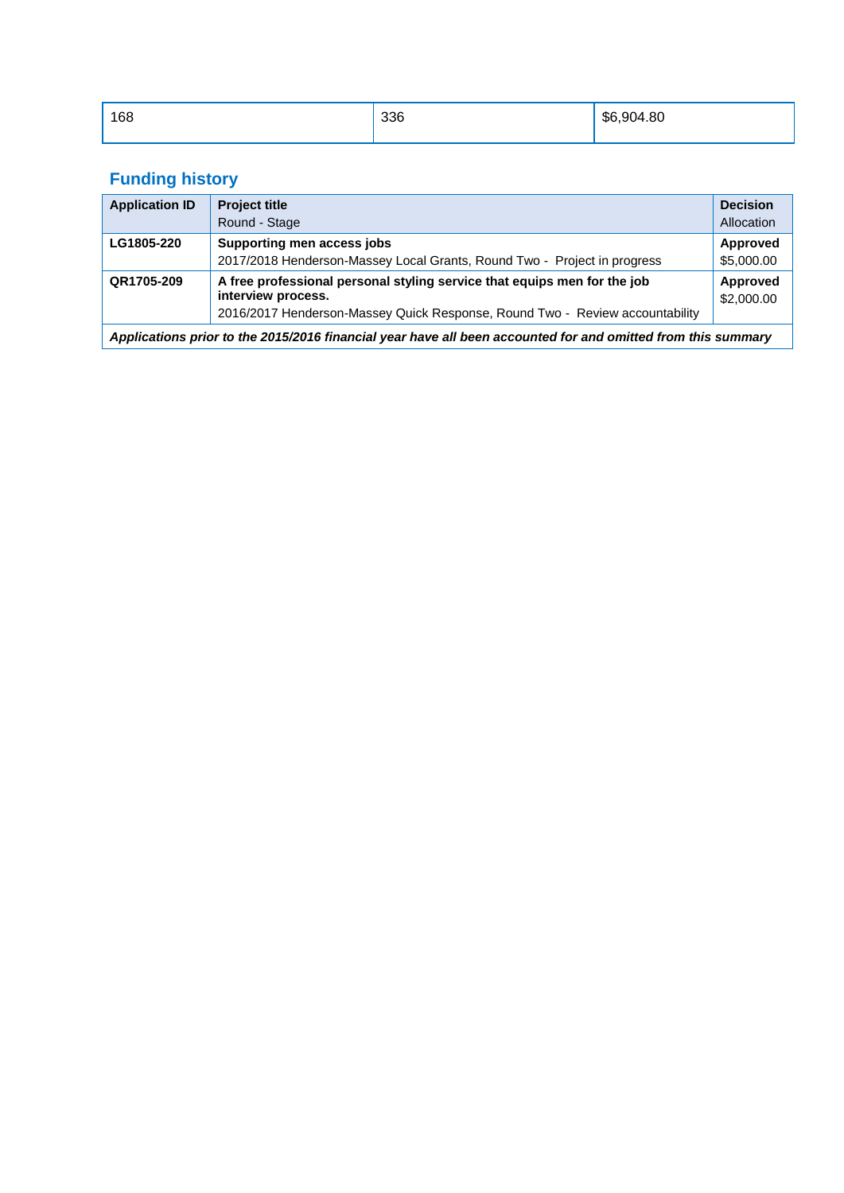| | | |
|---|---|---|
| 168 | 336 | $6,904.80 |

## Funding history

| Application ID | Project title<br>Round - Stage | Decision<br>Allocation |
|---|---|---|
| **LG1805-220** | **Supporting men access jobs**<br>2017/2018 Henderson-Massey Local Grants, Round Two - Project in progress | **Approved**<br>$5,000.00 |
| **QR1705-209** | **A free professional personal styling service that equips men for the job interview process.**<br>2016/2017 Henderson-Massey Quick Response, Round Two - Review accountability | **Approved**<br>$2,000.00 |
| ***Applications prior to the 2015/2016 financial year have all been accounted for and omitted from this summary*** | | |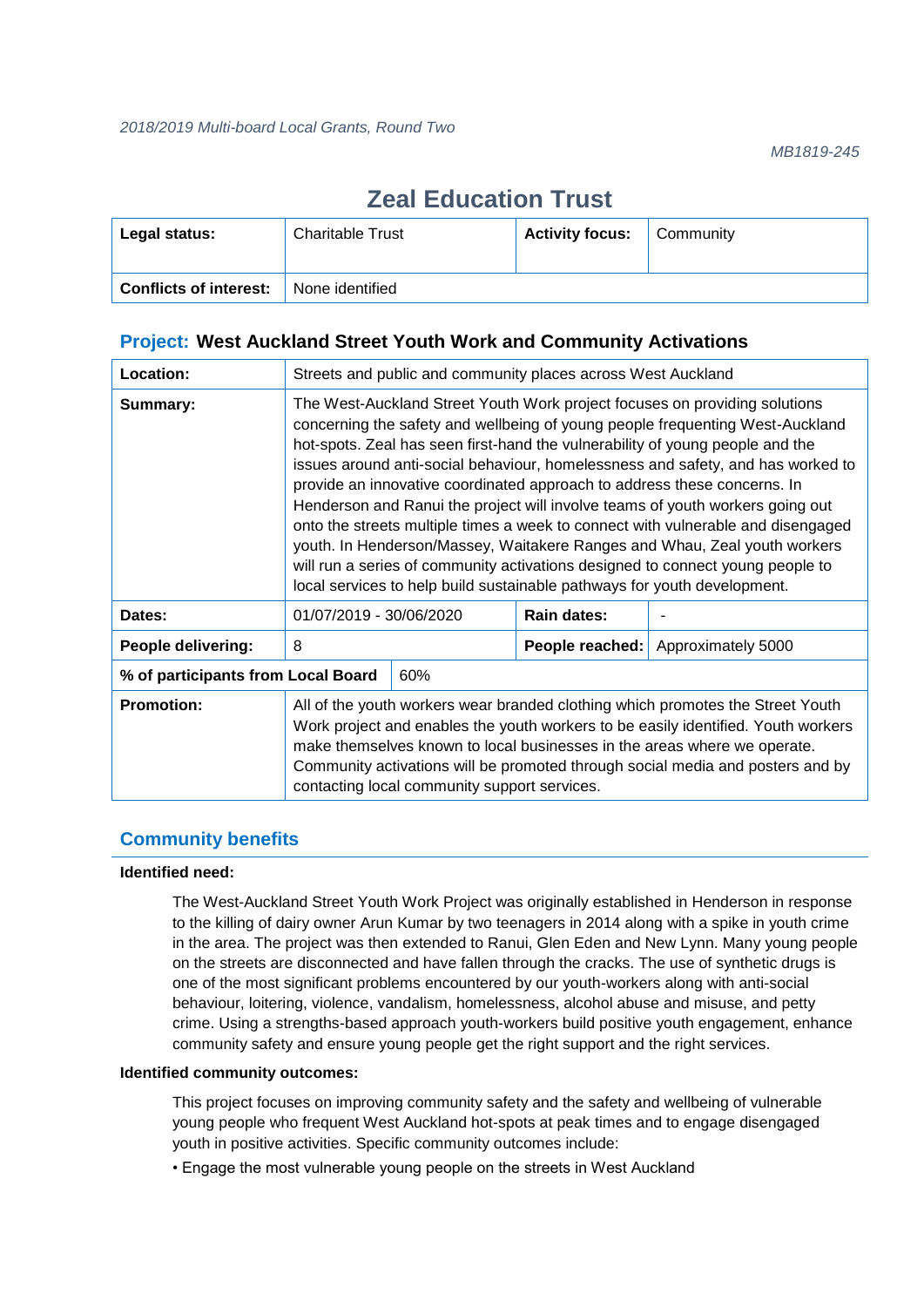*2018/2019 Multi-board Local Grants, Round Two*

*MB1819-245*

# Zeal Education Trust

| | | | |
|---|---|---|---|
| **Legal status:** | Charitable Trust | **Activity focus:** | Community |
| **Conflicts of interest:** | None identified | | |

## Project: West Auckland Street Youth Work and Community Activations

| | | | |
|---|---|---|---|
| **Location:** | Streets and public and community places across West Auckland | | |
| **Summary:** | The West-Auckland Street Youth Work project focuses on providing solutions concerning the safety and wellbeing of young people frequenting West-Auckland hot-spots. Zeal has seen first-hand the vulnerability of young people and the issues around anti-social behaviour, homelessness and safety, and has worked to provide an innovative coordinated approach to address these concerns. In Henderson and Ranui the project will involve teams of youth workers going out onto the streets multiple times a week to connect with vulnerable and disengaged youth. In Henderson/Massey, Waitakere Ranges and Whau, Zeal youth workers will run a series of community activations designed to connect young people to local services to help build sustainable pathways for youth development. | | |
| **Dates:** | 01/07/2019 - 30/06/2020 | **Rain dates:** | - |
| **People delivering:** | 8 | **People reached:** | Approximately 5000 |
| **% of participants from Local Board** | 60% | | |
| **Promotion:** | All of the youth workers wear branded clothing which promotes the Street Youth Work project and enables the youth workers to be easily identified. Youth workers make themselves known to local businesses in the areas where we operate. Community activations will be promoted through social media and posters and by contacting local community support services. | | |

## Community benefits

**Identified need:**

The West-Auckland Street Youth Work Project was originally established in Henderson in response to the killing of dairy owner Arun Kumar by two teenagers in 2014 along with a spike in youth crime in the area. The project was then extended to Ranui, Glen Eden and New Lynn. Many young people on the streets are disconnected and have fallen through the cracks. The use of synthetic drugs is one of the most significant problems encountered by our youth-workers along with anti-social behaviour, loitering, violence, vandalism, homelessness, alcohol abuse and misuse, and petty crime. Using a strengths-based approach youth-workers build positive youth engagement, enhance community safety and ensure young people get the right support and the right services.

**Identified community outcomes:**

This project focuses on improving community safety and the safety and wellbeing of vulnerable young people who frequent West Auckland hot-spots at peak times and to engage disengaged youth in positive activities. Specific community outcomes include:

- Engage the most vulnerable young people on the streets in West Auckland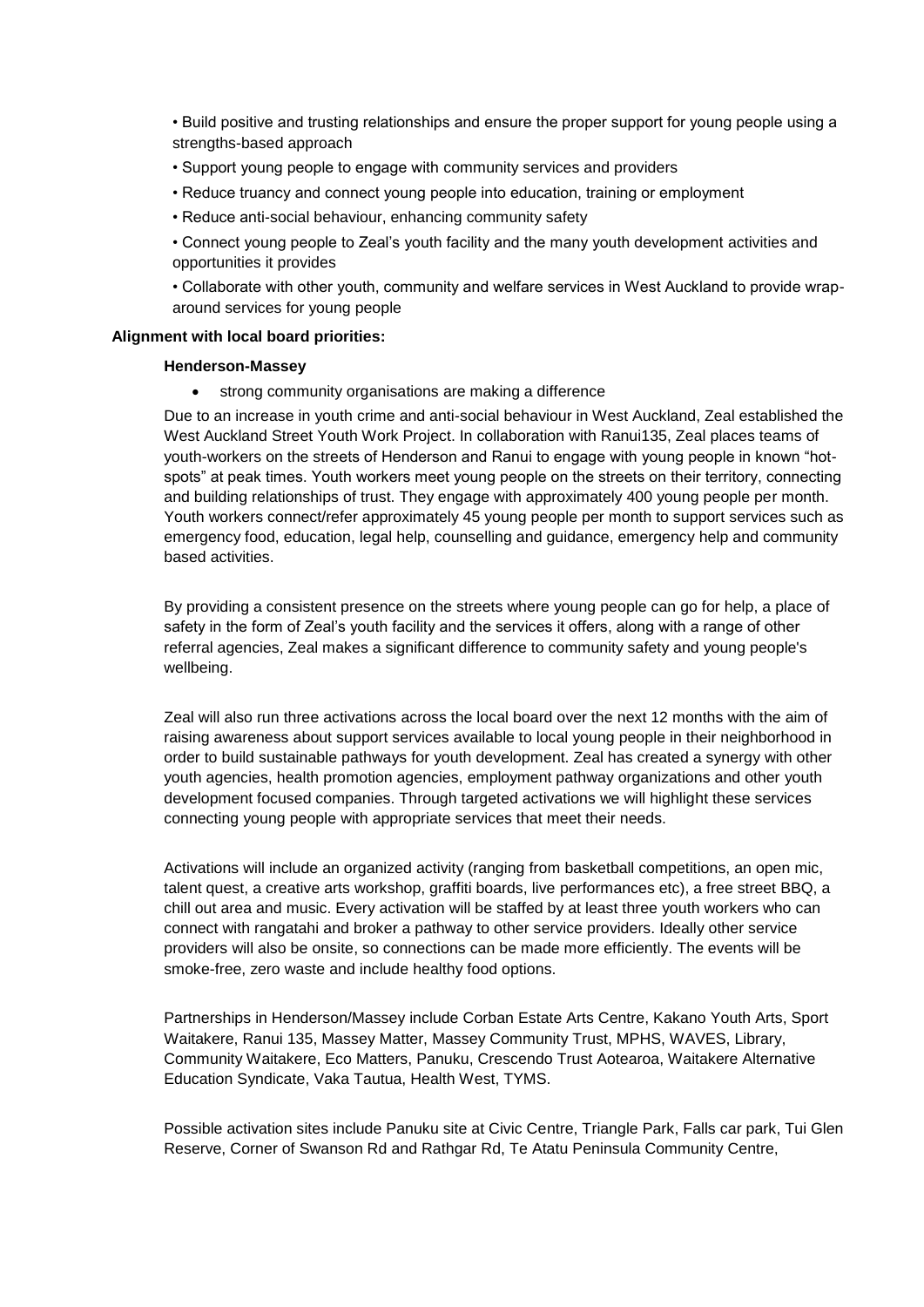• Build positive and trusting relationships and ensure the proper support for young people using a strengths-based approach

• Support young people to engage with community services and providers

• Reduce truancy and connect young people into education, training or employment

• Reduce anti-social behaviour, enhancing community safety

• Connect young people to Zeal's youth facility and the many youth development activities and opportunities it provides

• Collaborate with other youth, community and welfare services in West Auckland to provide wrap-around services for young people

**Alignment with local board priorities:**

**Henderson-Massey**

- strong community organisations are making a difference

Due to an increase in youth crime and anti-social behaviour in West Auckland, Zeal established the West Auckland Street Youth Work Project. In collaboration with Ranui135, Zeal places teams of youth-workers on the streets of Henderson and Ranui to engage with young people in known "hot-spots" at peak times. Youth workers meet young people on the streets on their territory, connecting and building relationships of trust. They engage with approximately 400 young people per month. Youth workers connect/refer approximately 45 young people per month to support services such as emergency food, education, legal help, counselling and guidance, emergency help and community based activities.

By providing a consistent presence on the streets where young people can go for help, a place of safety in the form of Zeal's youth facility and the services it offers, along with a range of other referral agencies, Zeal makes a significant difference to community safety and young people's wellbeing.

Zeal will also run three activations across the local board over the next 12 months with the aim of raising awareness about support services available to local young people in their neighborhood in order to build sustainable pathways for youth development. Zeal has created a synergy with other youth agencies, health promotion agencies, employment pathway organizations and other youth development focused companies. Through targeted activations we will highlight these services connecting young people with appropriate services that meet their needs.

Activations will include an organized activity (ranging from basketball competitions, an open mic, talent quest, a creative arts workshop, graffiti boards, live performances etc), a free street BBQ, a chill out area and music. Every activation will be staffed by at least three youth workers who can connect with rangatahi and broker a pathway to other service providers. Ideally other service providers will also be onsite, so connections can be made more efficiently. The events will be smoke-free, zero waste and include healthy food options.

Partnerships in Henderson/Massey include Corban Estate Arts Centre, Kakano Youth Arts, Sport Waitakere, Ranui 135, Massey Matter, Massey Community Trust, MPHS, WAVES, Library, Community Waitakere, Eco Matters, Panuku, Crescendo Trust Aotearoa, Waitakere Alternative Education Syndicate, Vaka Tautua, Health West, TYMS.

Possible activation sites include Panuku site at Civic Centre, Triangle Park, Falls car park, Tui Glen Reserve, Corner of Swanson Rd and Rathgar Rd, Te Atatu Peninsula Community Centre,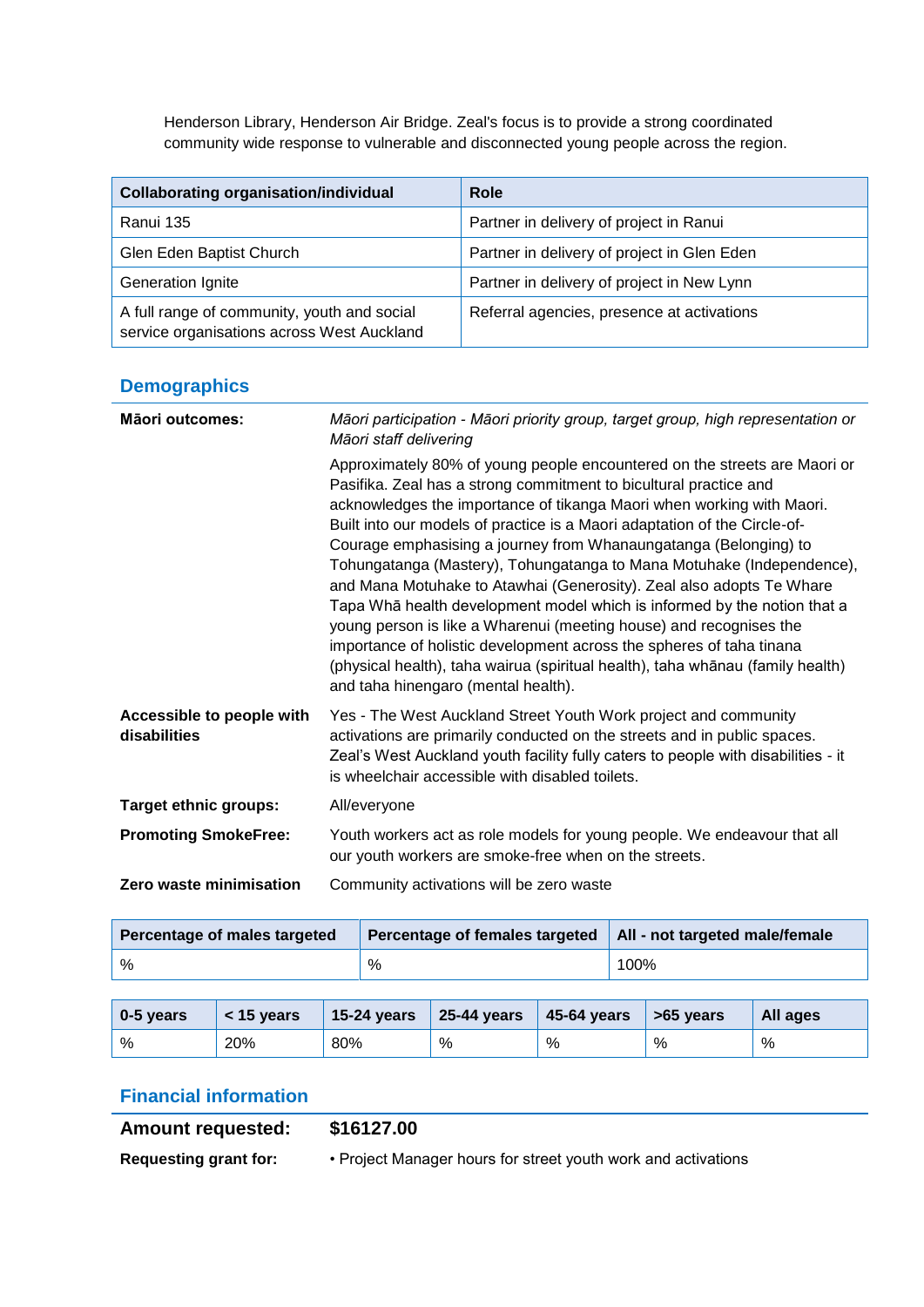Henderson Library, Henderson Air Bridge. Zeal's focus is to provide a strong coordinated community wide response to vulnerable and disconnected young people across the region.

| Collaborating organisation/individual | Role |
| --- | --- |
| Ranui 135 | Partner in delivery of project in Ranui |
| Glen Eden Baptist Church | Partner in delivery of project in Glen Eden |
| Generation Ignite | Partner in delivery of project in New Lynn |
| A full range of community, youth and social service organisations across West Auckland | Referral agencies, presence at activations |

## Demographics

**Māori outcomes:**

*Māori participation - Māori priority group, target group, high representation or Māori staff delivering*

Approximately 80% of young people encountered on the streets are Maori or Pasifika. Zeal has a strong commitment to bicultural practice and acknowledges the importance of tikanga Maori when working with Maori. Built into our models of practice is a Maori adaptation of the Circle-of-Courage emphasising a journey from Whanaungatanga (Belonging) to Tohungatanga (Mastery), Tohungatanga to Mana Motuhake (Independence), and Mana Motuhake to Atawhai (Generosity). Zeal also adopts Te Whare Tapa Whā health development model which is informed by the notion that a young person is like a Wharenui (meeting house) and recognises the importance of holistic development across the spheres of taha tinana (physical health), taha wairua (spiritual health), taha whānau (family health) and taha hinengaro (mental health).

**Accessible to people with disabilities**

Yes - The West Auckland Street Youth Work project and community activations are primarily conducted on the streets and in public spaces. Zeal's West Auckland youth facility fully caters to people with disabilities - it is wheelchair accessible with disabled toilets.

**Target ethnic groups:** All/everyone

**Promoting SmokeFree:** Youth workers act as role models for young people. We endeavour that all our youth workers are smoke-free when on the streets.

**Zero waste minimisation** Community activations will be zero waste

| Percentage of males targeted | Percentage of females targeted | All - not targeted male/female |
| --- | --- | --- |
| % | % | 100% |

| 0-5 years | < 15 years | 15-24 years | 25-44 years | 45-64 years | >65 years | All ages |
| --- | --- | --- | --- | --- | --- | --- |
| % | 20% | 80% | % | % | % | % |

## Financial information

**Amount requested:** **$16127.00**

**Requesting grant for:**

- Project Manager hours for street youth work and activations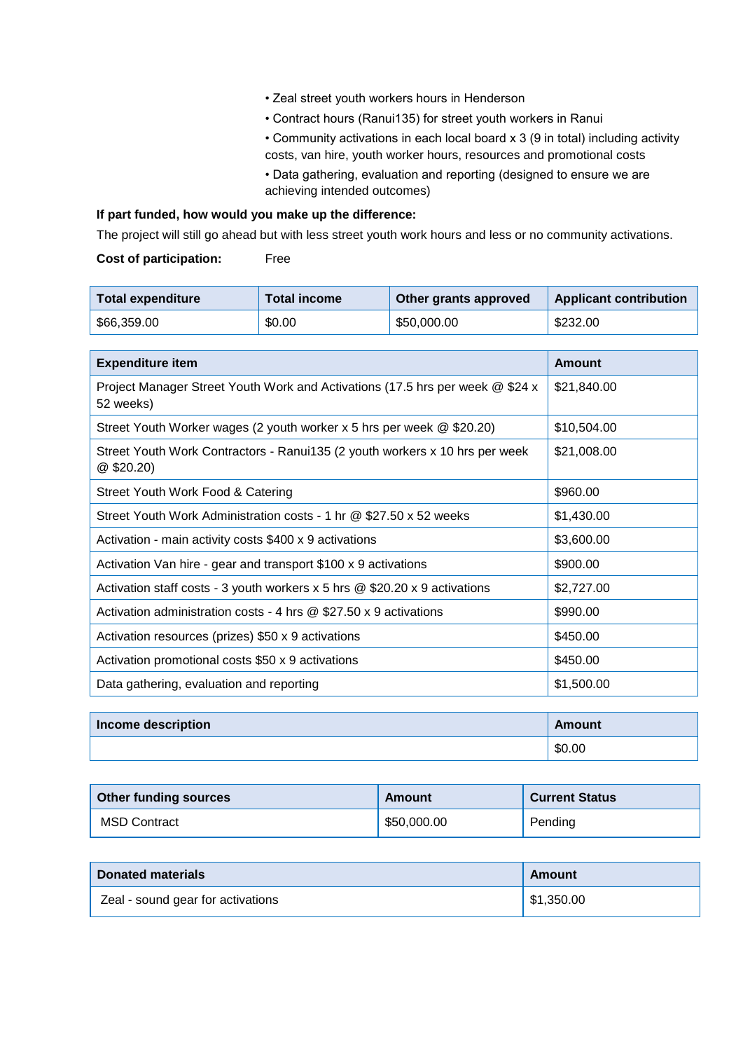- Zeal street youth workers hours in Henderson
- Contract hours (Ranui135) for street youth workers in Ranui
- Community activations in each local board x 3 (9 in total) including activity costs, van hire, youth worker hours, resources and promotional costs
- Data gathering, evaluation and reporting (designed to ensure we are achieving intended outcomes)

**If part funded, how would you make up the difference:**

The project will still go ahead but with less street youth work hours and less or no community activations.

**Cost of participation:** Free

| Total expenditure | Total income | Other grants approved | Applicant contribution |
|---|---|---|---|
| $66,359.00 | $0.00 | $50,000.00 | $232.00 |

| Expenditure item | Amount |
|---|---|
| Project Manager Street Youth Work and Activations (17.5 hrs per week @ $24 x 52 weeks) | $21,840.00 |
| Street Youth Worker wages (2 youth worker x 5 hrs per week @ $20.20) | $10,504.00 |
| Street Youth Work Contractors - Ranui135 (2 youth workers x 10 hrs per week @ $20.20) | $21,008.00 |
| Street Youth Work Food & Catering | $960.00 |
| Street Youth Work Administration costs - 1 hr @ $27.50 x 52 weeks | $1,430.00 |
| Activation - main activity costs $400 x 9 activations | $3,600.00 |
| Activation Van hire - gear and transport $100 x 9 activations | $900.00 |
| Activation staff costs - 3 youth workers x 5 hrs @ $20.20 x 9 activations | $2,727.00 |
| Activation administration costs - 4 hrs @ $27.50 x 9 activations | $990.00 |
| Activation resources (prizes) $50 x 9 activations | $450.00 |
| Activation promotional costs $50 x 9 activations | $450.00 |
| Data gathering, evaluation and reporting | $1,500.00 |

| Income description | Amount |
|---|---|
| | $0.00 |

| Other funding sources | Amount | Current Status |
|---|---|---|
| MSD Contract | $50,000.00 | Pending |

| Donated materials | Amount |
|---|---|
| Zeal - sound gear for activations | $1,350.00 |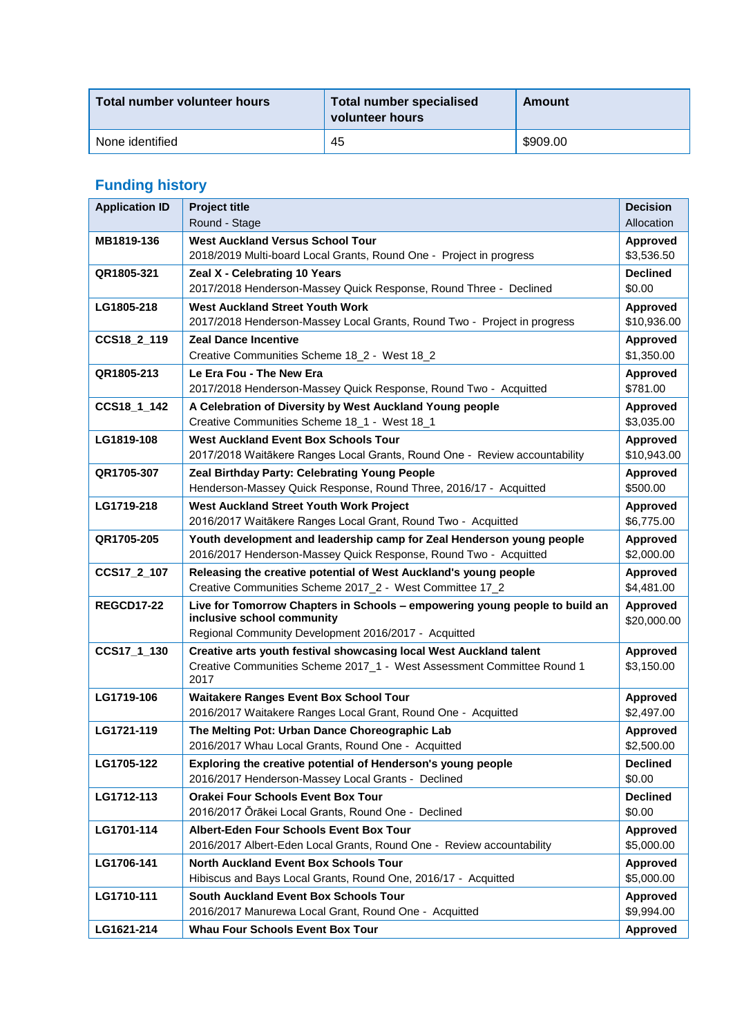| Total number volunteer hours | Total number specialised volunteer hours | Amount |
| --- | --- | --- |
| None identified | 45 | $909.00 |

## Funding history

| Application ID | Project title<br>Round - Stage | Decision<br>Allocation |
| --- | --- | --- |
| **MB1819-136** | **West Auckland Versus School Tour**<br>2018/2019 Multi-board Local Grants, Round One - Project in progress | **Approved**<br>$3,536.50 |
| **QR1805-321** | **Zeal X - Celebrating 10 Years**<br>2017/2018 Henderson-Massey Quick Response, Round Three - Declined | **Declined**<br>$0.00 |
| **LG1805-218** | **West Auckland Street Youth Work**<br>2017/2018 Henderson-Massey Local Grants, Round Two - Project in progress | **Approved**<br>$10,936.00 |
| **CCS18_2_119** | **Zeal Dance Incentive**<br>Creative Communities Scheme 18_2 - West 18_2 | **Approved**<br>$1,350.00 |
| **QR1805-213** | **Le Era Fou - The New Era**<br>2017/2018 Henderson-Massey Quick Response, Round Two - Acquitted | **Approved**<br>$781.00 |
| **CCS18_1_142** | **A Celebration of Diversity by West Auckland Young people**<br>Creative Communities Scheme 18_1 - West 18_1 | **Approved**<br>$3,035.00 |
| **LG1819-108** | **West Auckland Event Box Schools Tour**<br>2017/2018 Waitākere Ranges Local Grants, Round One - Review accountability | **Approved**<br>$10,943.00 |
| **QR1705-307** | **Zeal Birthday Party: Celebrating Young People**<br>Henderson-Massey Quick Response, Round Three, 2016/17 - Acquitted | **Approved**<br>$500.00 |
| **LG1719-218** | **West Auckland Street Youth Work Project**<br>2016/2017 Waitākere Ranges Local Grant, Round Two - Acquitted | **Approved**<br>$6,775.00 |
| **QR1705-205** | **Youth development and leadership camp for Zeal Henderson young people**<br>2016/2017 Henderson-Massey Quick Response, Round Two - Acquitted | **Approved**<br>$2,000.00 |
| **CCS17_2_107** | **Releasing the creative potential of West Auckland's young people**<br>Creative Communities Scheme 2017_2 - West Committee 17_2 | **Approved**<br>$4,481.00 |
| **REGCD17-22** | **Live for Tomorrow Chapters in Schools – empowering young people to build an inclusive school community**<br>Regional Community Development 2016/2017 - Acquitted | **Approved**<br>$20,000.00 |
| **CCS17_1_130** | **Creative arts youth festival showcasing local West Auckland talent**<br>Creative Communities Scheme 2017_1 - West Assessment Committee Round 1 2017 | **Approved**<br>$3,150.00 |
| **LG1719-106** | **Waitakere Ranges Event Box School Tour**<br>2016/2017 Waitakere Ranges Local Grant, Round One - Acquitted | **Approved**<br>$2,497.00 |
| **LG1721-119** | **The Melting Pot: Urban Dance Choreographic Lab**<br>2016/2017 Whau Local Grants, Round One - Acquitted | **Approved**<br>$2,500.00 |
| **LG1705-122** | **Exploring the creative potential of Henderson's young people**<br>2016/2017 Henderson-Massey Local Grants - Declined | **Declined**<br>$0.00 |
| **LG1712-113** | **Orakei Four Schools Event Box Tour**<br>2016/2017 Ōrākei Local Grants, Round One - Declined | **Declined**<br>$0.00 |
| **LG1701-114** | **Albert-Eden Four Schools Event Box Tour**<br>2016/2017 Albert-Eden Local Grants, Round One - Review accountability | **Approved**<br>$5,000.00 |
| **LG1706-141** | **North Auckland Event Box Schools Tour**<br>Hibiscus and Bays Local Grants, Round One, 2016/17 - Acquitted | **Approved**<br>$5,000.00 |
| **LG1710-111** | **South Auckland Event Box Schools Tour**<br>2016/2017 Manurewa Local Grant, Round One - Acquitted | **Approved**<br>$9,994.00 |
| **LG1621-214** | **Whau Four Schools Event Box Tour** | **Approved** |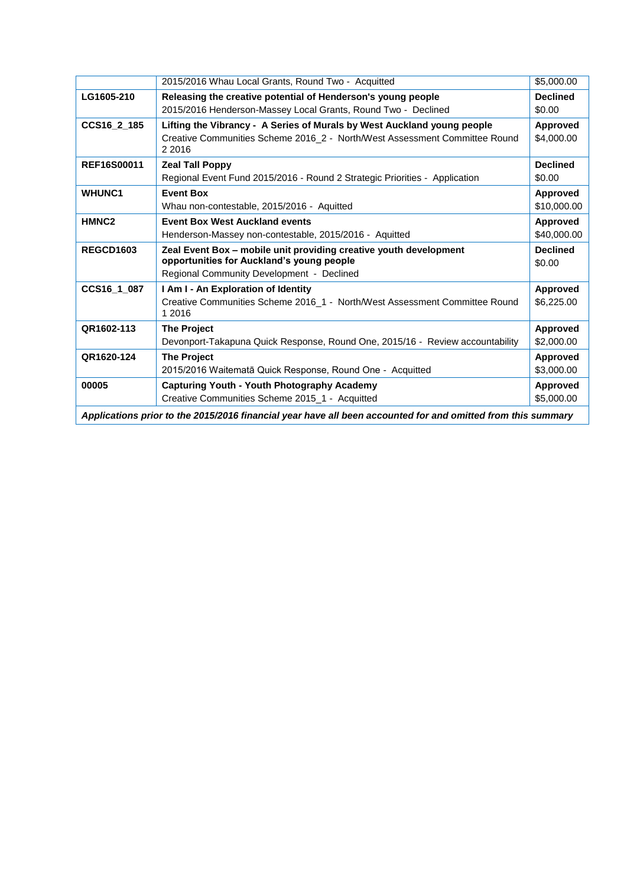| | | |
|---|---|---|
| | 2015/2016 Whau Local Grants, Round Two - Acquitted | $5,000.00 |
| **LG1605-210** | **Releasing the creative potential of Henderson's young people**<br>2015/2016 Henderson-Massey Local Grants, Round Two - Declined | **Declined**<br>$0.00 |
| **CCS16_2_185** | **Lifting the Vibrancy - A Series of Murals by West Auckland young people**<br>Creative Communities Scheme 2016_2 - North/West Assessment Committee Round 2 2016 | **Approved**<br>$4,000.00 |
| **REF16S00011** | **Zeal Tall Poppy**<br>Regional Event Fund 2015/2016 - Round 2 Strategic Priorities - Application | **Declined**<br>$0.00 |
| **WHUNC1** | **Event Box**<br>Whau non-contestable, 2015/2016 - Aquitted | **Approved**<br>$10,000.00 |
| **HMNC2** | **Event Box West Auckland events**<br>Henderson-Massey non-contestable, 2015/2016 - Aquitted | **Approved**<br>$40,000.00 |
| **REGCD1603** | **Zeal Event Box – mobile unit providing creative youth development opportunities for Auckland's young people**<br>Regional Community Development - Declined | **Declined**<br>$0.00 |
| **CCS16_1_087** | **I Am I - An Exploration of Identity**<br>Creative Communities Scheme 2016_1 - North/West Assessment Committee Round 1 2016 | **Approved**<br>$6,225.00 |
| **QR1602-113** | **The Project**<br>Devonport-Takapuna Quick Response, Round One, 2015/16 - Review accountability | **Approved**<br>$2,000.00 |
| **QR1620-124** | **The Project**<br>2015/2016 Waitematā Quick Response, Round One - Acquitted | **Approved**<br>$3,000.00 |
| **00005** | **Capturing Youth - Youth Photography Academy**<br>Creative Communities Scheme 2015_1 - Acquitted | **Approved**<br>$5,000.00 |
| ***Applications prior to the 2015/2016 financial year have all been accounted for and omitted from this summary*** | | |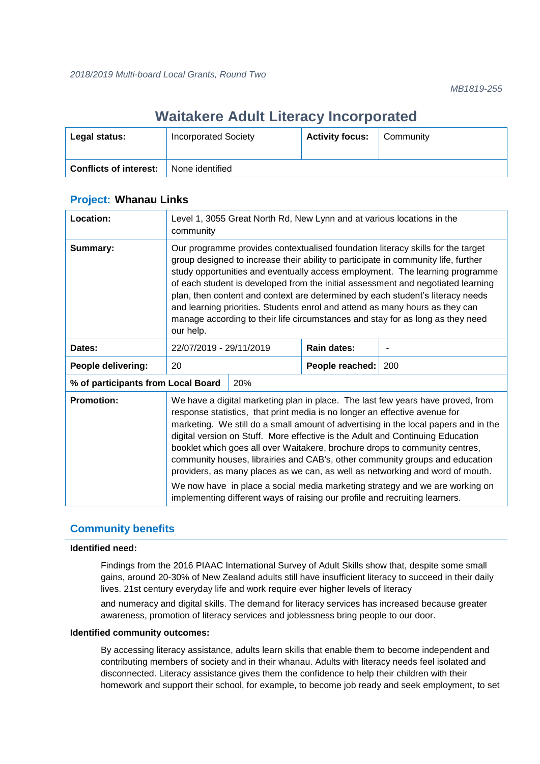*2018/2019 Multi-board Local Grants, Round Two*

*MB1819-255*

# Waitakere Adult Literacy Incorporated

| | | | |
|---|---|---|---|
| **Legal status:** | Incorporated Society | **Activity focus:** | Community |
| **Conflicts of interest:** | None identified | | |

## Project: Whanau Links

| | | | |
|---|---|---|---|
| **Location:** | Level 1, 3055 Great North Rd, New Lynn and at various locations in the community | | |
| **Summary:** | Our programme provides contextualised foundation literacy skills for the target group designed to increase their ability to participate in community life, further study opportunities and eventually access employment. The learning programme of each student is developed from the initial assessment and negotiated learning plan, then content and context are determined by each student's literacy needs and learning priorities. Students enrol and attend as many hours as they can manage according to their life circumstances and stay for as long as they need our help. | | |
| **Dates:** | 22/07/2019 - 29/11/2019 | **Rain dates:** | - |
| **People delivering:** | 20 | **People reached:** | 200 |
| **% of participants from Local Board** | 20% | | |
| **Promotion:** | We have a digital marketing plan in place. The last few years have proved, from response statistics, that print media is no longer an effective avenue for marketing. We still do a small amount of advertising in the local papers and in the digital version on Stuff. More effective is the Adult and Continuing Education booklet which goes all over Waitakere, brochure drops to community centres, community houses, librairies and CAB's, other community groups and education providers, as many places as we can, as well as networking and word of mouth. We now have in place a social media marketing strategy and we are working on implementing different ways of raising our profile and recruiting learners. | | |

## Community benefits

**Identified need:**

Findings from the 2016 PIAAC International Survey of Adult Skills show that, despite some small gains, around 20-30% of New Zealand adults still have insufficient literacy to succeed in their daily lives. 21st century everyday life and work require ever higher levels of literacy

and numeracy and digital skills. The demand for literacy services has increased because greater awareness, promotion of literacy services and joblessness bring people to our door.

**Identified community outcomes:**

By accessing literacy assistance, adults learn skills that enable them to become independent and contributing members of society and in their whanau. Adults with literacy needs feel isolated and disconnected. Literacy assistance gives them the confidence to help their children with their homework and support their school, for example, to become job ready and seek employment, to set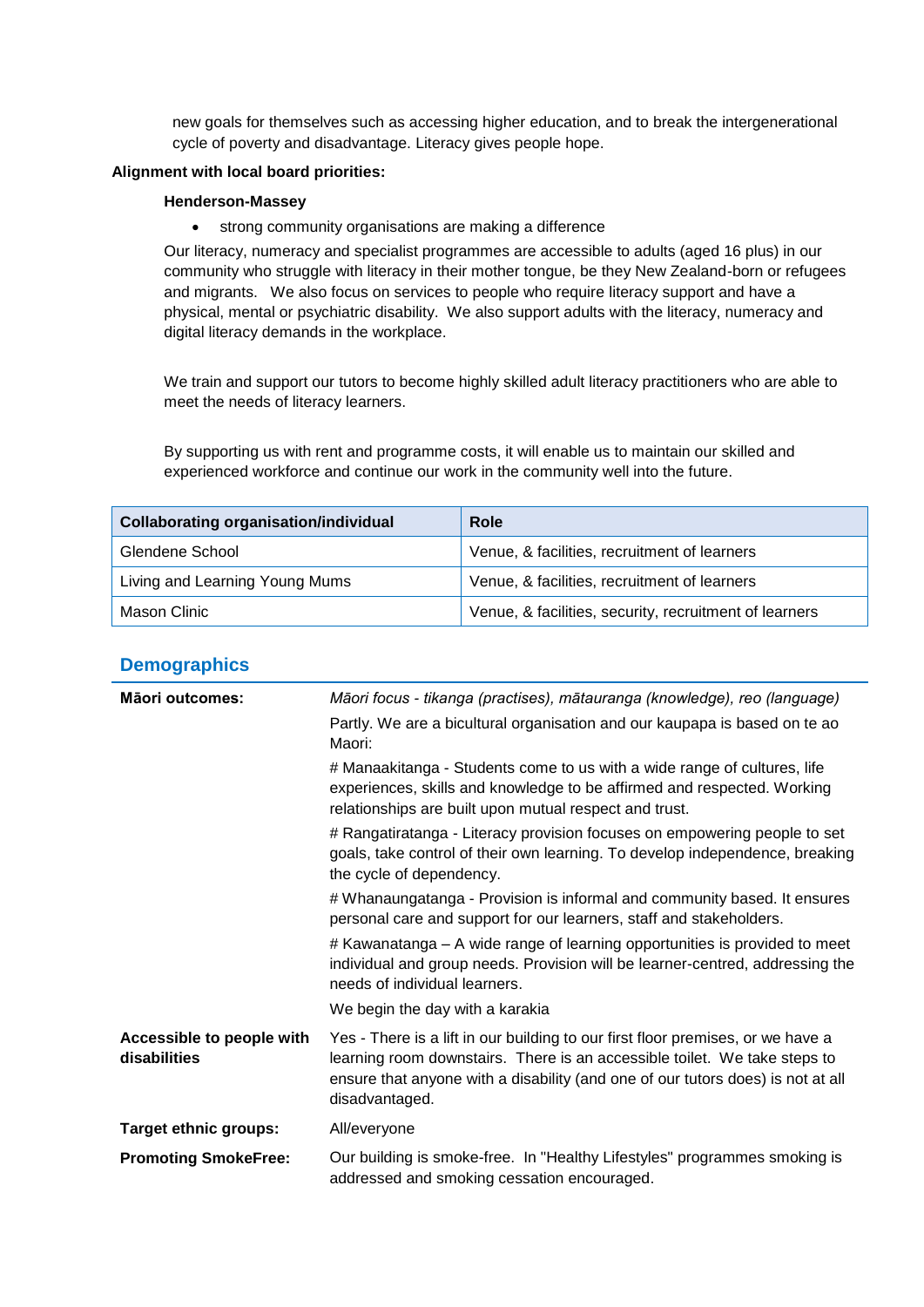new goals for themselves such as accessing higher education, and to break the intergenerational cycle of poverty and disadvantage. Literacy gives people hope.

**Alignment with local board priorities:**

**Henderson-Massey**

- strong community organisations are making a difference

Our literacy, numeracy and specialist programmes are accessible to adults (aged 16 plus) in our community who struggle with literacy in their mother tongue, be they New Zealand-born or refugees and migrants. We also focus on services to people who require literacy support and have a physical, mental or psychiatric disability. We also support adults with the literacy, numeracy and digital literacy demands in the workplace.

We train and support our tutors to become highly skilled adult literacy practitioners who are able to meet the needs of literacy learners.

By supporting us with rent and programme costs, it will enable us to maintain our skilled and experienced workforce and continue our work in the community well into the future.

| Collaborating organisation/individual | Role |
|---|---|
| Glendene School | Venue, & facilities, recruitment of learners |
| Living and Learning Young Mums | Venue, & facilities, recruitment of learners |
| Mason Clinic | Venue, & facilities, security, recruitment of learners |

## Demographics

| | |
|---|---|
| **Māori outcomes:** | *Māori focus - tikanga (practises), mātauranga (knowledge), reo (language)*<br>Partly. We are a bicultural organisation and our kaupapa is based on te ao Maori:<br># Manaakitanga - Students come to us with a wide range of cultures, life experiences, skills and knowledge to be affirmed and respected. Working relationships are built upon mutual respect and trust.<br># Rangatiratanga - Literacy provision focuses on empowering people to set goals, take control of their own learning. To develop independence, breaking the cycle of dependency.<br># Whanaungatanga - Provision is informal and community based. It ensures personal care and support for our learners, staff and stakeholders.<br># Kawanatanga – A wide range of learning opportunities is provided to meet individual and group needs. Provision will be learner-centred, addressing the needs of individual learners.<br>We begin the day with a karakia |
| **Accessible to people with disabilities** | Yes - There is a lift in our building to our first floor premises, or we have a learning room downstairs. There is an accessible toilet. We take steps to ensure that anyone with a disability (and one of our tutors does) is not at all disadvantaged. |
| **Target ethnic groups:** | All/everyone |
| **Promoting SmokeFree:** | Our building is smoke-free. In "Healthy Lifestyles" programmes smoking is addressed and smoking cessation encouraged. |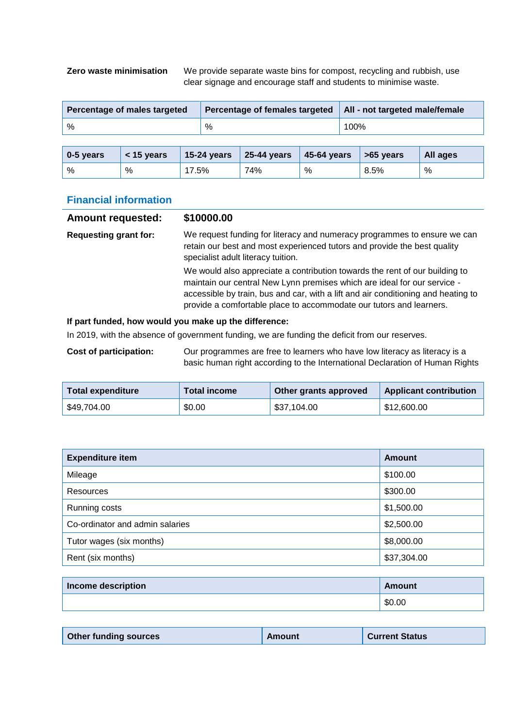**Zero waste minimisation** We provide separate waste bins for compost, recycling and rubbish, use clear signage and encourage staff and students to minimise waste.

| Percentage of males targeted | Percentage of females targeted | All - not targeted male/female |
|---|---|---|
| % | % | 100% |

| 0-5 years | < 15 years | 15-24 years | 25-44 years | 45-64 years | >65 years | All ages |
|---|---|---|---|---|---|---|
| % | % | 17.5% | 74% | % | 8.5% | % |

## Financial information

**Amount requested:** **$10000.00**

**Requesting grant for:** We request funding for literacy and numeracy programmes to ensure we can retain our best and most experienced tutors and provide the best quality specialist adult literacy tuition.

We would also appreciate a contribution towards the rent of our building to maintain our central New Lynn premises which are ideal for our service - accessible by train, bus and car, with a lift and air conditioning and heating to provide a comfortable place to accommodate our tutors and learners.

**If part funded, how would you make up the difference:**

In 2019, with the absence of government funding, we are funding the deficit from our reserves.

**Cost of participation:** Our programmes are free to learners who have low literacy as literacy is a basic human right according to the International Declaration of Human Rights

| Total expenditure | Total income | Other grants approved | Applicant contribution |
|---|---|---|---|
| $49,704.00 | $0.00 | $37,104.00 | $12,600.00 |

| Expenditure item | Amount |
|---|---|
| Mileage | $100.00 |
| Resources | $300.00 |
| Running costs | $1,500.00 |
| Co-ordinator and admin salaries | $2,500.00 |
| Tutor wages (six months) | $8,000.00 |
| Rent (six months) | $37,304.00 |

| Income description | Amount |
|---|---|
| | $0.00 |

| Other funding sources | Amount | Current Status |
|---|---|---|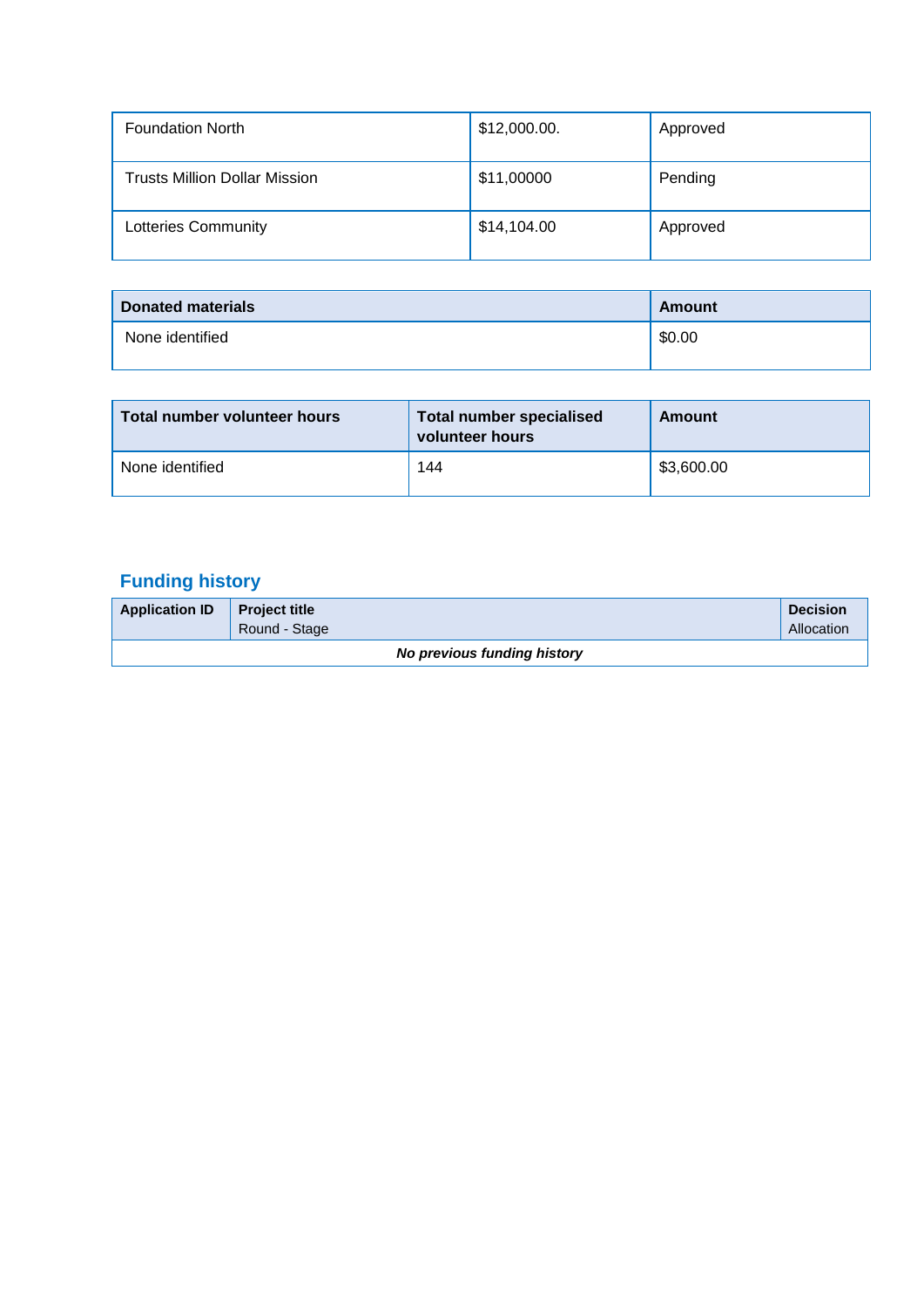| | | |
|---|---|---|
| Foundation North | $12,000.00. | Approved |
| Trusts Million Dollar Mission | $11,00000 | Pending |
| Lotteries Community | $14,104.00 | Approved |

| Donated materials | Amount |
|---|---|
| None identified | $0.00 |

| Total number volunteer hours | Total number specialised volunteer hours | Amount |
|---|---|---|
| None identified | 144 | $3,600.00 |

## Funding history

| Application ID | Project title<br>Round - Stage | Decision<br>Allocation |
|---|---|---|
| | ***No previous funding history*** | |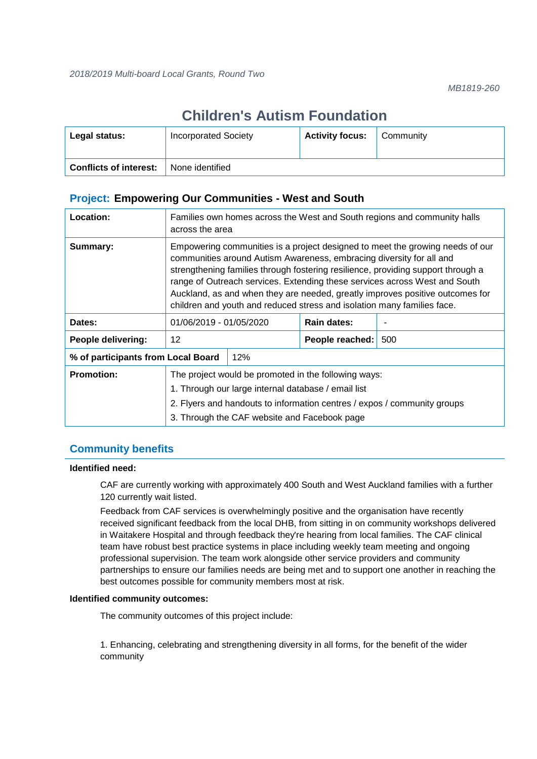*2018/2019 Multi-board Local Grants, Round Two*

*MB1819-260*

# Children's Autism Foundation

| Legal status: | Incorporated Society | Activity focus: | Community |
|---|---|---|---|
| **Conflicts of interest:** | None identified | | |

## Project: Empowering Our Communities - West and South

| Location: | Families own homes across the West and South regions and community halls across the area | | |
|---|---|---|---|
| **Summary:** | Empowering communities is a project designed to meet the growing needs of our communities around Autism Awareness, embracing diversity for all and strengthening families through fostering resilience, providing support through a range of Outreach services. Extending these services across West and South Auckland, as and when they are needed, greatly improves positive outcomes for children and youth and reduced stress and isolation many families face. | | |
| **Dates:** | 01/06/2019 - 01/05/2020 | **Rain dates:** | - |
| **People delivering:** | 12 | **People reached:** | 500 |
| **% of participants from Local Board** | 12% | | |
| **Promotion:** | The project would be promoted in the following ways:<br>1. Through our large internal database / email list<br>2. Flyers and handouts to information centres / expos / community groups<br>3. Through the CAF website and Facebook page | | |

## Community benefits

**Identified need:**

CAF are currently working with approximately 400 South and West Auckland families with a further 120 currently wait listed.

Feedback from CAF services is overwhelmingly positive and the organisation have recently received significant feedback from the local DHB, from sitting in on community workshops delivered in Waitakere Hospital and through feedback they're hearing from local families. The CAF clinical team have robust best practice systems in place including weekly team meeting and ongoing professional supervision. The team work alongside other service providers and community partnerships to ensure our families needs are being met and to support one another in reaching the best outcomes possible for community members most at risk.

**Identified community outcomes:**

The community outcomes of this project include:

1. Enhancing, celebrating and strengthening diversity in all forms, for the benefit of the wider community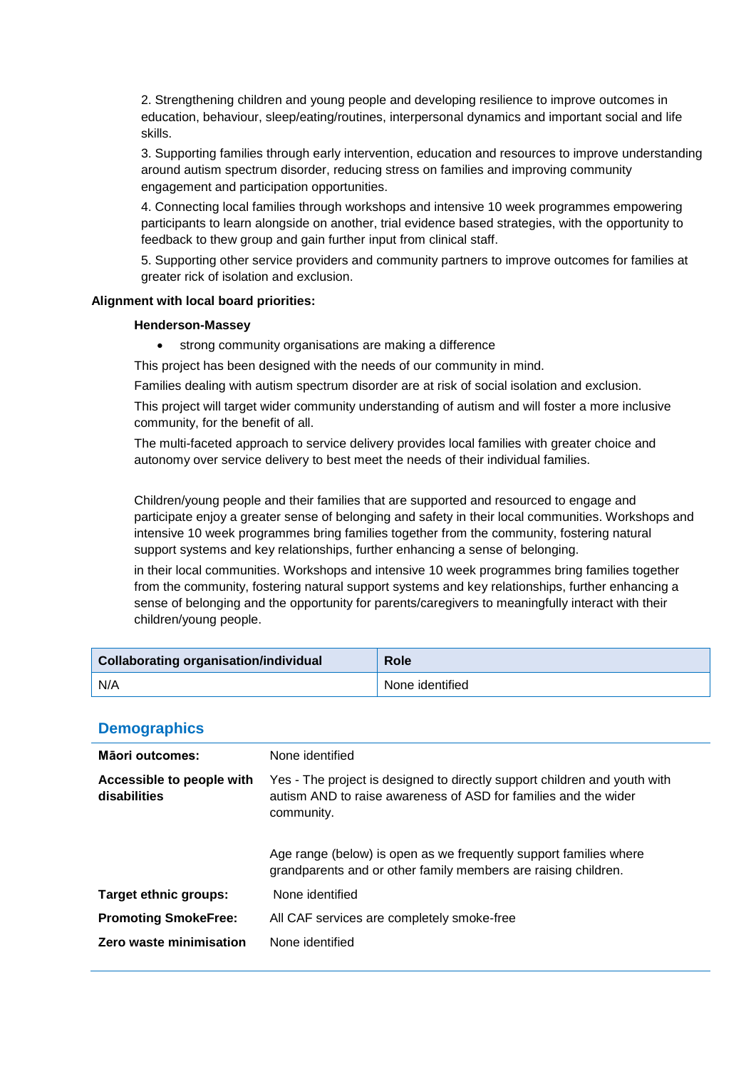2. Strengthening children and young people and developing resilience to improve outcomes in education, behaviour, sleep/eating/routines, interpersonal dynamics and important social and life skills.

3. Supporting families through early intervention, education and resources to improve understanding around autism spectrum disorder, reducing stress on families and improving community engagement and participation opportunities.

4. Connecting local families through workshops and intensive 10 week programmes empowering participants to learn alongside on another, trial evidence based strategies, with the opportunity to feedback to thew group and gain further input from clinical staff.

5. Supporting other service providers and community partners to improve outcomes for families at greater rick of isolation and exclusion.

**Alignment with local board priorities:**

**Henderson-Massey**

- strong community organisations are making a difference

This project has been designed with the needs of our community in mind.

Families dealing with autism spectrum disorder are at risk of social isolation and exclusion.

This project will target wider community understanding of autism and will foster a more inclusive community, for the benefit of all.

The multi-faceted approach to service delivery provides local families with greater choice and autonomy over service delivery to best meet the needs of their individual families.

Children/young people and their families that are supported and resourced to engage and participate enjoy a greater sense of belonging and safety in their local communities. Workshops and intensive 10 week programmes bring families together from the community, fostering natural support systems and key relationships, further enhancing a sense of belonging.

in their local communities. Workshops and intensive 10 week programmes bring families together from the community, fostering natural support systems and key relationships, further enhancing a sense of belonging and the opportunity for parents/caregivers to meaningfully interact with their children/young people.

| Collaborating organisation/individual | Role |
|---|---|
| N/A | None identified |

## Demographics

| | |
|---|---|
| **Māori outcomes:** | None identified |
| **Accessible to people with disabilities** | Yes - The project is designed to directly support children and youth with autism AND to raise awareness of ASD for families and the wider community.<br><br>Age range (below) is open as we frequently support families where grandparents and or other family members are raising children. |
| **Target ethnic groups:** | None identified |
| **Promoting SmokeFree:** | All CAF services are completely smoke-free |
| **Zero waste minimisation** | None identified |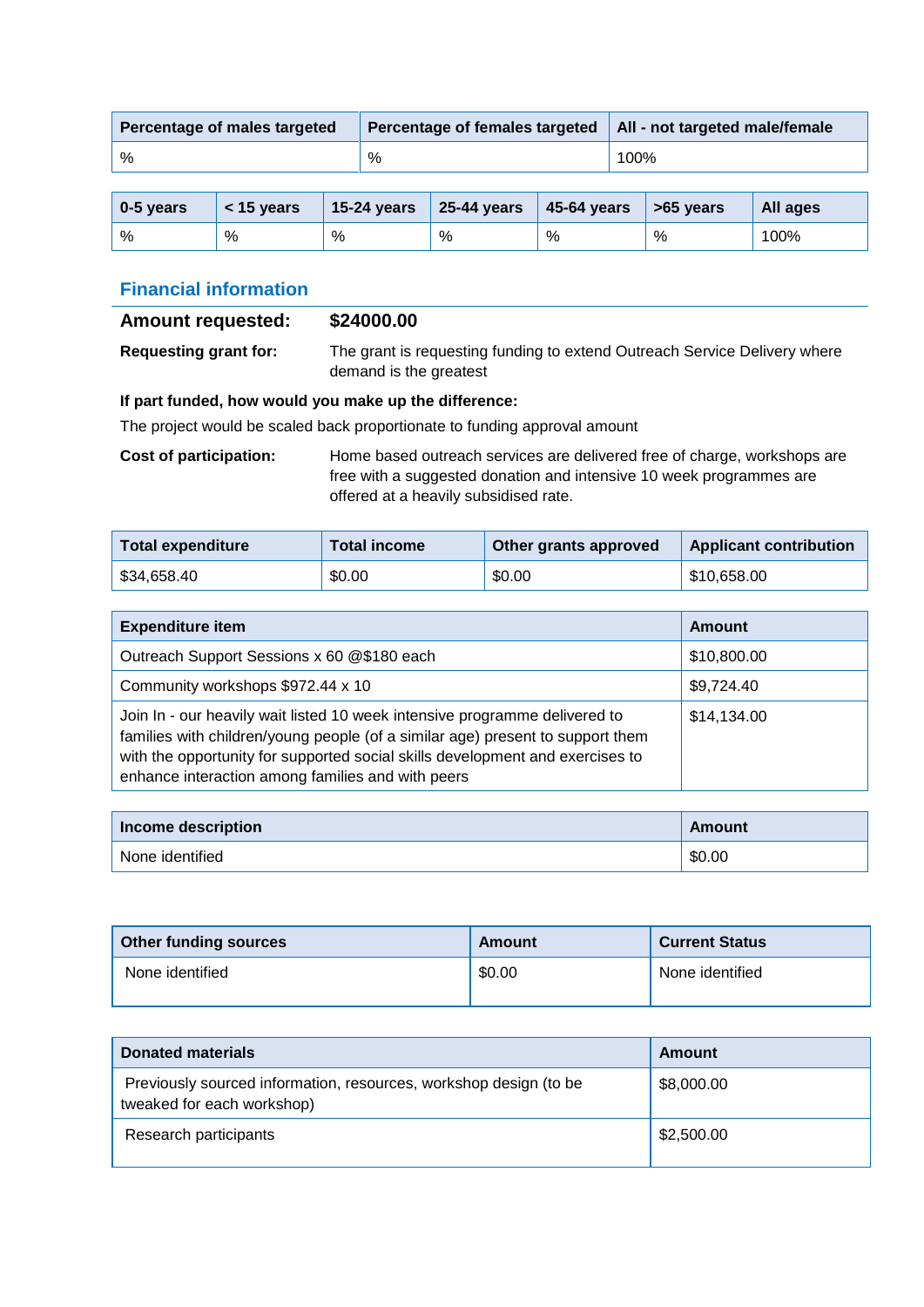| Percentage of males targeted | Percentage of females targeted | All - not targeted male/female |
|---|---|---|
| % | % | 100% |

| 0-5 years | < 15 years | 15-24 years | 25-44 years | 45-64 years | >65 years | All ages |
|---|---|---|---|---|---|---|
| % | % | % | % | % | % | 100% |

## Financial information

**Amount requested:** **$24000.00**

**Requesting grant for:** The grant is requesting funding to extend Outreach Service Delivery where demand is the greatest

**If part funded, how would you make up the difference:**

The project would be scaled back proportionate to funding approval amount

**Cost of participation:** Home based outreach services are delivered free of charge, workshops are free with a suggested donation and intensive 10 week programmes are offered at a heavily subsidised rate.

| Total expenditure | Total income | Other grants approved | Applicant contribution |
|---|---|---|---|
| $34,658.40 | $0.00 | $0.00 | $10,658.00 |

| Expenditure item | Amount |
|---|---|
| Outreach Support Sessions x 60 @$180 each | $10,800.00 |
| Community workshops $972.44 x 10 | $9,724.40 |
| Join In - our heavily wait listed 10 week intensive programme delivered to families with children/young people (of a similar age) present to support them with the opportunity for supported social skills development and exercises to enhance interaction among families and with peers | $14,134.00 |

| Income description | Amount |
|---|---|
| None identified | $0.00 |

| Other funding sources | Amount | Current Status |
|---|---|---|
| None identified | $0.00 | None identified |

| Donated materials | Amount |
|---|---|
| Previously sourced information, resources, workshop design (to be tweaked for each workshop) | $8,000.00 |
| Research participants | $2,500.00 |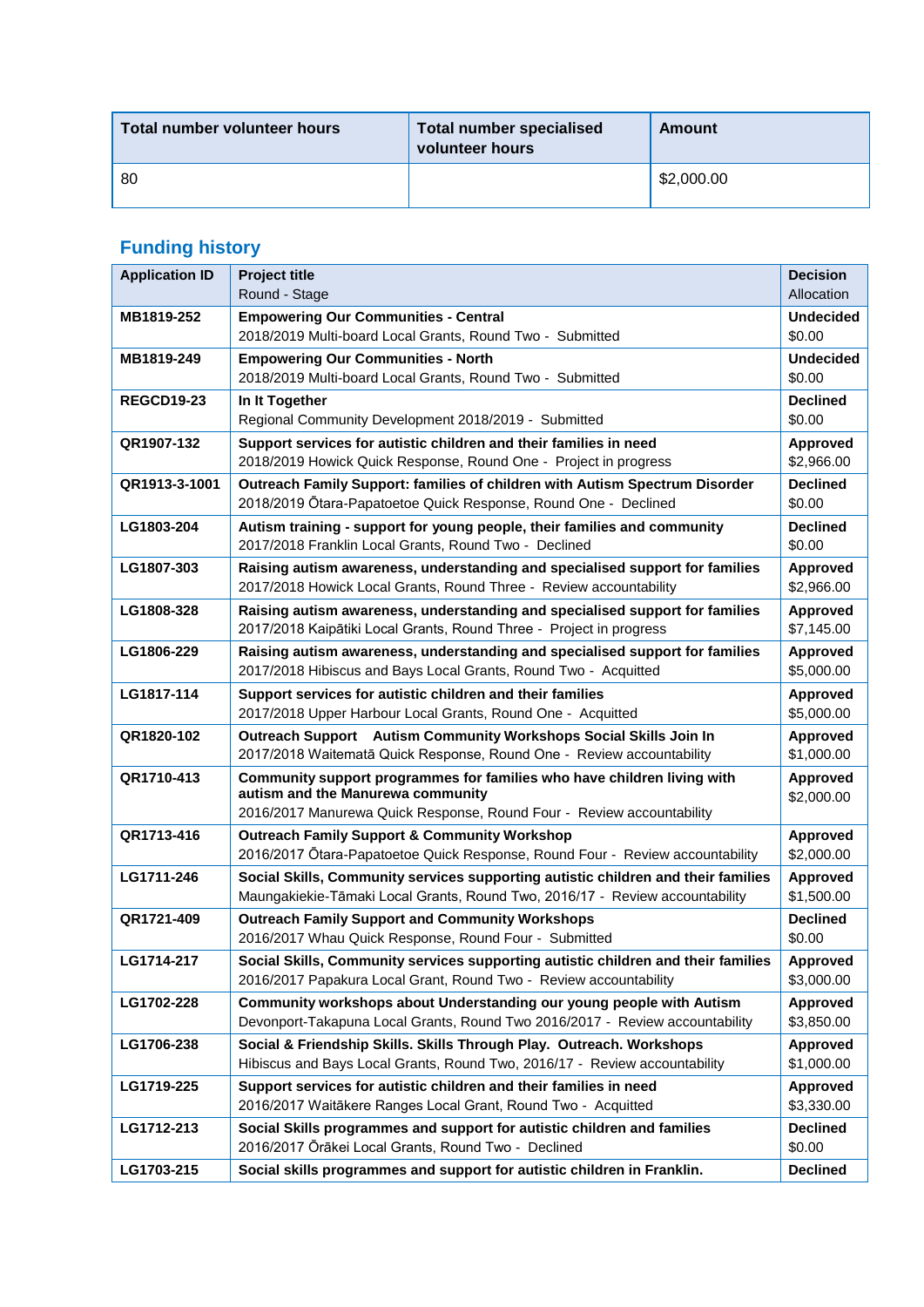| Total number volunteer hours | Total number specialised volunteer hours | Amount |
|---|---|---|
| 80 | | $2,000.00 |

## Funding history

| Application ID | **Project title**<br>Round - Stage | **Decision**<br>Allocation |
|---|---|---|
| **MB1819-252** | **Empowering Our Communities - Central**<br>2018/2019 Multi-board Local Grants, Round Two - Submitted | **Undecided**<br>$0.00 |
| **MB1819-249** | **Empowering Our Communities - North**<br>2018/2019 Multi-board Local Grants, Round Two - Submitted | **Undecided**<br>$0.00 |
| **REGCD19-23** | **In It Together**<br>Regional Community Development 2018/2019 - Submitted | **Declined**<br>$0.00 |
| **QR1907-132** | **Support services for autistic children and their families in need**<br>2018/2019 Howick Quick Response, Round One - Project in progress | **Approved**<br>$2,966.00 |
| **QR1913-3-1001** | **Outreach Family Support: families of children with Autism Spectrum Disorder**<br>2018/2019 Ōtara-Papatoetoe Quick Response, Round One - Declined | **Declined**<br>$0.00 |
| **LG1803-204** | **Autism training - support for young people, their families and community**<br>2017/2018 Franklin Local Grants, Round Two - Declined | **Declined**<br>$0.00 |
| **LG1807-303** | **Raising autism awareness, understanding and specialised support for families**<br>2017/2018 Howick Local Grants, Round Three - Review accountability | **Approved**<br>$2,966.00 |
| **LG1808-328** | **Raising autism awareness, understanding and specialised support for families**<br>2017/2018 Kaipātiki Local Grants, Round Three - Project in progress | **Approved**<br>$7,145.00 |
| **LG1806-229** | **Raising autism awareness, understanding and specialised support for families**<br>2017/2018 Hibiscus and Bays Local Grants, Round Two - Acquitted | **Approved**<br>$5,000.00 |
| **LG1817-114** | **Support services for autistic children and their families**<br>2017/2018 Upper Harbour Local Grants, Round One - Acquitted | **Approved**<br>$5,000.00 |
| **QR1820-102** | **Outreach Support Autism Community Workshops Social Skills Join In**<br>2017/2018 Waitematā Quick Response, Round One - Review accountability | **Approved**<br>$1,000.00 |
| **QR1710-413** | **Community support programmes for families who have children living with autism and the Manurewa community**<br>2016/2017 Manurewa Quick Response, Round Four - Review accountability | **Approved**<br>$2,000.00 |
| **QR1713-416** | **Outreach Family Support & Community Workshop**<br>2016/2017 Ōtara-Papatoetoe Quick Response, Round Four - Review accountability | **Approved**<br>$2,000.00 |
| **LG1711-246** | **Social Skills, Community services supporting autistic children and their families**<br>Maungakiekie-Tāmaki Local Grants, Round Two, 2016/17 - Review accountability | **Approved**<br>$1,500.00 |
| **QR1721-409** | **Outreach Family Support and Community Workshops**<br>2016/2017 Whau Quick Response, Round Four - Submitted | **Declined**<br>$0.00 |
| **LG1714-217** | **Social Skills, Community services supporting autistic children and their families**<br>2016/2017 Papakura Local Grant, Round Two - Review accountability | **Approved**<br>$3,000.00 |
| **LG1702-228** | **Community workshops about Understanding our young people with Autism**<br>Devonport-Takapuna Local Grants, Round Two 2016/2017 - Review accountability | **Approved**<br>$3,850.00 |
| **LG1706-238** | **Social & Friendship Skills. Skills Through Play. Outreach. Workshops**<br>Hibiscus and Bays Local Grants, Round Two, 2016/17 - Review accountability | **Approved**<br>$1,000.00 |
| **LG1719-225** | **Support services for autistic children and their families in need**<br>2016/2017 Waitākere Ranges Local Grant, Round Two - Acquitted | **Approved**<br>$3,330.00 |
| **LG1712-213** | **Social Skills programmes and support for autistic children and families**<br>2016/2017 Ōrākei Local Grants, Round Two - Declined | **Declined**<br>$0.00 |
| **LG1703-215** | **Social skills programmes and support for autistic children in Franklin.** | **Declined** |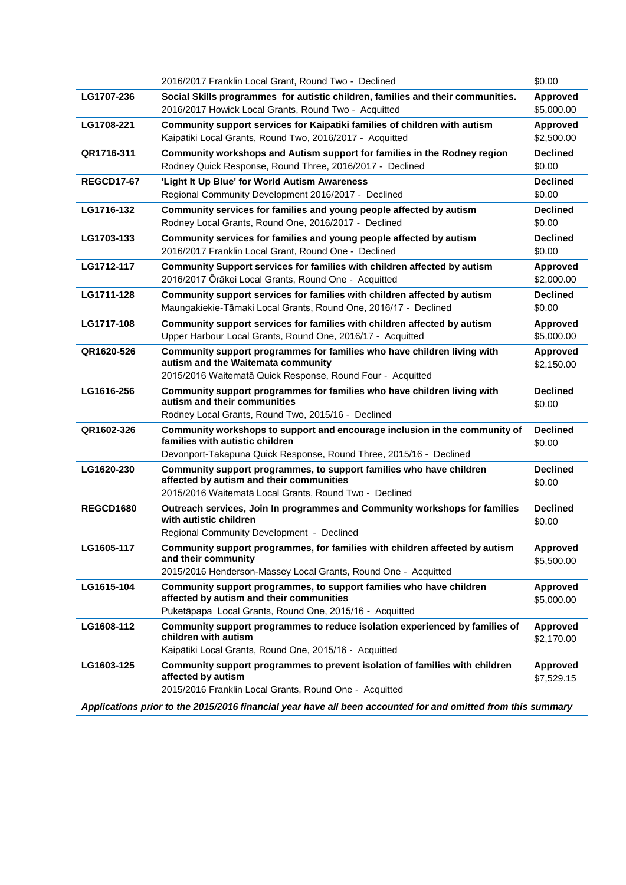| | | |
|---|---|---|
| | 2016/2017 Franklin Local Grant, Round Two - Declined | $0.00 |
| **LG1707-236** | **Social Skills programmes for autistic children, families and their communities.**<br>2016/2017 Howick Local Grants, Round Two - Acquitted | **Approved**<br>$5,000.00 |
| **LG1708-221** | **Community support services for Kaipatiki families of children with autism**<br>Kaipātiki Local Grants, Round Two, 2016/2017 - Acquitted | **Approved**<br>$2,500.00 |
| **QR1716-311** | **Community workshops and Autism support for families in the Rodney region**<br>Rodney Quick Response, Round Three, 2016/2017 - Declined | **Declined**<br>$0.00 |
| **REGCD17-67** | **'Light It Up Blue' for World Autism Awareness**<br>Regional Community Development 2016/2017 - Declined | **Declined**<br>$0.00 |
| **LG1716-132** | **Community services for families and young people affected by autism**<br>Rodney Local Grants, Round One, 2016/2017 - Declined | **Declined**<br>$0.00 |
| **LG1703-133** | **Community services for families and young people affected by autism**<br>2016/2017 Franklin Local Grant, Round One - Declined | **Declined**<br>$0.00 |
| **LG1712-117** | **Community Support services for families with children affected by autism**<br>2016/2017 Ōrākei Local Grants, Round One - Acquitted | **Approved**<br>$2,000.00 |
| **LG1711-128** | **Community support services for families with children affected by autism**<br>Maungakiekie-Tāmaki Local Grants, Round One, 2016/17 - Declined | **Declined**<br>$0.00 |
| **LG1717-108** | **Community support services for families with children affected by autism**<br>Upper Harbour Local Grants, Round One, 2016/17 - Acquitted | **Approved**<br>$5,000.00 |
| **QR1620-526** | **Community support programmes for families who have children living with autism and the Waitemata community**<br>2015/2016 Waitematā Quick Response, Round Four - Acquitted | **Approved**<br>$2,150.00 |
| **LG1616-256** | **Community support programmes for families who have children living with autism and their communities**<br>Rodney Local Grants, Round Two, 2015/16 - Declined | **Declined**<br>$0.00 |
| **QR1602-326** | **Community workshops to support and encourage inclusion in the community of families with autistic children**<br>Devonport-Takapuna Quick Response, Round Three, 2015/16 - Declined | **Declined**<br>$0.00 |
| **LG1620-230** | **Community support programmes, to support families who have children affected by autism and their communities**<br>2015/2016 Waitematā Local Grants, Round Two - Declined | **Declined**<br>$0.00 |
| **REGCD1680** | **Outreach services, Join In programmes and Community workshops for families with autistic children**<br>Regional Community Development - Declined | **Declined**<br>$0.00 |
| **LG1605-117** | **Community support programmes, for families with children affected by autism and their community**<br>2015/2016 Henderson-Massey Local Grants, Round One - Acquitted | **Approved**<br>$5,500.00 |
| **LG1615-104** | **Community support programmes, to support families who have children affected by autism and their communities**<br>Puketāpapa Local Grants, Round One, 2015/16 - Acquitted | **Approved**<br>$5,000.00 |
| **LG1608-112** | **Community support programmes to reduce isolation experienced by families of children with autism**<br>Kaipātiki Local Grants, Round One, 2015/16 - Acquitted | **Approved**<br>$2,170.00 |
| **LG1603-125** | **Community support programmes to prevent isolation of families with children affected by autism**<br>2015/2016 Franklin Local Grants, Round One - Acquitted | **Approved**<br>$7,529.15 |
| ***Applications prior to the 2015/2016 financial year have all been accounted for and omitted from this summary*** | | |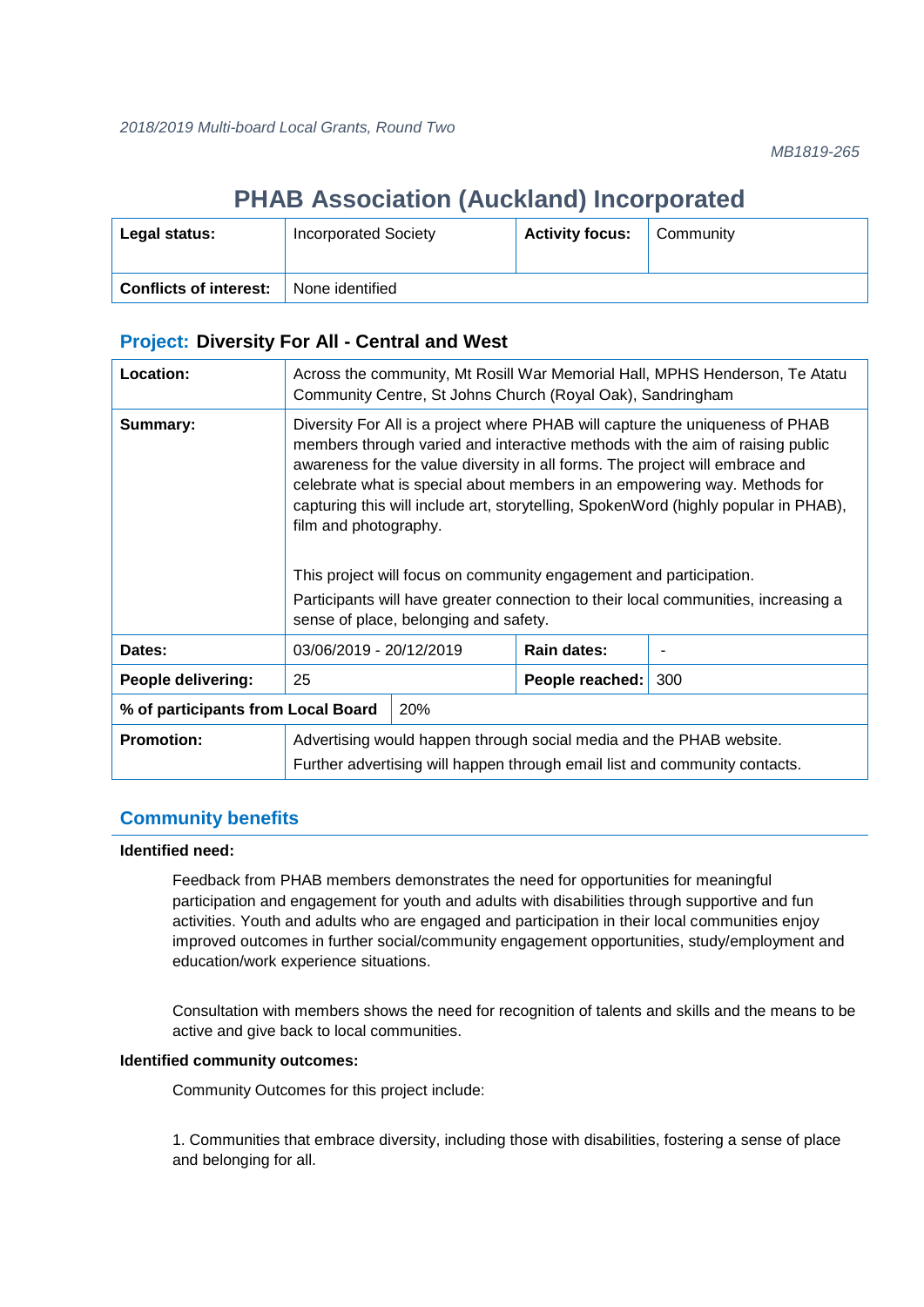*2018/2019 Multi-board Local Grants, Round Two*

*MB1819-265*

# PHAB Association (Auckland) Incorporated

| | | | |
|---|---|---|---|
| **Legal status:** | Incorporated Society | **Activity focus:** | Community |
| **Conflicts of interest:** | None identified | | |

## Project: Diversity For All - Central and West

| | | | |
|---|---|---|---|
| **Location:** | Across the community, Mt Rosill War Memorial Hall, MPHS Henderson, Te Atatu Community Centre, St Johns Church (Royal Oak), Sandringham | | |
| **Summary:** | Diversity For All is a project where PHAB will capture the uniqueness of PHAB members through varied and interactive methods with the aim of raising public awareness for the value diversity in all forms. The project will embrace and celebrate what is special about members in an empowering way. Methods for capturing this will include art, storytelling, SpokenWord (highly popular in PHAB), film and photography.<br><br>This project will focus on community engagement and participation.<br>Participants will have greater connection to their local communities, increasing a sense of place, belonging and safety. | | |
| **Dates:** | 03/06/2019 - 20/12/2019 | **Rain dates:** | - |
| **People delivering:** | 25 | **People reached:** | 300 |
| **% of participants from Local Board** | 20% | | |
| **Promotion:** | Advertising would happen through social media and the PHAB website.<br>Further advertising will happen through email list and community contacts. | | |

## Community benefits

**Identified need:**

Feedback from PHAB members demonstrates the need for opportunities for meaningful participation and engagement for youth and adults with disabilities through supportive and fun activities. Youth and adults who are engaged and participation in their local communities enjoy improved outcomes in further social/community engagement opportunities, study/employment and education/work experience situations.

Consultation with members shows the need for recognition of talents and skills and the means to be active and give back to local communities.

**Identified community outcomes:**

Community Outcomes for this project include:

1. Communities that embrace diversity, including those with disabilities, fostering a sense of place and belonging for all.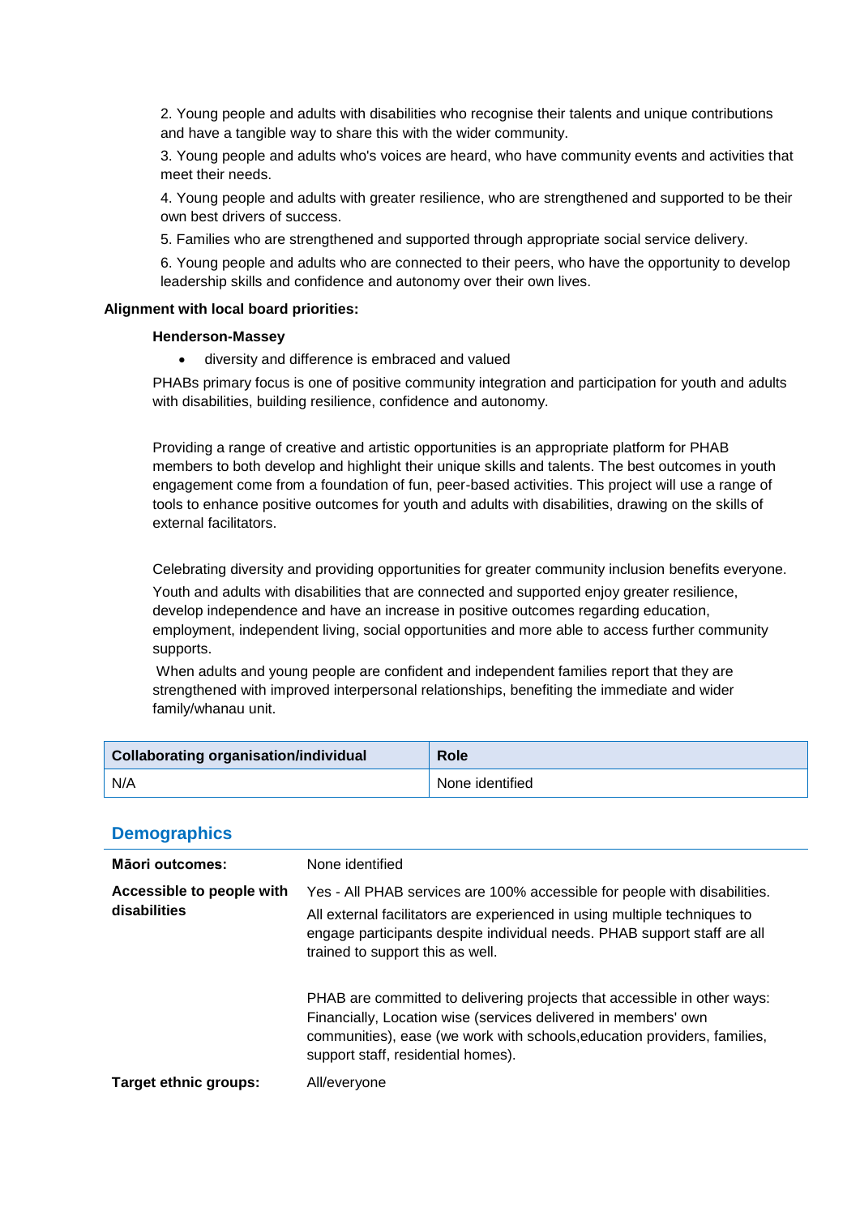2. Young people and adults with disabilities who recognise their talents and unique contributions and have a tangible way to share this with the wider community.

3. Young people and adults who's voices are heard, who have community events and activities that meet their needs.

4. Young people and adults with greater resilience, who are strengthened and supported to be their own best drivers of success.

5. Families who are strengthened and supported through appropriate social service delivery.

6. Young people and adults who are connected to their peers, who have the opportunity to develop leadership skills and confidence and autonomy over their own lives.

**Alignment with local board priorities:**

**Henderson-Massey**

- diversity and difference is embraced and valued

PHABs primary focus is one of positive community integration and participation for youth and adults with disabilities, building resilience, confidence and autonomy.

Providing a range of creative and artistic opportunities is an appropriate platform for PHAB members to both develop and highlight their unique skills and talents. The best outcomes in youth engagement come from a foundation of fun, peer-based activities. This project will use a range of tools to enhance positive outcomes for youth and adults with disabilities, drawing on the skills of external facilitators.

Celebrating diversity and providing opportunities for greater community inclusion benefits everyone.

Youth and adults with disabilities that are connected and supported enjoy greater resilience, develop independence and have an increase in positive outcomes regarding education, employment, independent living, social opportunities and more able to access further community supports.

When adults and young people are confident and independent families report that they are strengthened with improved interpersonal relationships, benefiting the immediate and wider family/whanau unit.

| Collaborating organisation/individual | Role |
|---|---|
| N/A | None identified |

## Demographics

| | |
|---|---|
| **Māori outcomes:** | None identified |
| **Accessible to people with disabilities** | Yes - All PHAB services are 100% accessible for people with disabilities.<br>All external facilitators are experienced in using multiple techniques to engage participants despite individual needs. PHAB support staff are all trained to support this as well.<br><br>PHAB are committed to delivering projects that accessible in other ways: Financially, Location wise (services delivered in members' own communities), ease (we work with schools,education providers, families, support staff, residential homes). |
| **Target ethnic groups:** | All/everyone |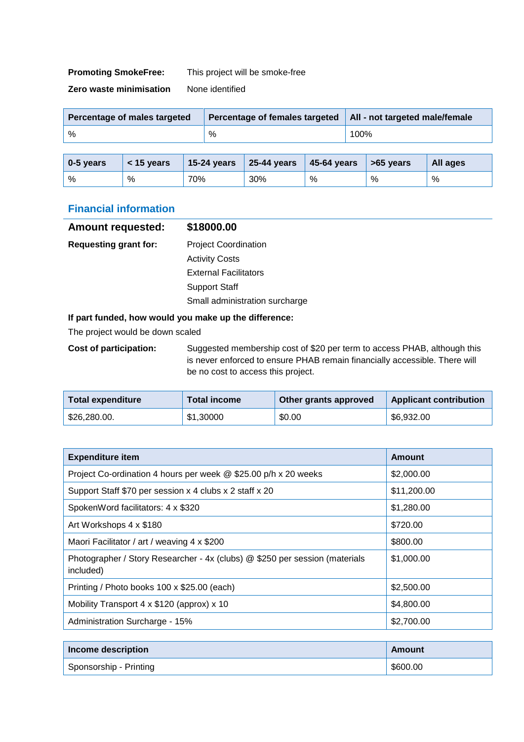**Promoting SmokeFree:** This project will be smoke-free

**Zero waste minimisation** None identified

| Percentage of males targeted | Percentage of females targeted | All - not targeted male/female |
|---|---|---|
| % | % | 100% |

| 0-5 years | < 15 years | 15-24 years | 25-44 years | 45-64 years | >65 years | All ages |
|---|---|---|---|---|---|---|
| % | % | 70% | 30% | % | % | % |

## Financial information

**Amount requested:** **$18000.00**

**Requesting grant for:**
Project Coordination
Activity Costs
External Facilitators
Support Staff
Small administration surcharge

**If part funded, how would you make up the difference:**

The project would be down scaled

**Cost of participation:** Suggested membership cost of $20 per term to access PHAB, although this is never enforced to ensure PHAB remain financially accessible. There will be no cost to access this project.

| Total expenditure | Total income | Other grants approved | Applicant contribution |
|---|---|---|---|
| $26,280.00. | $1,30000 | $0.00 | $6,932.00 |

| Expenditure item | Amount |
|---|---|
| Project Co-ordination 4 hours per week @ $25.00 p/h x 20 weeks | $2,000.00 |
| Support Staff $70 per session x 4 clubs x 2 staff x 20 | $11,200.00 |
| SpokenWord facilitators: 4 x $320 | $1,280.00 |
| Art Workshops 4 x $180 | $720.00 |
| Maori Facilitator / art / weaving 4 x $200 | $800.00 |
| Photographer / Story Researcher - 4x (clubs) @ $250 per session (materials included) | $1,000.00 |
| Printing / Photo books 100 x $25.00 (each) | $2,500.00 |
| Mobility Transport 4 x $120 (approx) x 10 | $4,800.00 |
| Administration Surcharge - 15% | $2,700.00 |

| Income description | Amount |
|---|---|
| Sponsorship - Printing | $600.00 |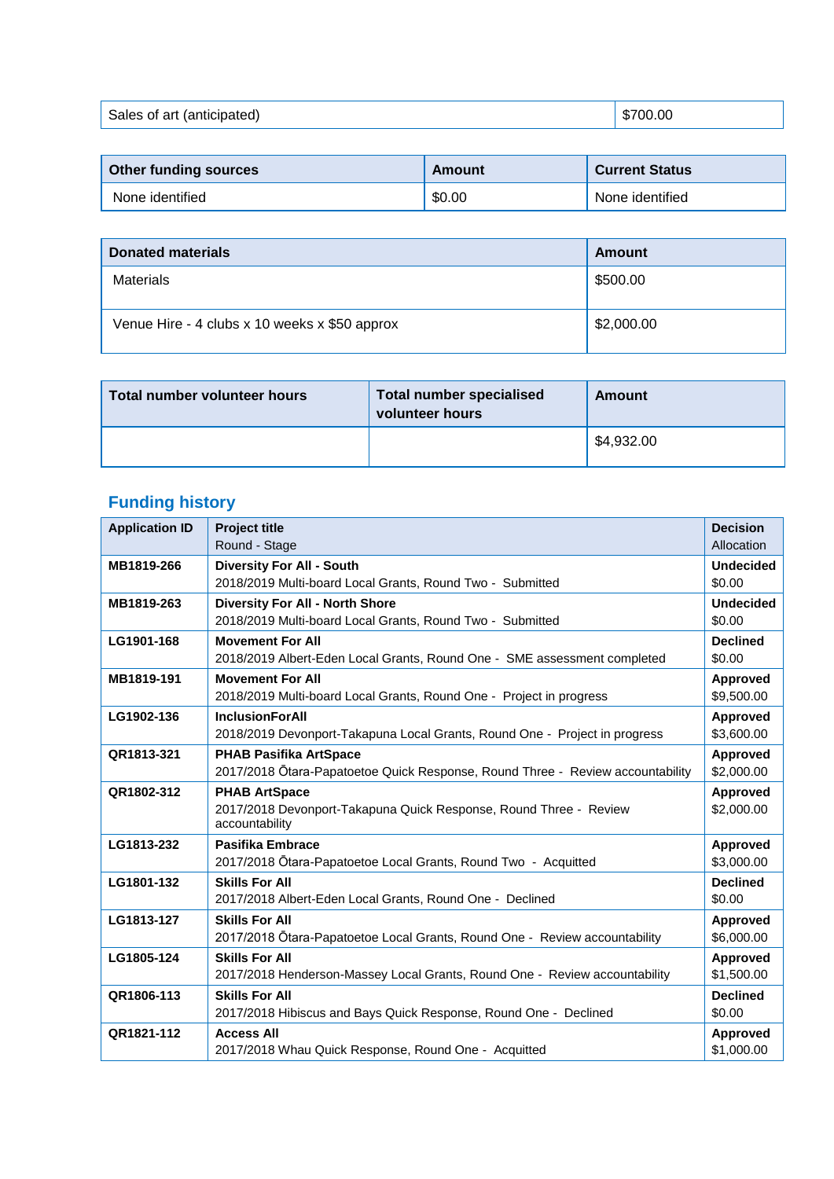| | |
|---|---|
| Sales of art (anticipated) | $700.00 |

| Other funding sources | Amount | Current Status |
|---|---|---|
| None identified | $0.00 | None identified |

| Donated materials | Amount |
|---|---|
| Materials | $500.00 |
| Venue Hire - 4 clubs x 10 weeks x $50 approx | $2,000.00 |

| Total number volunteer hours | Total number specialised volunteer hours | Amount |
|---|---|---|
| | | $4,932.00 |

## Funding history

| Application ID | Project title<br>Round - Stage | Decision<br>Allocation |
|---|---|---|
| **MB1819-266** | **Diversity For All - South**<br>2018/2019 Multi-board Local Grants, Round Two - Submitted | **Undecided**<br>$0.00 |
| **MB1819-263** | **Diversity For All - North Shore**<br>2018/2019 Multi-board Local Grants, Round Two - Submitted | **Undecided**<br>$0.00 |
| **LG1901-168** | **Movement For All**<br>2018/2019 Albert-Eden Local Grants, Round One - SME assessment completed | **Declined**<br>$0.00 |
| **MB1819-191** | **Movement For All**<br>2018/2019 Multi-board Local Grants, Round One - Project in progress | **Approved**<br>$9,500.00 |
| **LG1902-136** | **InclusionForAll**<br>2018/2019 Devonport-Takapuna Local Grants, Round One - Project in progress | **Approved**<br>$3,600.00 |
| **QR1813-321** | **PHAB Pasifika ArtSpace**<br>2017/2018 Ōtara-Papatoetoe Quick Response, Round Three - Review accountability | **Approved**<br>$2,000.00 |
| **QR1802-312** | **PHAB ArtSpace**<br>2017/2018 Devonport-Takapuna Quick Response, Round Three - Review accountability | **Approved**<br>$2,000.00 |
| **LG1813-232** | **Pasifika Embrace**<br>2017/2018 Ōtara-Papatoetoe Local Grants, Round Two - Acquitted | **Approved**<br>$3,000.00 |
| **LG1801-132** | **Skills For All**<br>2017/2018 Albert-Eden Local Grants, Round One - Declined | **Declined**<br>$0.00 |
| **LG1813-127** | **Skills For All**<br>2017/2018 Ōtara-Papatoetoe Local Grants, Round One - Review accountability | **Approved**<br>$6,000.00 |
| **LG1805-124** | **Skills For All**<br>2017/2018 Henderson-Massey Local Grants, Round One - Review accountability | **Approved**<br>$1,500.00 |
| **QR1806-113** | **Skills For All**<br>2017/2018 Hibiscus and Bays Quick Response, Round One - Declined | **Declined**<br>$0.00 |
| **QR1821-112** | **Access All**<br>2017/2018 Whau Quick Response, Round One - Acquitted | **Approved**<br>$1,000.00 |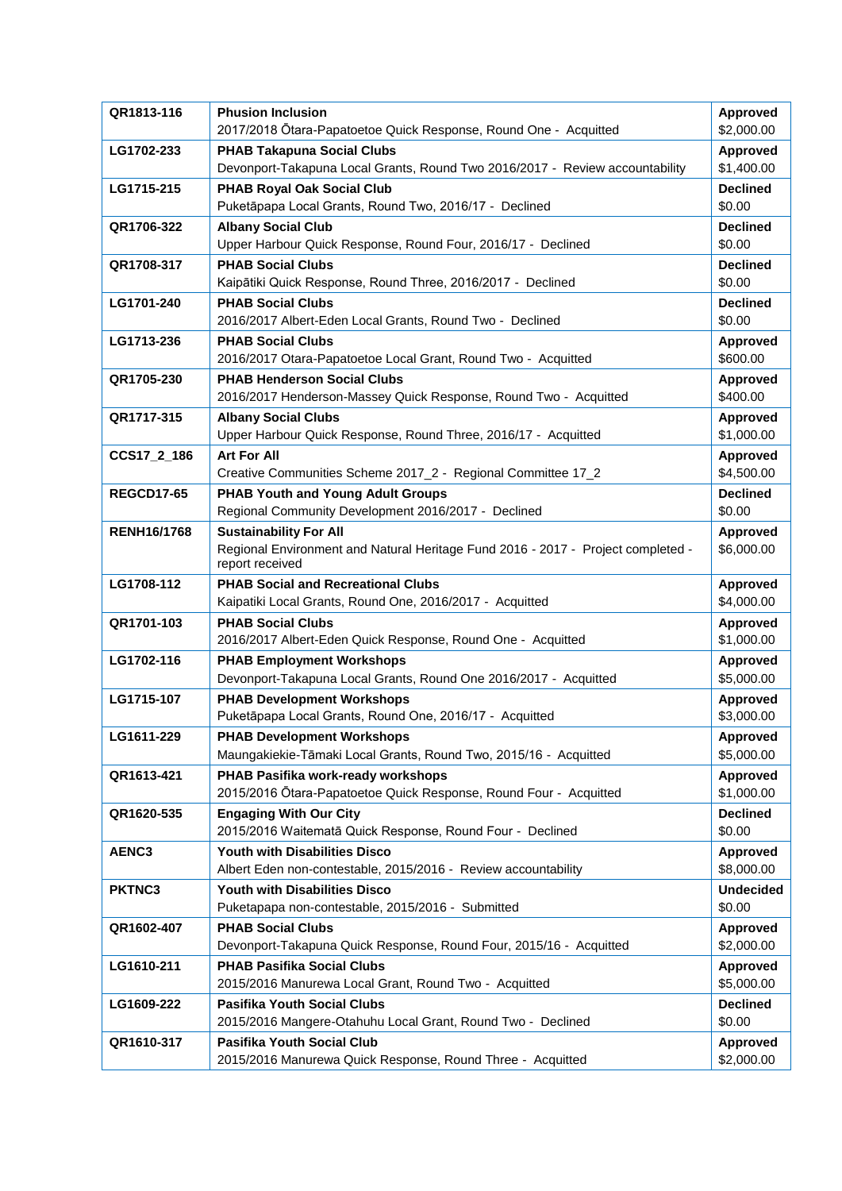| | | |
|---|---|---|
| QR1813-116 | **Phusion Inclusion**<br>2017/2018 Ōtara-Papatoetoe Quick Response, Round One - Acquitted | **Approved**<br>$2,000.00 |
| LG1702-233 | **PHAB Takapuna Social Clubs**<br>Devonport-Takapuna Local Grants, Round Two 2016/2017 - Review accountability | **Approved**<br>$1,400.00 |
| LG1715-215 | **PHAB Royal Oak Social Club**<br>Puketāpapa Local Grants, Round Two, 2016/17 - Declined | **Declined**<br>$0.00 |
| QR1706-322 | **Albany Social Club**<br>Upper Harbour Quick Response, Round Four, 2016/17 - Declined | **Declined**<br>$0.00 |
| QR1708-317 | **PHAB Social Clubs**<br>Kaipātiki Quick Response, Round Three, 2016/2017 - Declined | **Declined**<br>$0.00 |
| LG1701-240 | **PHAB Social Clubs**<br>2016/2017 Albert-Eden Local Grants, Round Two - Declined | **Declined**<br>$0.00 |
| LG1713-236 | **PHAB Social Clubs**<br>2016/2017 Otara-Papatoetoe Local Grant, Round Two - Acquitted | **Approved**<br>$600.00 |
| QR1705-230 | **PHAB Henderson Social Clubs**<br>2016/2017 Henderson-Massey Quick Response, Round Two - Acquitted | **Approved**<br>$400.00 |
| QR1717-315 | **Albany Social Clubs**<br>Upper Harbour Quick Response, Round Three, 2016/17 - Acquitted | **Approved**<br>$1,000.00 |
| CCS17_2_186 | **Art For All**<br>Creative Communities Scheme 2017_2 - Regional Committee 17_2 | **Approved**<br>$4,500.00 |
| REGCD17-65 | **PHAB Youth and Young Adult Groups**<br>Regional Community Development 2016/2017 - Declined | **Declined**<br>$0.00 |
| RENH16/1768 | **Sustainability For All**<br>Regional Environment and Natural Heritage Fund 2016 - 2017 - Project completed - report received | **Approved**<br>$6,000.00 |
| LG1708-112 | **PHAB Social and Recreational Clubs**<br>Kaipatiki Local Grants, Round One, 2016/2017 - Acquitted | **Approved**<br>$4,000.00 |
| QR1701-103 | **PHAB Social Clubs**<br>2016/2017 Albert-Eden Quick Response, Round One - Acquitted | **Approved**<br>$1,000.00 |
| LG1702-116 | **PHAB Employment Workshops**<br>Devonport-Takapuna Local Grants, Round One 2016/2017 - Acquitted | **Approved**<br>$5,000.00 |
| LG1715-107 | **PHAB Development Workshops**<br>Puketāpapa Local Grants, Round One, 2016/17 - Acquitted | **Approved**<br>$3,000.00 |
| LG1611-229 | **PHAB Development Workshops**<br>Maungakiekie-Tāmaki Local Grants, Round Two, 2015/16 - Acquitted | **Approved**<br>$5,000.00 |
| QR1613-421 | **PHAB Pasifika work-ready workshops**<br>2015/2016 Ōtara-Papatoetoe Quick Response, Round Four - Acquitted | **Approved**<br>$1,000.00 |
| QR1620-535 | **Engaging With Our City**<br>2015/2016 Waitematā Quick Response, Round Four - Declined | **Declined**<br>$0.00 |
| AENC3 | **Youth with Disabilities Disco**<br>Albert Eden non-contestable, 2015/2016 - Review accountability | **Approved**<br>$8,000.00 |
| PKTNC3 | **Youth with Disabilities Disco**<br>Puketapapa non-contestable, 2015/2016 - Submitted | **Undecided**<br>$0.00 |
| QR1602-407 | **PHAB Social Clubs**<br>Devonport-Takapuna Quick Response, Round Four, 2015/16 - Acquitted | **Approved**<br>$2,000.00 |
| LG1610-211 | **PHAB Pasifika Social Clubs**<br>2015/2016 Manurewa Local Grant, Round Two - Acquitted | **Approved**<br>$5,000.00 |
| LG1609-222 | **Pasifika Youth Social Clubs**<br>2015/2016 Mangere-Otahuhu Local Grant, Round Two - Declined | **Declined**<br>$0.00 |
| QR1610-317 | **Pasifika Youth Social Club**<br>2015/2016 Manurewa Quick Response, Round Three - Acquitted | **Approved**<br>$2,000.00 |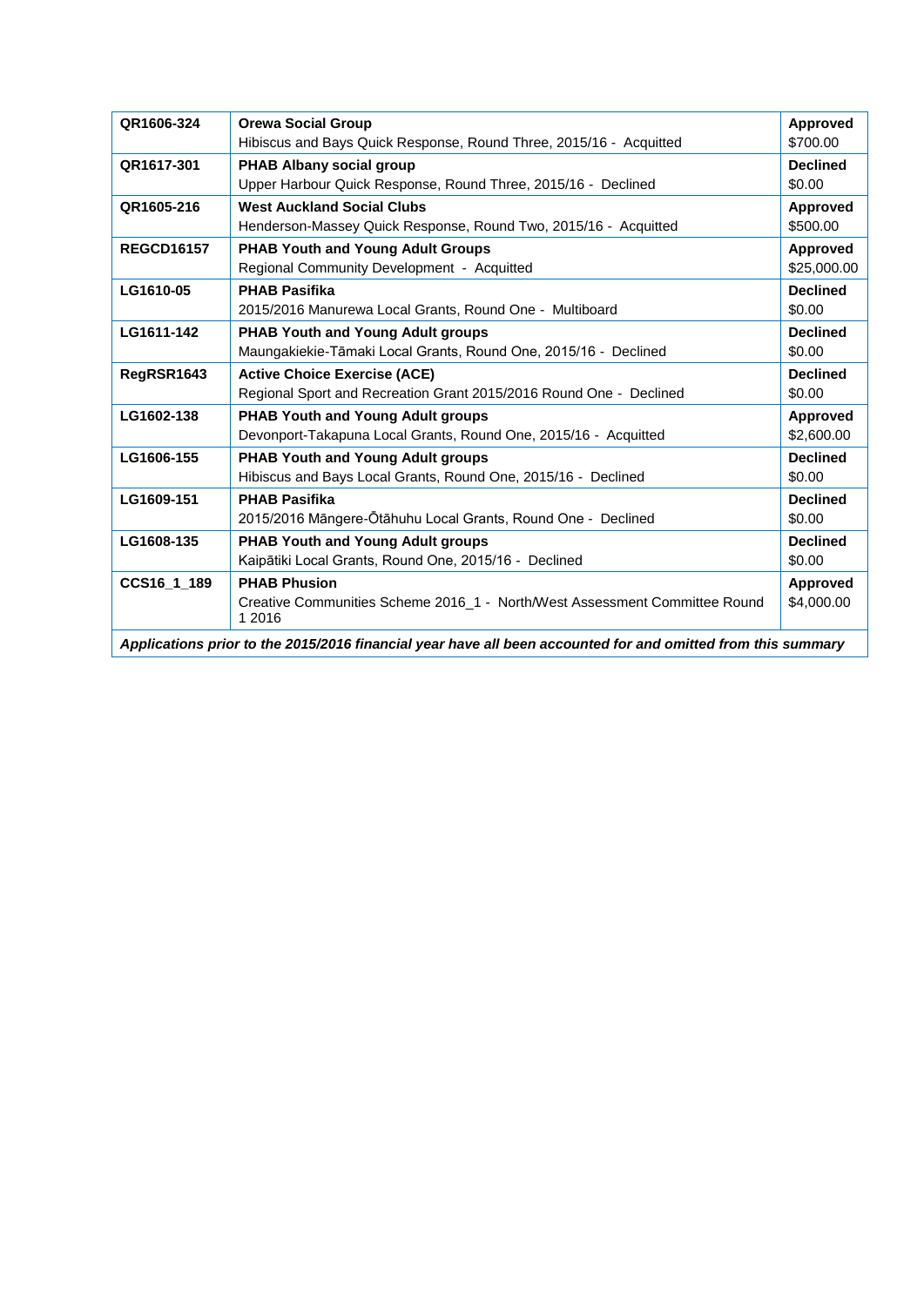| | | |
|---|---|---|
| **QR1606-324** | **Orewa Social Group**<br>Hibiscus and Bays Quick Response, Round Three, 2015/16 - Acquitted | **Approved**<br>$700.00 |
| **QR1617-301** | **PHAB Albany social group**<br>Upper Harbour Quick Response, Round Three, 2015/16 - Declined | **Declined**<br>$0.00 |
| **QR1605-216** | **West Auckland Social Clubs**<br>Henderson-Massey Quick Response, Round Two, 2015/16 - Acquitted | **Approved**<br>$500.00 |
| **REGCD16157** | **PHAB Youth and Young Adult Groups**<br>Regional Community Development - Acquitted | **Approved**<br>$25,000.00 |
| **LG1610-05** | **PHAB Pasifika**<br>2015/2016 Manurewa Local Grants, Round One - Multiboard | **Declined**<br>$0.00 |
| **LG1611-142** | **PHAB Youth and Young Adult groups**<br>Maungakiekie-Tāmaki Local Grants, Round One, 2015/16 - Declined | **Declined**<br>$0.00 |
| **RegRSR1643** | **Active Choice Exercise (ACE)**<br>Regional Sport and Recreation Grant 2015/2016 Round One - Declined | **Declined**<br>$0.00 |
| **LG1602-138** | **PHAB Youth and Young Adult groups**<br>Devonport-Takapuna Local Grants, Round One, 2015/16 - Acquitted | **Approved**<br>$2,600.00 |
| **LG1606-155** | **PHAB Youth and Young Adult groups**<br>Hibiscus and Bays Local Grants, Round One, 2015/16 - Declined | **Declined**<br>$0.00 |
| **LG1609-151** | **PHAB Pasifika**<br>2015/2016 Māngere-Ōtāhuhu Local Grants, Round One - Declined | **Declined**<br>$0.00 |
| **LG1608-135** | **PHAB Youth and Young Adult groups**<br>Kaipātiki Local Grants, Round One, 2015/16 - Declined | **Declined**<br>$0.00 |
| **CCS16_1_189** | **PHAB Phusion**<br>Creative Communities Scheme 2016_1 - North/West Assessment Committee Round 1 2016 | **Approved**<br>$4,000.00 |

***Applications prior to the 2015/2016 financial year have all been accounted for and omitted from this summary***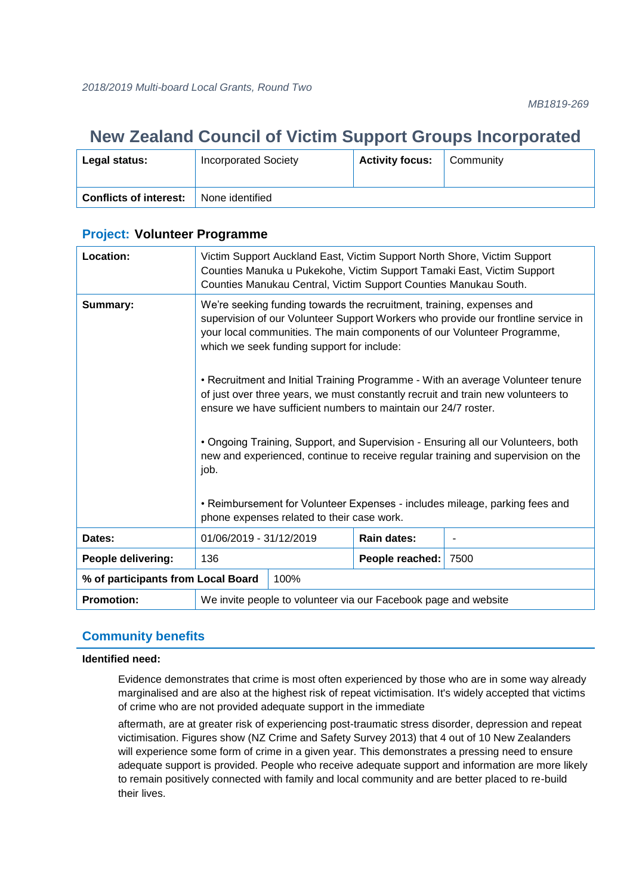*2018/2019 Multi-board Local Grants, Round Two*

*MB1819-269*

# New Zealand Council of Victim Support Groups Incorporated

| | | | |
|---|---|---|---|
| **Legal status:** | Incorporated Society | **Activity focus:** | Community |
| **Conflicts of interest:** | None identified | | |

## Project: Volunteer Programme

| | | | |
|---|---|---|---|
| **Location:** | Victim Support Auckland East, Victim Support North Shore, Victim Support Counties Manuka u Pukekohe, Victim Support Tamaki East, Victim Support Counties Manukau Central, Victim Support Counties Manukau South. | | |
| **Summary:** | We're seeking funding towards the recruitment, training, expenses and supervision of our Volunteer Support Workers who provide our frontline service in your local communities. The main components of our Volunteer Programme, which we seek funding support for include:<br><br>• Recruitment and Initial Training Programme - With an average Volunteer tenure of just over three years, we must constantly recruit and train new volunteers to ensure we have sufficient numbers to maintain our 24/7 roster.<br><br>• Ongoing Training, Support, and Supervision - Ensuring all our Volunteers, both new and experienced, continue to receive regular training and supervision on the job.<br><br>• Reimbursement for Volunteer Expenses - includes mileage, parking fees and phone expenses related to their case work. | | |
| **Dates:** | 01/06/2019 - 31/12/2019 | **Rain dates:** | - |
| **People delivering:** | 136 | **People reached:** | 7500 |
| **% of participants from Local Board** | 100% | | |
| **Promotion:** | We invite people to volunteer via our Facebook page and website | | |

## Community benefits

**Identified need:**

Evidence demonstrates that crime is most often experienced by those who are in some way already marginalised and are also at the highest risk of repeat victimisation. It's widely accepted that victims of crime who are not provided adequate support in the immediate

aftermath, are at greater risk of experiencing post-traumatic stress disorder, depression and repeat victimisation. Figures show (NZ Crime and Safety Survey 2013) that 4 out of 10 New Zealanders will experience some form of crime in a given year. This demonstrates a pressing need to ensure adequate support is provided. People who receive adequate support and information are more likely to remain positively connected with family and local community and are better placed to re-build their lives.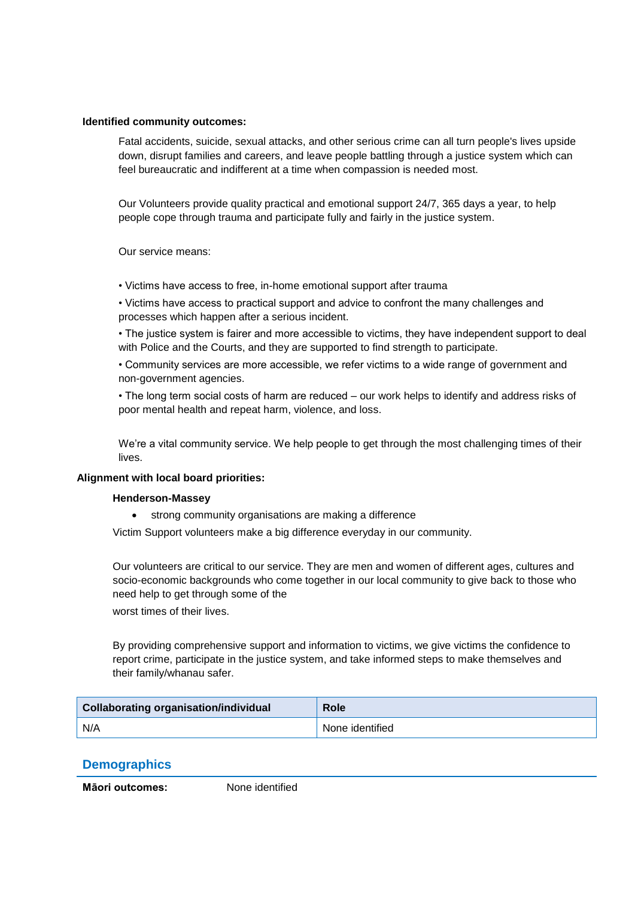**Identified community outcomes:**

Fatal accidents, suicide, sexual attacks, and other serious crime can all turn people's lives upside down, disrupt families and careers, and leave people battling through a justice system which can feel bureaucratic and indifferent at a time when compassion is needed most.

Our Volunteers provide quality practical and emotional support 24/7, 365 days a year, to help people cope through trauma and participate fully and fairly in the justice system.

Our service means:

• Victims have access to free, in-home emotional support after trauma

• Victims have access to practical support and advice to confront the many challenges and processes which happen after a serious incident.

• The justice system is fairer and more accessible to victims, they have independent support to deal with Police and the Courts, and they are supported to find strength to participate.

• Community services are more accessible, we refer victims to a wide range of government and non-government agencies.

• The long term social costs of harm are reduced – our work helps to identify and address risks of poor mental health and repeat harm, violence, and loss.

We're a vital community service. We help people to get through the most challenging times of their lives.

**Alignment with local board priorities:**

**Henderson-Massey**

- strong community organisations are making a difference

Victim Support volunteers make a big difference everyday in our community.

Our volunteers are critical to our service. They are men and women of different ages, cultures and socio-economic backgrounds who come together in our local community to give back to those who need help to get through some of the

worst times of their lives.

By providing comprehensive support and information to victims, we give victims the confidence to report crime, participate in the justice system, and take informed steps to make themselves and their family/whanau safer.

| Collaborating organisation/individual | Role |
|---|---|
| N/A | None identified |

## Demographics

**Māori outcomes:** None identified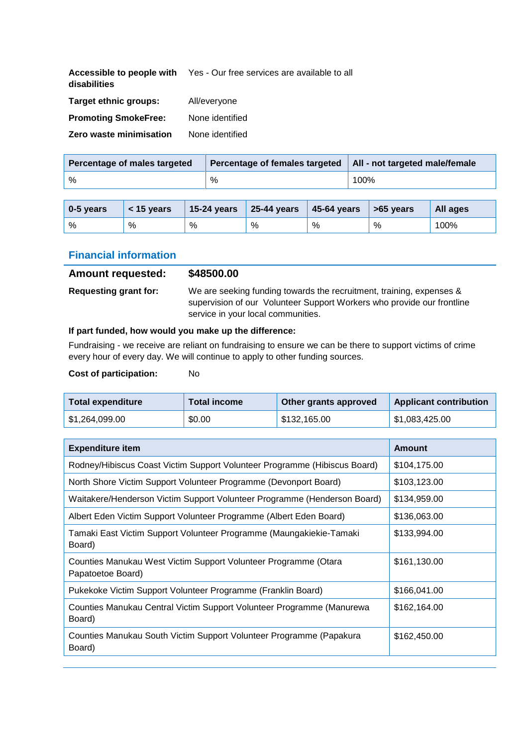| | |
|---|---|
| **Accessible to people with disabilities** | Yes - Our free services are available to all |
| **Target ethnic groups:** | All/everyone |
| **Promoting SmokeFree:** | None identified |
| **Zero waste minimisation** | None identified |

| Percentage of males targeted | Percentage of females targeted | All - not targeted male/female |
|---|---|---|
| % | % | 100% |

| 0-5 years | < 15 years | 15-24 years | 25-44 years | 45-64 years | >65 years | All ages |
|---|---|---|---|---|---|---|
| % | % | % | % | % | % | 100% |

## Financial information

| | |
|---|---|
| **Amount requested:** | **$48500.00** |
| **Requesting grant for:** | We are seeking funding towards the recruitment, training, expenses & supervision of our Volunteer Support Workers who provide our frontline service in your local communities. |

**If part funded, how would you make up the difference:**

Fundraising - we receive are reliant on fundraising to ensure we can be there to support victims of crime every hour of every day. We will continue to apply to other funding sources.

**Cost of participation:** No

| Total expenditure | Total income | Other grants approved | Applicant contribution |
|---|---|---|---|
| $1,264,099.00 | $0.00 | $132,165.00 | $1,083,425.00 |

| Expenditure item | Amount |
|---|---|
| Rodney/Hibiscus Coast Victim Support Volunteer Programme (Hibiscus Board) | $104,175.00 |
| North Shore Victim Support Volunteer Programme (Devonport Board) | $103,123.00 |
| Waitakere/Henderson Victim Support Volunteer Programme (Henderson Board) | $134,959.00 |
| Albert Eden Victim Support Volunteer Programme (Albert Eden Board) | $136,063.00 |
| Tamaki East Victim Support Volunteer Programme (Maungakiekie-Tamaki Board) | $133,994.00 |
| Counties Manukau West Victim Support Volunteer Programme (Otara Papatoetoe Board) | $161,130.00 |
| Pukekoke Victim Support Volunteer Programme (Franklin Board) | $166,041.00 |
| Counties Manukau Central Victim Support Volunteer Programme (Manurewa Board) | $162,164.00 |
| Counties Manukau South Victim Support Volunteer Programme (Papakura Board) | $162,450.00 |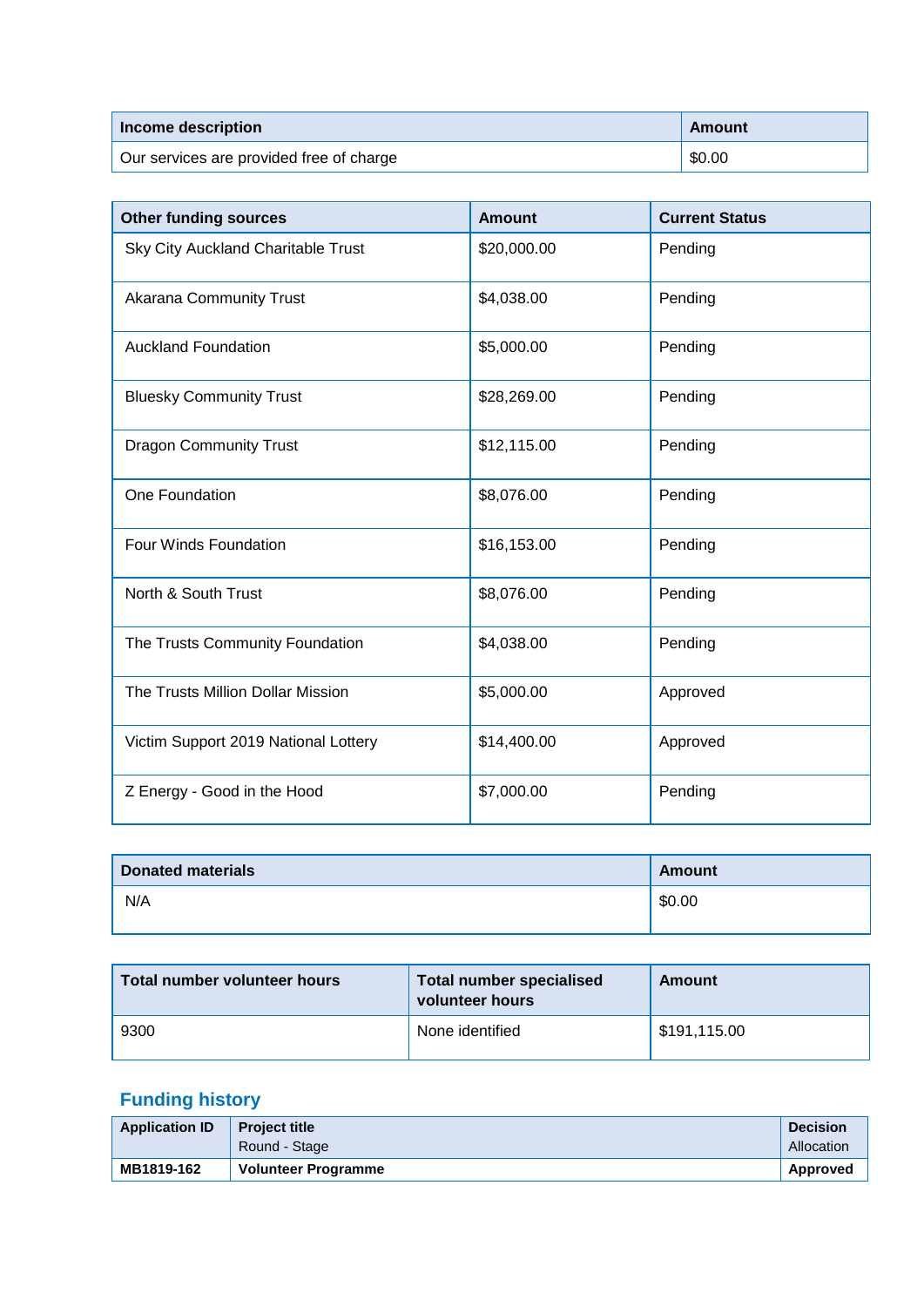| Income description | Amount |
|---|---|
| Our services are provided free of charge | $0.00 |

| Other funding sources | Amount | Current Status |
|---|---|---|
| Sky City Auckland Charitable Trust | $20,000.00 | Pending |
| Akarana Community Trust | $4,038.00 | Pending |
| Auckland Foundation | $5,000.00 | Pending |
| Bluesky Community Trust | $28,269.00 | Pending |
| Dragon Community Trust | $12,115.00 | Pending |
| One Foundation | $8,076.00 | Pending |
| Four Winds Foundation | $16,153.00 | Pending |
| North & South Trust | $8,076.00 | Pending |
| The Trusts Community Foundation | $4,038.00 | Pending |
| The Trusts Million Dollar Mission | $5,000.00 | Approved |
| Victim Support 2019 National Lottery | $14,400.00 | Approved |
| Z Energy - Good in the Hood | $7,000.00 | Pending |

| Donated materials | Amount |
|---|---|
| N/A | $0.00 |

| Total number volunteer hours | Total number specialised volunteer hours | Amount |
|---|---|---|
| 9300 | None identified | $191,115.00 |

## Funding history

| Application ID | Project title<br>Round - Stage | Decision<br>Allocation |
|---|---|---|
| **MB1819-162** | **Volunteer Programme** | **Approved** |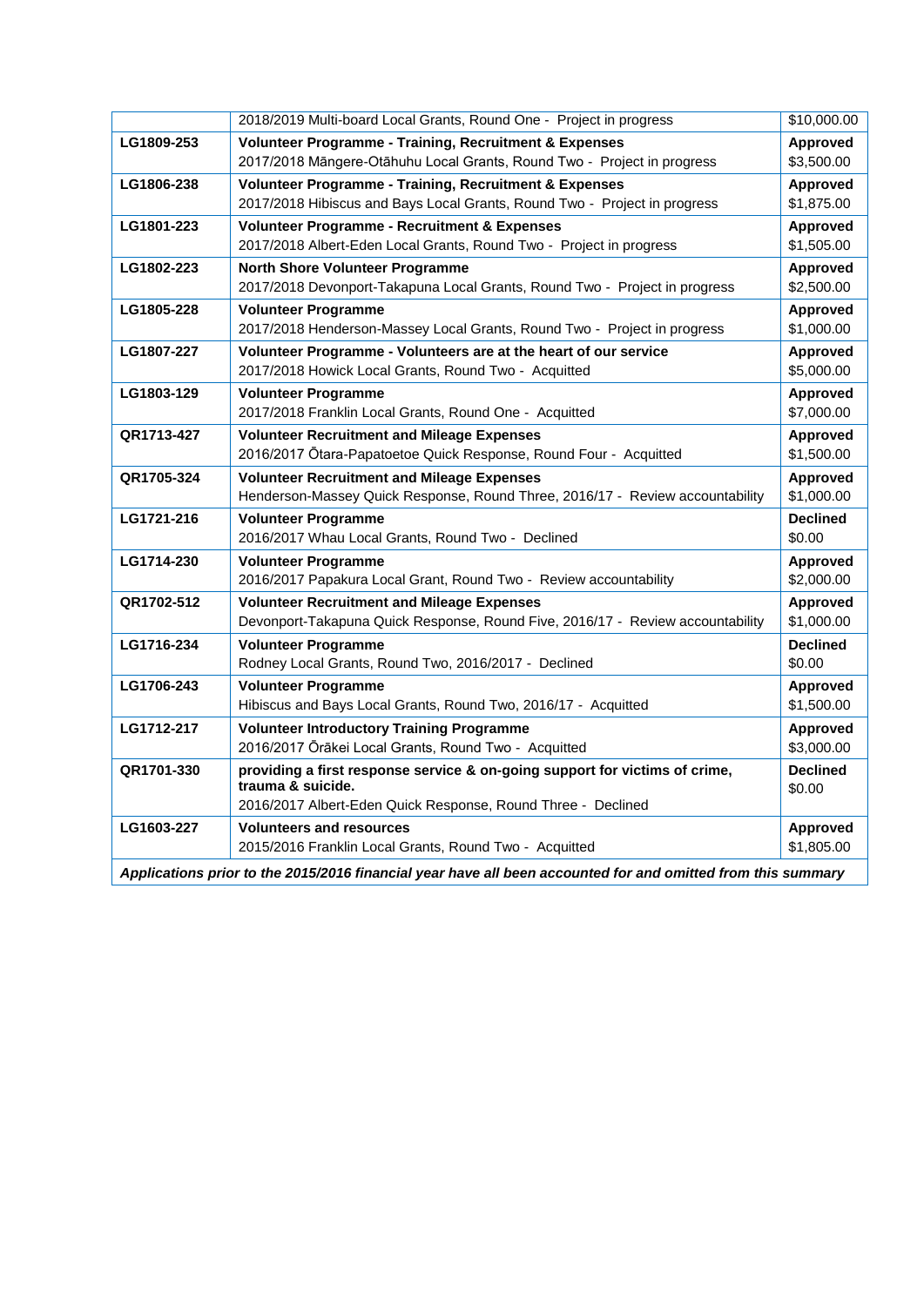| | | |
|---|---|---|
| | 2018/2019 Multi-board Local Grants, Round One - Project in progress | $10,000.00 |
| **LG1809-253** | **Volunteer Programme - Training, Recruitment & Expenses**<br>2017/2018 Māngere-Otāhuhu Local Grants, Round Two - Project in progress | **Approved**<br>$3,500.00 |
| **LG1806-238** | **Volunteer Programme - Training, Recruitment & Expenses**<br>2017/2018 Hibiscus and Bays Local Grants, Round Two - Project in progress | **Approved**<br>$1,875.00 |
| **LG1801-223** | **Volunteer Programme - Recruitment & Expenses**<br>2017/2018 Albert-Eden Local Grants, Round Two - Project in progress | **Approved**<br>$1,505.00 |
| **LG1802-223** | **North Shore Volunteer Programme**<br>2017/2018 Devonport-Takapuna Local Grants, Round Two - Project in progress | **Approved**<br>$2,500.00 |
| **LG1805-228** | **Volunteer Programme**<br>2017/2018 Henderson-Massey Local Grants, Round Two - Project in progress | **Approved**<br>$1,000.00 |
| **LG1807-227** | **Volunteer Programme - Volunteers are at the heart of our service**<br>2017/2018 Howick Local Grants, Round Two - Acquitted | **Approved**<br>$5,000.00 |
| **LG1803-129** | **Volunteer Programme**<br>2017/2018 Franklin Local Grants, Round One - Acquitted | **Approved**<br>$7,000.00 |
| **QR1713-427** | **Volunteer Recruitment and Mileage Expenses**<br>2016/2017 Ōtara-Papatoetoe Quick Response, Round Four - Acquitted | **Approved**<br>$1,500.00 |
| **QR1705-324** | **Volunteer Recruitment and Mileage Expenses**<br>Henderson-Massey Quick Response, Round Three, 2016/17 - Review accountability | **Approved**<br>$1,000.00 |
| **LG1721-216** | **Volunteer Programme**<br>2016/2017 Whau Local Grants, Round Two - Declined | **Declined**<br>$0.00 |
| **LG1714-230** | **Volunteer Programme**<br>2016/2017 Papakura Local Grant, Round Two - Review accountability | **Approved**<br>$2,000.00 |
| **QR1702-512** | **Volunteer Recruitment and Mileage Expenses**<br>Devonport-Takapuna Quick Response, Round Five, 2016/17 - Review accountability | **Approved**<br>$1,000.00 |
| **LG1716-234** | **Volunteer Programme**<br>Rodney Local Grants, Round Two, 2016/2017 - Declined | **Declined**<br>$0.00 |
| **LG1706-243** | **Volunteer Programme**<br>Hibiscus and Bays Local Grants, Round Two, 2016/17 - Acquitted | **Approved**<br>$1,500.00 |
| **LG1712-217** | **Volunteer Introductory Training Programme**<br>2016/2017 Ōrākei Local Grants, Round Two - Acquitted | **Approved**<br>$3,000.00 |
| **QR1701-330** | **providing a first response service & on-going support for victims of crime, trauma & suicide.**<br>2016/2017 Albert-Eden Quick Response, Round Three - Declined | **Declined**<br>$0.00 |
| **LG1603-227** | **Volunteers and resources**<br>2015/2016 Franklin Local Grants, Round Two - Acquitted | **Approved**<br>$1,805.00 |
| ***Applications prior to the 2015/2016 financial year have all been accounted for and omitted from this summary*** | | |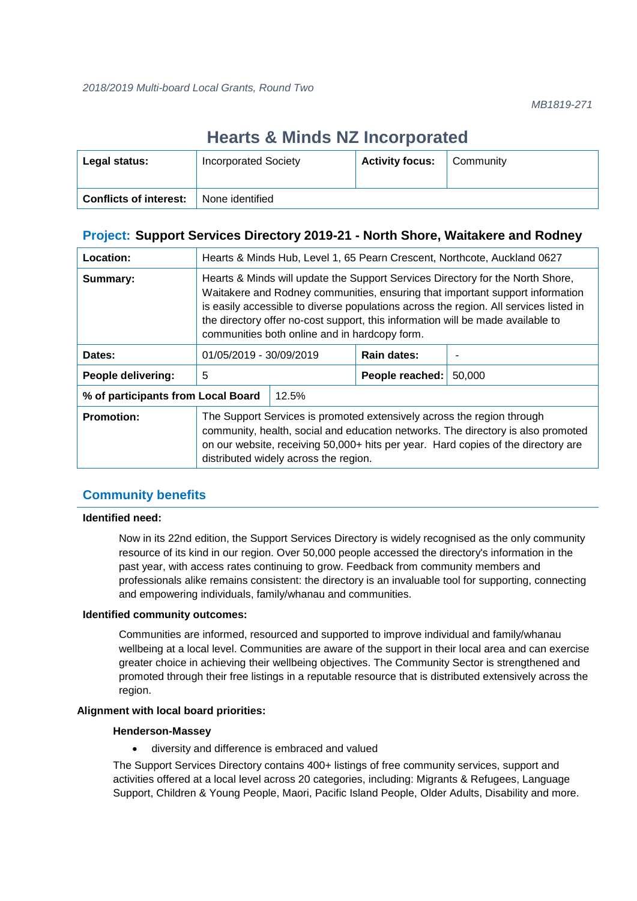*2018/2019 Multi-board Local Grants, Round Two*

*MB1819-271*

# Hearts & Minds NZ Incorporated

| | | | |
|---|---|---|---|
| **Legal status:** | Incorporated Society | **Activity focus:** | Community |
| **Conflicts of interest:** | None identified | | |

## Project: Support Services Directory 2019-21 - North Shore, Waitakere and Rodney

| | | | |
|---|---|---|---|
| **Location:** | Hearts & Minds Hub, Level 1, 65 Pearn Crescent, Northcote, Auckland 0627 | | |
| **Summary:** | Hearts & Minds will update the Support Services Directory for the North Shore, Waitakere and Rodney communities, ensuring that important support information is easily accessible to diverse populations across the region. All services listed in the directory offer no-cost support, this information will be made available to communities both online and in hardcopy form. | | |
| **Dates:** | 01/05/2019 - 30/09/2019 | **Rain dates:** | - |
| **People delivering:** | 5 | **People reached:** | 50,000 |
| **% of participants from Local Board** | 12.5% | | |
| **Promotion:** | The Support Services is promoted extensively across the region through community, health, social and education networks. The directory is also promoted on our website, receiving 50,000+ hits per year. Hard copies of the directory are distributed widely across the region. | | |

## Community benefits

**Identified need:**

Now in its 22nd edition, the Support Services Directory is widely recognised as the only community resource of its kind in our region. Over 50,000 people accessed the directory's information in the past year, with access rates continuing to grow. Feedback from community members and professionals alike remains consistent: the directory is an invaluable tool for supporting, connecting and empowering individuals, family/whanau and communities.

**Identified community outcomes:**

Communities are informed, resourced and supported to improve individual and family/whanau wellbeing at a local level. Communities are aware of the support in their local area and can exercise greater choice in achieving their wellbeing objectives. The Community Sector is strengthened and promoted through their free listings in a reputable resource that is distributed extensively across the region.

**Alignment with local board priorities:**

**Henderson-Massey**

- diversity and difference is embraced and valued

The Support Services Directory contains 400+ listings of free community services, support and activities offered at a local level across 20 categories, including: Migrants & Refugees, Language Support, Children & Young People, Maori, Pacific Island People, Older Adults, Disability and more.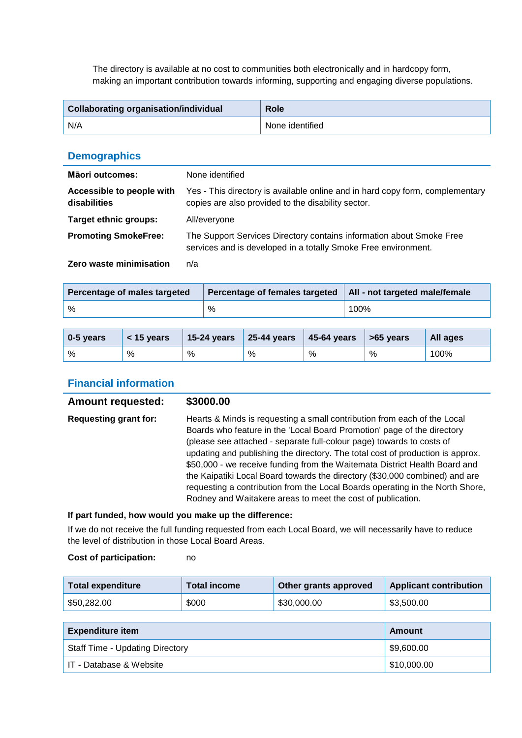The directory is available at no cost to communities both electronically and in hardcopy form, making an important contribution towards informing, supporting and engaging diverse populations.

| Collaborating organisation/individual | Role |
|---|---|
| N/A | None identified |

## Demographics

**Māori outcomes:** None identified

**Accessible to people with disabilities** Yes - This directory is available online and in hard copy form, complementary copies are also provided to the disability sector.

**Target ethnic groups:** All/everyone

**Promoting SmokeFree:** The Support Services Directory contains information about Smoke Free services and is developed in a totally Smoke Free environment.

**Zero waste minimisation** n/a

| Percentage of males targeted | Percentage of females targeted | All - not targeted male/female |
|---|---|---|
| % | % | 100% |

| 0-5 years | < 15 years | 15-24 years | 25-44 years | 45-64 years | >65 years | All ages |
|---|---|---|---|---|---|---|
| % | % | % | % | % | % | 100% |

## Financial information

**Amount requested:** **$3000.00**

**Requesting grant for:** Hearts & Minds is requesting a small contribution from each of the Local Boards who feature in the 'Local Board Promotion' page of the directory (please see attached - separate full-colour page) towards to costs of updating and publishing the directory. The total cost of production is approx. $50,000 - we receive funding from the Waitemata District Health Board and the Kaipatiki Local Board towards the directory ($30,000 combined) and are requesting a contribution from the Local Boards operating in the North Shore, Rodney and Waitakere areas to meet the cost of publication.

**If part funded, how would you make up the difference:**

If we do not receive the full funding requested from each Local Board, we will necessarily have to reduce the level of distribution in those Local Board Areas.

**Cost of participation:** no

| Total expenditure | Total income | Other grants approved | Applicant contribution |
|---|---|---|---|
| $50,282.00 | $000 | $30,000.00 | $3,500.00 |

| Expenditure item | Amount |
|---|---|
| Staff Time - Updating Directory | $9,600.00 |
| IT - Database & Website | $10,000.00 |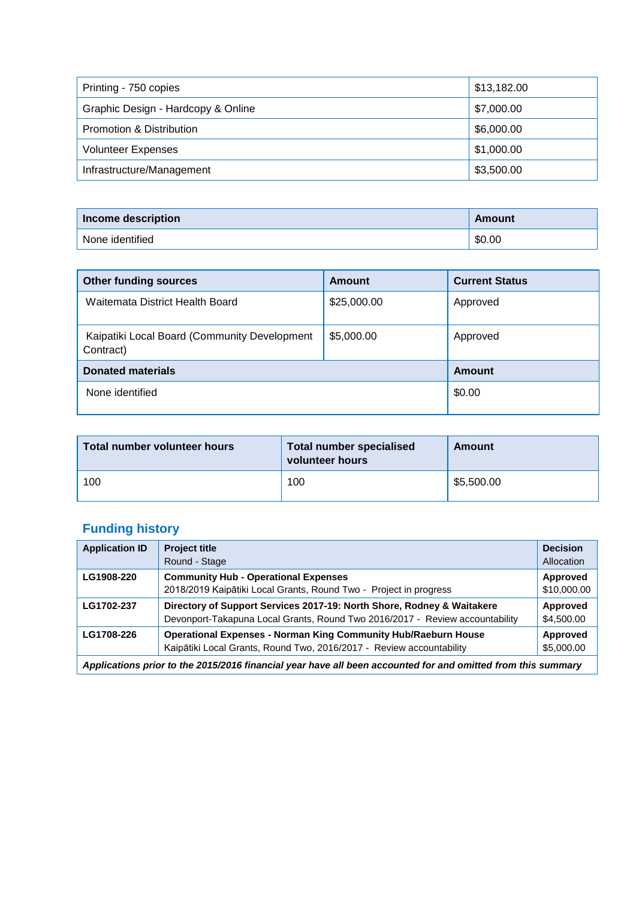| | |
|---|---|
| Printing - 750 copies | $13,182.00 |
| Graphic Design - Hardcopy & Online | $7,000.00 |
| Promotion & Distribution | $6,000.00 |
| Volunteer Expenses | $1,000.00 |
| Infrastructure/Management | $3,500.00 |

| Income description | Amount |
|---|---|
| None identified | $0.00 |

| Other funding sources | Amount | Current Status |
|---|---|---|
| Waitemata District Health Board | $25,000.00 | Approved |
| Kaipatiki Local Board (Community Development Contract) | $5,000.00 | Approved |
| **Donated materials** | | **Amount** |
| None identified | | $0.00 |

| Total number volunteer hours | Total number specialised volunteer hours | Amount |
|---|---|---|
| 100 | 100 | $5,500.00 |

## Funding history

| Application ID | Project title<br>Round - Stage | Decision<br>Allocation |
|---|---|---|
| **LG1908-220** | **Community Hub - Operational Expenses**<br>2018/2019 Kaipātiki Local Grants, Round Two - Project in progress | **Approved**<br>$10,000.00 |
| **LG1702-237** | **Directory of Support Services 2017-19: North Shore, Rodney & Waitakere**<br>Devonport-Takapuna Local Grants, Round Two 2016/2017 - Review accountability | **Approved**<br>$4,500.00 |
| **LG1708-226** | **Operational Expenses - Norman King Community Hub/Raeburn House**<br>Kaipātiki Local Grants, Round Two, 2016/2017 - Review accountability | **Approved**<br>$5,000.00 |
| ***Applications prior to the 2015/2016 financial year have all been accounted for and omitted from this summary*** | | |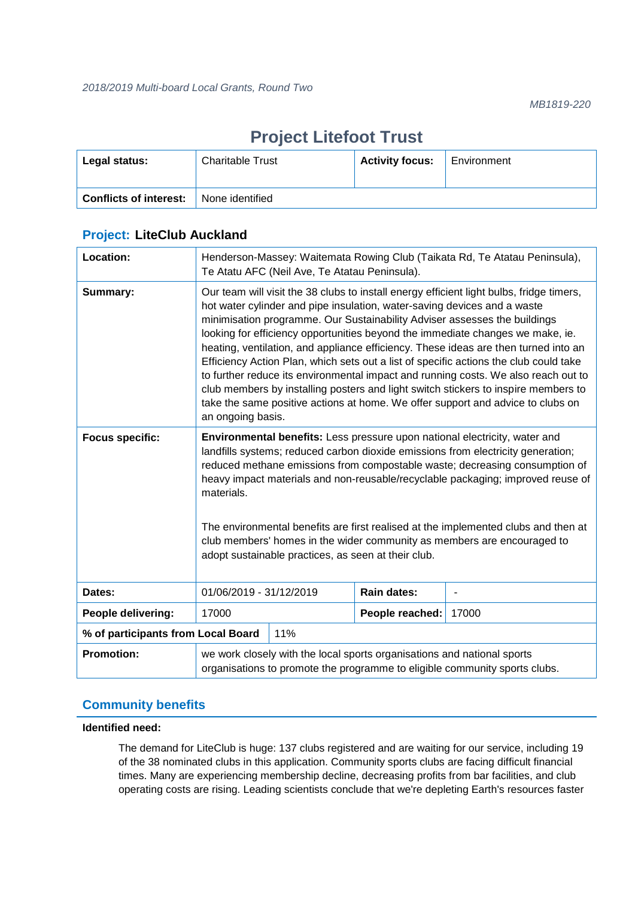*2018/2019 Multi-board Local Grants, Round Two*

*MB1819-220*

# Project Litefoot Trust

| | | | |
|---|---|---|---|
| **Legal status:** | Charitable Trust | **Activity focus:** | Environment |
| **Conflicts of interest:** | None identified | | |

## Project: LiteClub Auckland

| | | | |
|---|---|---|---|
| **Location:** | Henderson-Massey: Waitemata Rowing Club (Taikata Rd, Te Atatau Peninsula), Te Atatu AFC (Neil Ave, Te Atatau Peninsula). | | |
| **Summary:** | Our team will visit the 38 clubs to install energy efficient light bulbs, fridge timers, hot water cylinder and pipe insulation, water-saving devices and a waste minimisation programme. Our Sustainability Adviser assesses the buildings looking for efficiency opportunities beyond the immediate changes we make, ie. heating, ventilation, and appliance efficiency. These ideas are then turned into an Efficiency Action Plan, which sets out a list of specific actions the club could take to further reduce its environmental impact and running costs. We also reach out to club members by installing posters and light switch stickers to inspire members to take the same positive actions at home. We offer support and advice to clubs on an ongoing basis. | | |
| **Focus specific:** | **Environmental benefits:** Less pressure upon national electricity, water and landfills systems; reduced carbon dioxide emissions from electricity generation; reduced methane emissions from compostable waste; decreasing consumption of heavy impact materials and non-reusable/recyclable packaging; improved reuse of materials.<br><br>The environmental benefits are first realised at the implemented clubs and then at club members' homes in the wider community as members are encouraged to adopt sustainable practices, as seen at their club. | | |
| **Dates:** | 01/06/2019 - 31/12/2019 | **Rain dates:** | - |
| **People delivering:** | 17000 | **People reached:** | 17000 |
| **% of participants from Local Board** | 11% | | |
| **Promotion:** | we work closely with the local sports organisations and national sports organisations to promote the programme to eligible community sports clubs. | | |

## Community benefits

**Identified need:**

The demand for LiteClub is huge: 137 clubs registered and are waiting for our service, including 19 of the 38 nominated clubs in this application. Community sports clubs are facing difficult financial times. Many are experiencing membership decline, decreasing profits from bar facilities, and club operating costs are rising. Leading scientists conclude that we're depleting Earth's resources faster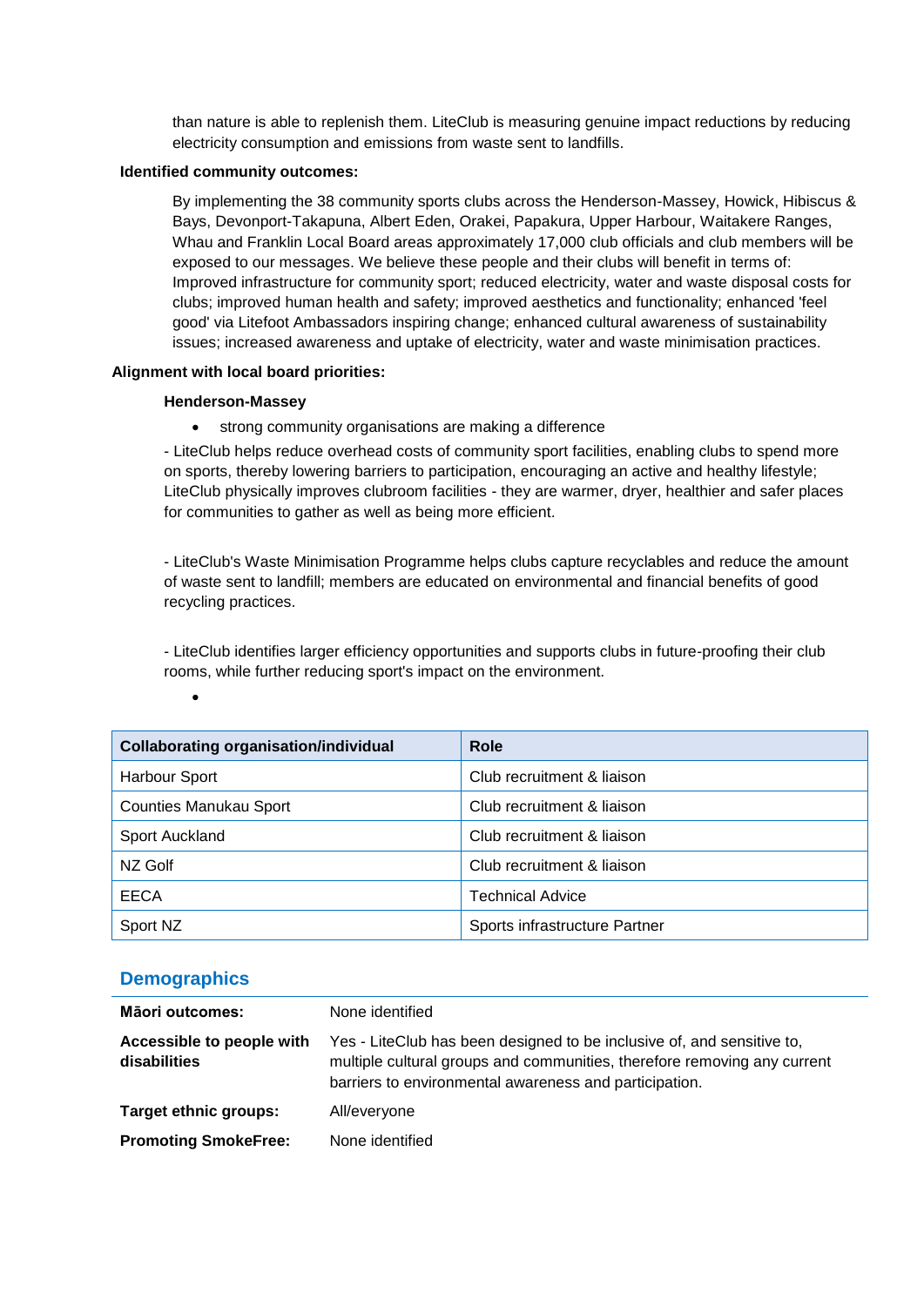than nature is able to replenish them. LiteClub is measuring genuine impact reductions by reducing electricity consumption and emissions from waste sent to landfills.

**Identified community outcomes:**

By implementing the 38 community sports clubs across the Henderson-Massey, Howick, Hibiscus & Bays, Devonport-Takapuna, Albert Eden, Orakei, Papakura, Upper Harbour, Waitakere Ranges, Whau and Franklin Local Board areas approximately 17,000 club officials and club members will be exposed to our messages. We believe these people and their clubs will benefit in terms of: Improved infrastructure for community sport; reduced electricity, water and waste disposal costs for clubs; improved human health and safety; improved aesthetics and functionality; enhanced 'feel good' via Litefoot Ambassadors inspiring change; enhanced cultural awareness of sustainability issues; increased awareness and uptake of electricity, water and waste minimisation practices.

**Alignment with local board priorities:**

**Henderson-Massey**

- strong community organisations are making a difference

- LiteClub helps reduce overhead costs of community sport facilities, enabling clubs to spend more on sports, thereby lowering barriers to participation, encouraging an active and healthy lifestyle; LiteClub physically improves clubroom facilities - they are warmer, dryer, healthier and safer places for communities to gather as well as being more efficient.

- LiteClub's Waste Minimisation Programme helps clubs capture recyclables and reduce the amount of waste sent to landfill; members are educated on environmental and financial benefits of good recycling practices.

- LiteClub identifies larger efficiency opportunities and supports clubs in future-proofing their club rooms, while further reducing sport's impact on the environment.

| Collaborating organisation/individual | Role |
| --- | --- |
| Harbour Sport | Club recruitment & liaison |
| Counties Manukau Sport | Club recruitment & liaison |
| Sport Auckland | Club recruitment & liaison |
| NZ Golf | Club recruitment & liaison |
| EECA | Technical Advice |
| Sport NZ | Sports infrastructure Partner |

## Demographics

| | |
| --- | --- |
| **Māori outcomes:** | None identified |
| **Accessible to people with disabilities** | Yes - LiteClub has been designed to be inclusive of, and sensitive to, multiple cultural groups and communities, therefore removing any current barriers to environmental awareness and participation. |
| **Target ethnic groups:** | All/everyone |
| **Promoting SmokeFree:** | None identified |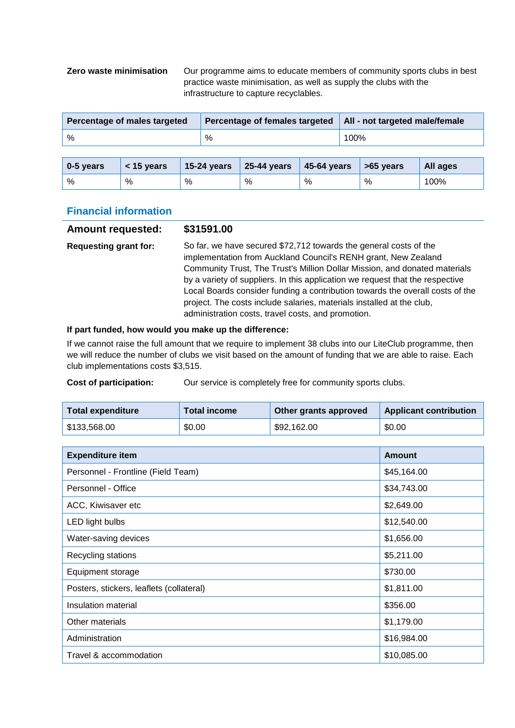**Zero waste minimisation** Our programme aims to educate members of community sports clubs in best practice waste minimisation, as well as supply the clubs with the infrastructure to capture recyclables.

| Percentage of males targeted | Percentage of females targeted | All - not targeted male/female |
|---|---|---|
| % | % | 100% |

| 0-5 years | < 15 years | 15-24 years | 25-44 years | 45-64 years | >65 years | All ages |
|---|---|---|---|---|---|---|
| % | % | % | % | % | % | 100% |

## Financial information

**Amount requested:** **$31591.00**

**Requesting grant for:** So far, we have secured $72,712 towards the general costs of the implementation from Auckland Council's RENH grant, New Zealand Community Trust, The Trust's Million Dollar Mission, and donated materials by a variety of suppliers. In this application we request that the respective Local Boards consider funding a contribution towards the overall costs of the project. The costs include salaries, materials installed at the club, administration costs, travel costs, and promotion.

**If part funded, how would you make up the difference:**

If we cannot raise the full amount that we require to implement 38 clubs into our LiteClub programme, then we will reduce the number of clubs we visit based on the amount of funding that we are able to raise. Each club implementations costs $3,515.

**Cost of participation:** Our service is completely free for community sports clubs.

| Total expenditure | Total income | Other grants approved | Applicant contribution |
|---|---|---|---|
| $133,568.00 | $0.00 | $92,162.00 | $0.00 |

| Expenditure item | Amount |
|---|---|
| Personnel - Frontline (Field Team) | $45,164.00 |
| Personnel - Office | $34,743.00 |
| ACC, Kiwisaver etc | $2,649.00 |
| LED light bulbs | $12,540.00 |
| Water-saving devices | $1,656.00 |
| Recycling stations | $5,211.00 |
| Equipment storage | $730.00 |
| Posters, stickers, leaflets (collateral) | $1,811.00 |
| Insulation material | $356.00 |
| Other materials | $1,179.00 |
| Administration | $16,984.00 |
| Travel & accommodation | $10,085.00 |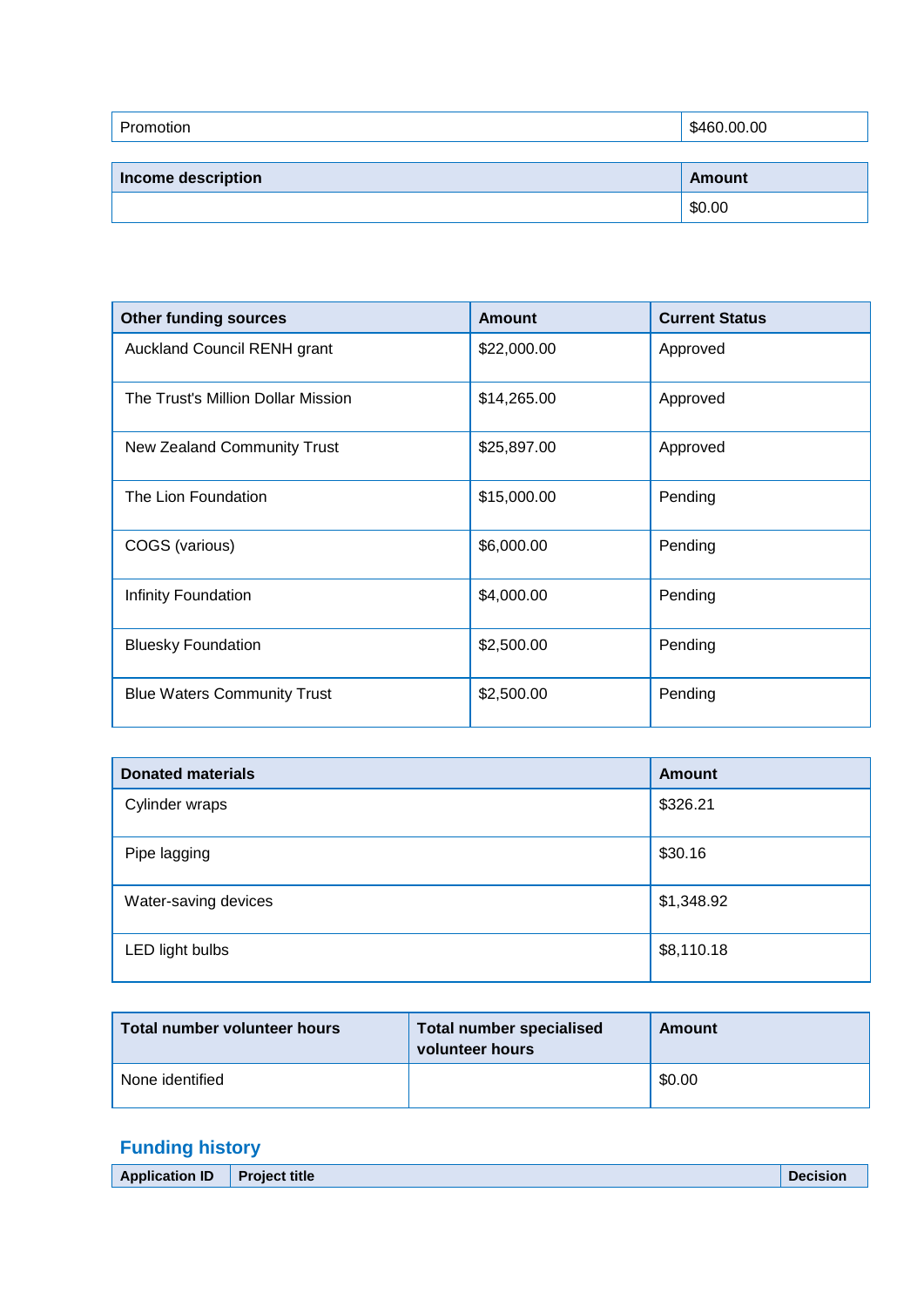| | |
|---|---|
| Promotion | $460.00.00 |

| Income description | Amount |
|---|---|
| | $0.00 |

| Other funding sources | Amount | Current Status |
|---|---|---|
| Auckland Council RENH grant | $22,000.00 | Approved |
| The Trust's Million Dollar Mission | $14,265.00 | Approved |
| New Zealand Community Trust | $25,897.00 | Approved |
| The Lion Foundation | $15,000.00 | Pending |
| COGS (various) | $6,000.00 | Pending |
| Infinity Foundation | $4,000.00 | Pending |
| Bluesky Foundation | $2,500.00 | Pending |
| Blue Waters Community Trust | $2,500.00 | Pending |

| Donated materials | Amount |
|---|---|
| Cylinder wraps | $326.21 |
| Pipe lagging | $30.16 |
| Water-saving devices | $1,348.92 |
| LED light bulbs | $8,110.18 |

| Total number volunteer hours | Total number specialised volunteer hours | Amount |
|---|---|---|
| None identified | | $0.00 |

## Funding history

| Application ID | Project title | Decision |
|---|---|---|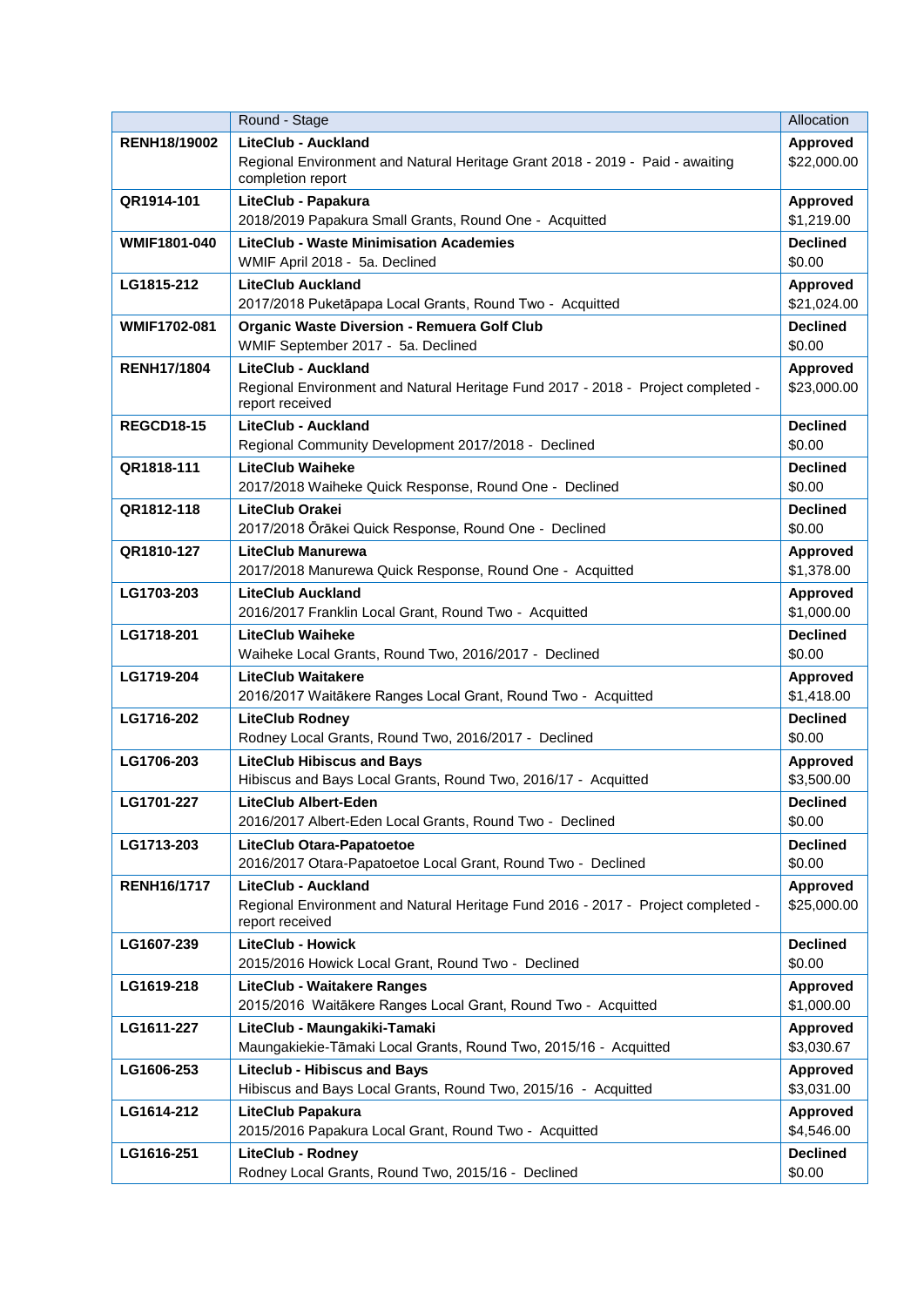| | Round - Stage | Allocation |
|---|---|---|
| **RENH18/19002** | **LiteClub - Auckland**<br>Regional Environment and Natural Heritage Grant 2018 - 2019 - Paid - awaiting completion report | **Approved**<br>$22,000.00 |
| **QR1914-101** | **LiteClub - Papakura**<br>2018/2019 Papakura Small Grants, Round One - Acquitted | **Approved**<br>$1,219.00 |
| **WMIF1801-040** | **LiteClub - Waste Minimisation Academies**<br>WMIF April 2018 - 5a. Declined | **Declined**<br>$0.00 |
| **LG1815-212** | **LiteClub Auckland**<br>2017/2018 Puketāpapa Local Grants, Round Two - Acquitted | **Approved**<br>$21,024.00 |
| **WMIF1702-081** | **Organic Waste Diversion - Remuera Golf Club**<br>WMIF September 2017 - 5a. Declined | **Declined**<br>$0.00 |
| **RENH17/1804** | **LiteClub - Auckland**<br>Regional Environment and Natural Heritage Fund 2017 - 2018 - Project completed - report received | **Approved**<br>$23,000.00 |
| **REGCD18-15** | **LiteClub - Auckland**<br>Regional Community Development 2017/2018 - Declined | **Declined**<br>$0.00 |
| **QR1818-111** | **LiteClub Waiheke**<br>2017/2018 Waiheke Quick Response, Round One - Declined | **Declined**<br>$0.00 |
| **QR1812-118** | **LiteClub Orakei**<br>2017/2018 Ōrākei Quick Response, Round One - Declined | **Declined**<br>$0.00 |
| **QR1810-127** | **LiteClub Manurewa**<br>2017/2018 Manurewa Quick Response, Round One - Acquitted | **Approved**<br>$1,378.00 |
| **LG1703-203** | **LiteClub Auckland**<br>2016/2017 Franklin Local Grant, Round Two - Acquitted | **Approved**<br>$1,000.00 |
| **LG1718-201** | **LiteClub Waiheke**<br>Waiheke Local Grants, Round Two, 2016/2017 - Declined | **Declined**<br>$0.00 |
| **LG1719-204** | **LiteClub Waitakere**<br>2016/2017 Waitākere Ranges Local Grant, Round Two - Acquitted | **Approved**<br>$1,418.00 |
| **LG1716-202** | **LiteClub Rodney**<br>Rodney Local Grants, Round Two, 2016/2017 - Declined | **Declined**<br>$0.00 |
| **LG1706-203** | **LiteClub Hibiscus and Bays**<br>Hibiscus and Bays Local Grants, Round Two, 2016/17 - Acquitted | **Approved**<br>$3,500.00 |
| **LG1701-227** | **LiteClub Albert-Eden**<br>2016/2017 Albert-Eden Local Grants, Round Two - Declined | **Declined**<br>$0.00 |
| **LG1713-203** | **LiteClub Otara-Papatoetoe**<br>2016/2017 Otara-Papatoetoe Local Grant, Round Two - Declined | **Declined**<br>$0.00 |
| **RENH16/1717** | **LiteClub - Auckland**<br>Regional Environment and Natural Heritage Fund 2016 - 2017 - Project completed - report received | **Approved**<br>$25,000.00 |
| **LG1607-239** | **LiteClub - Howick**<br>2015/2016 Howick Local Grant, Round Two - Declined | **Declined**<br>$0.00 |
| **LG1619-218** | **LiteClub - Waitakere Ranges**<br>2015/2016 Waitākere Ranges Local Grant, Round Two - Acquitted | **Approved**<br>$1,000.00 |
| **LG1611-227** | **LiteClub - Maungakiki-Tamaki**<br>Maungakiekie-Tāmaki Local Grants, Round Two, 2015/16 - Acquitted | **Approved**<br>$3,030.67 |
| **LG1606-253** | **Liteclub - Hibiscus and Bays**<br>Hibiscus and Bays Local Grants, Round Two, 2015/16 - Acquitted | **Approved**<br>$3,031.00 |
| **LG1614-212** | **LiteClub Papakura**<br>2015/2016 Papakura Local Grant, Round Two - Acquitted | **Approved**<br>$4,546.00 |
| **LG1616-251** | **LiteClub - Rodney**<br>Rodney Local Grants, Round Two, 2015/16 - Declined | **Declined**<br>$0.00 |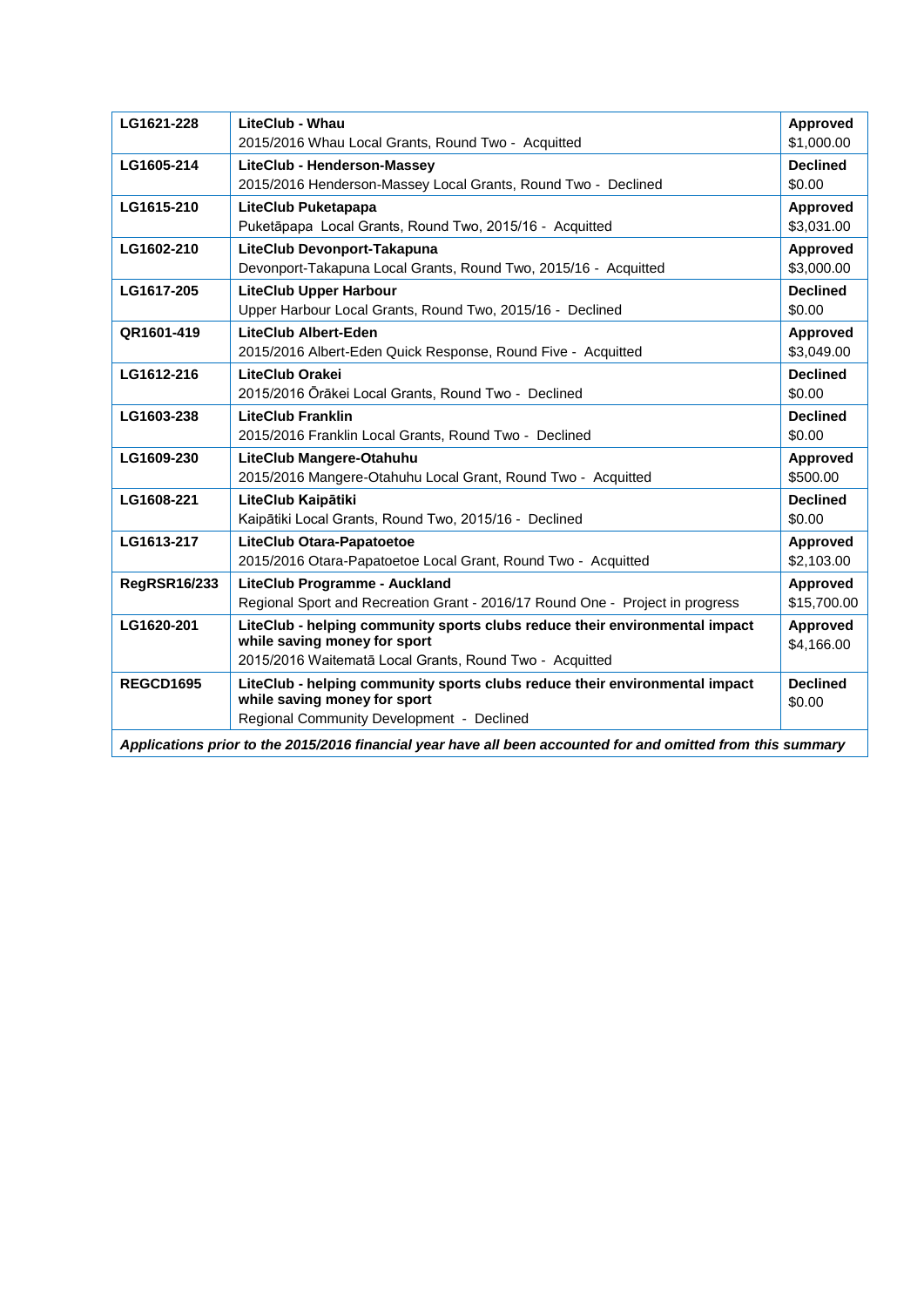| | | |
|---|---|---|
| **LG1621-228** | **LiteClub - Whau**<br>2015/2016 Whau Local Grants, Round Two - Acquitted | **Approved**<br>$1,000.00 |
| **LG1605-214** | **LiteClub - Henderson-Massey**<br>2015/2016 Henderson-Massey Local Grants, Round Two - Declined | **Declined**<br>$0.00 |
| **LG1615-210** | **LiteClub Puketapapa**<br>Puketāpapa Local Grants, Round Two, 2015/16 - Acquitted | **Approved**<br>$3,031.00 |
| **LG1602-210** | **LiteClub Devonport-Takapuna**<br>Devonport-Takapuna Local Grants, Round Two, 2015/16 - Acquitted | **Approved**<br>$3,000.00 |
| **LG1617-205** | **LiteClub Upper Harbour**<br>Upper Harbour Local Grants, Round Two, 2015/16 - Declined | **Declined**<br>$0.00 |
| **QR1601-419** | **LiteClub Albert-Eden**<br>2015/2016 Albert-Eden Quick Response, Round Five - Acquitted | **Approved**<br>$3,049.00 |
| **LG1612-216** | **LiteClub Orakei**<br>2015/2016 Ōrākei Local Grants, Round Two - Declined | **Declined**<br>$0.00 |
| **LG1603-238** | **LiteClub Franklin**<br>2015/2016 Franklin Local Grants, Round Two - Declined | **Declined**<br>$0.00 |
| **LG1609-230** | **LiteClub Mangere-Otahuhu**<br>2015/2016 Mangere-Otahuhu Local Grant, Round Two - Acquitted | **Approved**<br>$500.00 |
| **LG1608-221** | **LiteClub Kaipātiki**<br>Kaipātiki Local Grants, Round Two, 2015/16 - Declined | **Declined**<br>$0.00 |
| **LG1613-217** | **LiteClub Otara-Papatoetoe**<br>2015/2016 Otara-Papatoetoe Local Grant, Round Two - Acquitted | **Approved**<br>$2,103.00 |
| **RegRSR16/233** | **LiteClub Programme - Auckland**<br>Regional Sport and Recreation Grant - 2016/17 Round One - Project in progress | **Approved**<br>$15,700.00 |
| **LG1620-201** | **LiteClub - helping community sports clubs reduce their environmental impact while saving money for sport**<br>2015/2016 Waitematā Local Grants, Round Two - Acquitted | **Approved**<br>$4,166.00 |
| **REGCD1695** | **LiteClub - helping community sports clubs reduce their environmental impact while saving money for sport**<br>Regional Community Development - Declined | **Declined**<br>$0.00 |
| ***Applications prior to the 2015/2016 financial year have all been accounted for and omitted from this summary*** | | |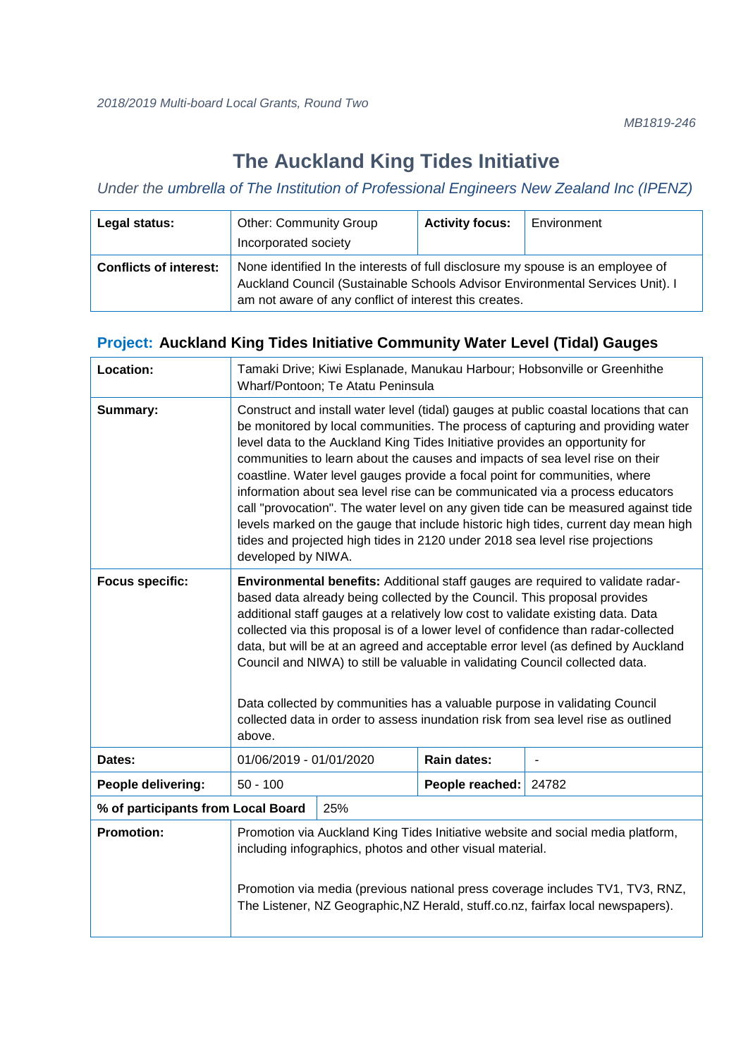*2018/2019 Multi-board Local Grants, Round Two*

*MB1819-246*

# The Auckland King Tides Initiative

*Under the umbrella of The Institution of Professional Engineers New Zealand Inc (IPENZ)*

| | | | |
|---|---|---|---|
| **Legal status:** | Other: Community Group Incorporated society | **Activity focus:** | Environment |
| **Conflicts of interest:** | None identified In the interests of full disclosure my spouse is an employee of Auckland Council (Sustainable Schools Advisor Environmental Services Unit). I am not aware of any conflict of interest this creates. | | |

## Project: Auckland King Tides Initiative Community Water Level (Tidal) Gauges

| | | | |
|---|---|---|---|
| **Location:** | Tamaki Drive; Kiwi Esplanade, Manukau Harbour; Hobsonville or Greenhithe Wharf/Pontoon; Te Atatu Peninsula | | |
| **Summary:** | Construct and install water level (tidal) gauges at public coastal locations that can be monitored by local communities. The process of capturing and providing water level data to the Auckland King Tides Initiative provides an opportunity for communities to learn about the causes and impacts of sea level rise on their coastline. Water level gauges provide a focal point for communities, where information about sea level rise can be communicated via a process educators call "provocation". The water level on any given tide can be measured against tide levels marked on the gauge that include historic high tides, current day mean high tides and projected high tides in 2120 under 2018 sea level rise projections developed by NIWA. | | |
| **Focus specific:** | **Environmental benefits:** Additional staff gauges are required to validate radar-based data already being collected by the Council. This proposal provides additional staff gauges at a relatively low cost to validate existing data. Data collected via this proposal is of a lower level of confidence than radar-collected data, but will be at an agreed and acceptable error level (as defined by Auckland Council and NIWA) to still be valuable in validating Council collected data.<br><br>Data collected by communities has a valuable purpose in validating Council collected data in order to assess inundation risk from sea level rise as outlined above. | | |
| **Dates:** | 01/06/2019 - 01/01/2020 | **Rain dates:** | - |
| **People delivering:** | 50 - 100 | **People reached:** | 24782 |
| **% of participants from Local Board** | 25% | | |
| **Promotion:** | Promotion via Auckland King Tides Initiative website and social media platform, including infographics, photos and other visual material.<br><br>Promotion via media (previous national press coverage includes TV1, TV3, RNZ, The Listener, NZ Geographic,NZ Herald, stuff.co.nz, fairfax local newspapers). | | |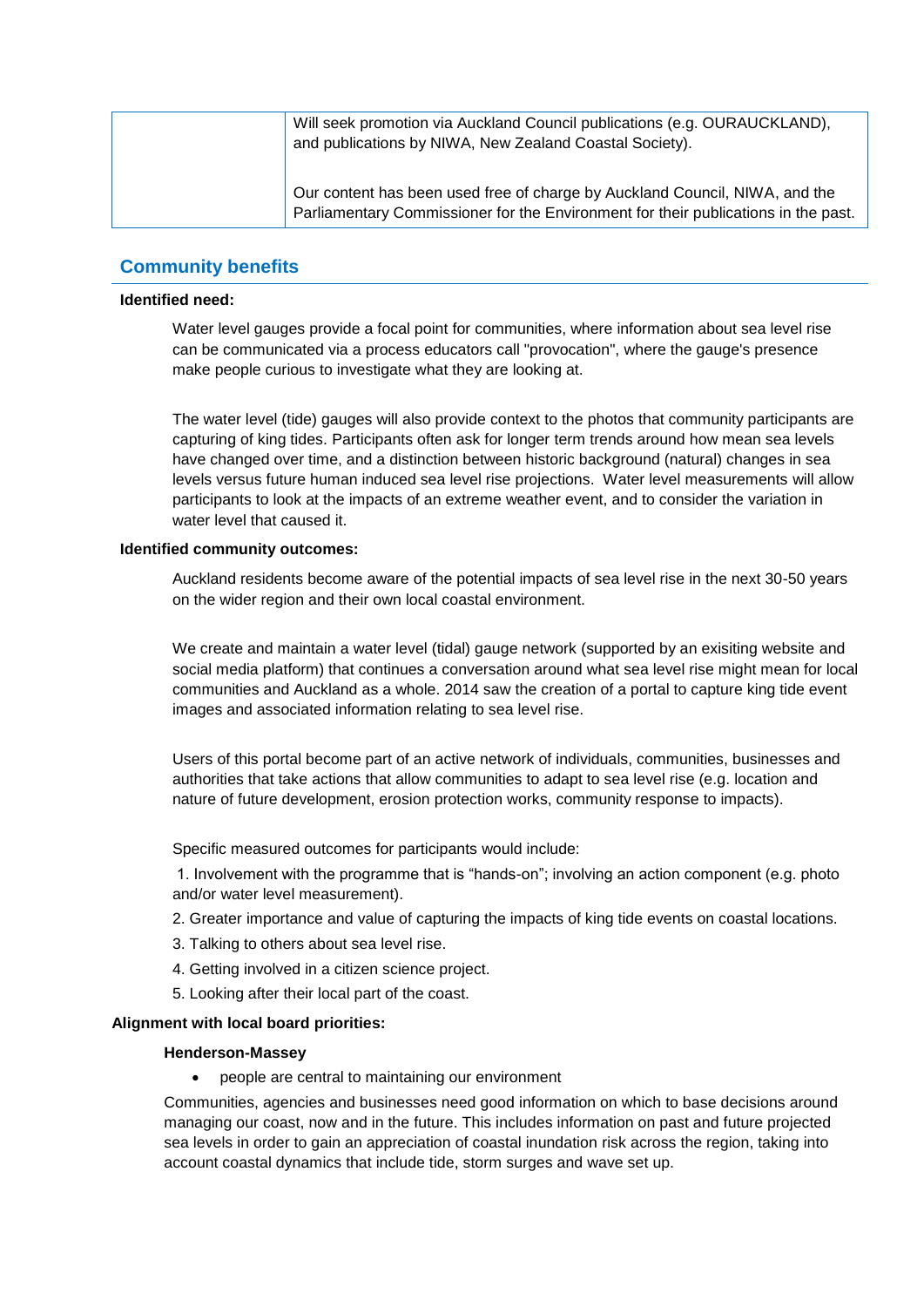| | |
|---|---|
| | Will seek promotion via Auckland Council publications (e.g. OURAUCKLAND), and publications by NIWA, New Zealand Coastal Society).<br><br>Our content has been used free of charge by Auckland Council, NIWA, and the Parliamentary Commissioner for the Environment for their publications in the past. |

## Community benefits

**Identified need:**

Water level gauges provide a focal point for communities, where information about sea level rise can be communicated via a process educators call "provocation", where the gauge's presence make people curious to investigate what they are looking at.

The water level (tide) gauges will also provide context to the photos that community participants are capturing of king tides. Participants often ask for longer term trends around how mean sea levels have changed over time, and a distinction between historic background (natural) changes in sea levels versus future human induced sea level rise projections. Water level measurements will allow participants to look at the impacts of an extreme weather event, and to consider the variation in water level that caused it.

**Identified community outcomes:**

Auckland residents become aware of the potential impacts of sea level rise in the next 30-50 years on the wider region and their own local coastal environment.

We create and maintain a water level (tidal) gauge network (supported by an exisiting website and social media platform) that continues a conversation around what sea level rise might mean for local communities and Auckland as a whole. 2014 saw the creation of a portal to capture king tide event images and associated information relating to sea level rise.

Users of this portal become part of an active network of individuals, communities, businesses and authorities that take actions that allow communities to adapt to sea level rise (e.g. location and nature of future development, erosion protection works, community response to impacts).

Specific measured outcomes for participants would include:

1. Involvement with the programme that is "hands-on"; involving an action component (e.g. photo and/or water level measurement).
2. Greater importance and value of capturing the impacts of king tide events on coastal locations.
3. Talking to others about sea level rise.
4. Getting involved in a citizen science project.
5. Looking after their local part of the coast.

**Alignment with local board priorities:**

**Henderson-Massey**

- people are central to maintaining our environment

Communities, agencies and businesses need good information on which to base decisions around managing our coast, now and in the future. This includes information on past and future projected sea levels in order to gain an appreciation of coastal inundation risk across the region, taking into account coastal dynamics that include tide, storm surges and wave set up.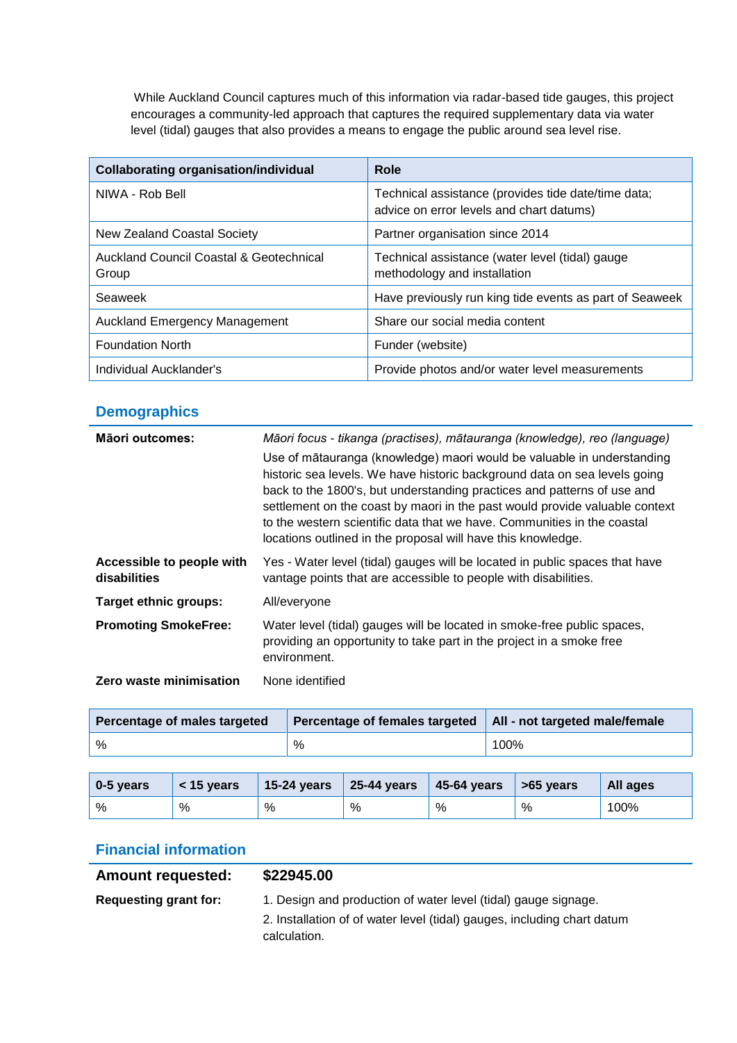While Auckland Council captures much of this information via radar-based tide gauges, this project encourages a community-led approach that captures the required supplementary data via water level (tidal) gauges that also provides a means to engage the public around sea level rise.

| Collaborating organisation/individual | Role |
|---|---|
| NIWA - Rob Bell | Technical assistance (provides tide date/time data; advice on error levels and chart datums) |
| New Zealand Coastal Society | Partner organisation since 2014 |
| Auckland Council Coastal & Geotechnical Group | Technical assistance (water level (tidal) gauge methodology and installation |
| Seaweek | Have previously run king tide events as part of Seaweek |
| Auckland Emergency Management | Share our social media content |
| Foundation North | Funder (website) |
| Individual Aucklander's | Provide photos and/or water level measurements |

## Demographics

**Māori outcomes:**

*Māori focus - tikanga (practises), mātauranga (knowledge), reo (language)*

Use of mātauranga (knowledge) maori would be valuable in understanding historic sea levels. We have historic background data on sea levels going back to the 1800's, but understanding practises and patterns of use and settlement on the coast by maori in the past would provide valuable context to the western scientific data that we have. Communities in the coastal locations outlined in the proposal will have this knowledge.

**Accessible to people with disabilities**

Yes - Water level (tidal) gauges will be located in public spaces that have vantage points that are accessible to people with disabilities.

**Target ethnic groups:**

All/everyone

**Promoting SmokeFree:**

Water level (tidal) gauges will be located in smoke-free public spaces, providing an opportunity to take part in the project in a smoke free environment.

**Zero waste minimisation**

None identified

| Percentage of males targeted | Percentage of females targeted | All - not targeted male/female |
|---|---|---|
| % | % | 100% |

| 0-5 years | < 15 years | 15-24 years | 25-44 years | 45-64 years | >65 years | All ages |
|---|---|---|---|---|---|---|
| % | % | % | % | % | % | 100% |

## Financial information

**Amount requested:** **$22945.00**

**Requesting grant for:**

1. Design and production of water level (tidal) gauge signage.
2. Installation of of water level (tidal) gauges, including chart datum calculation.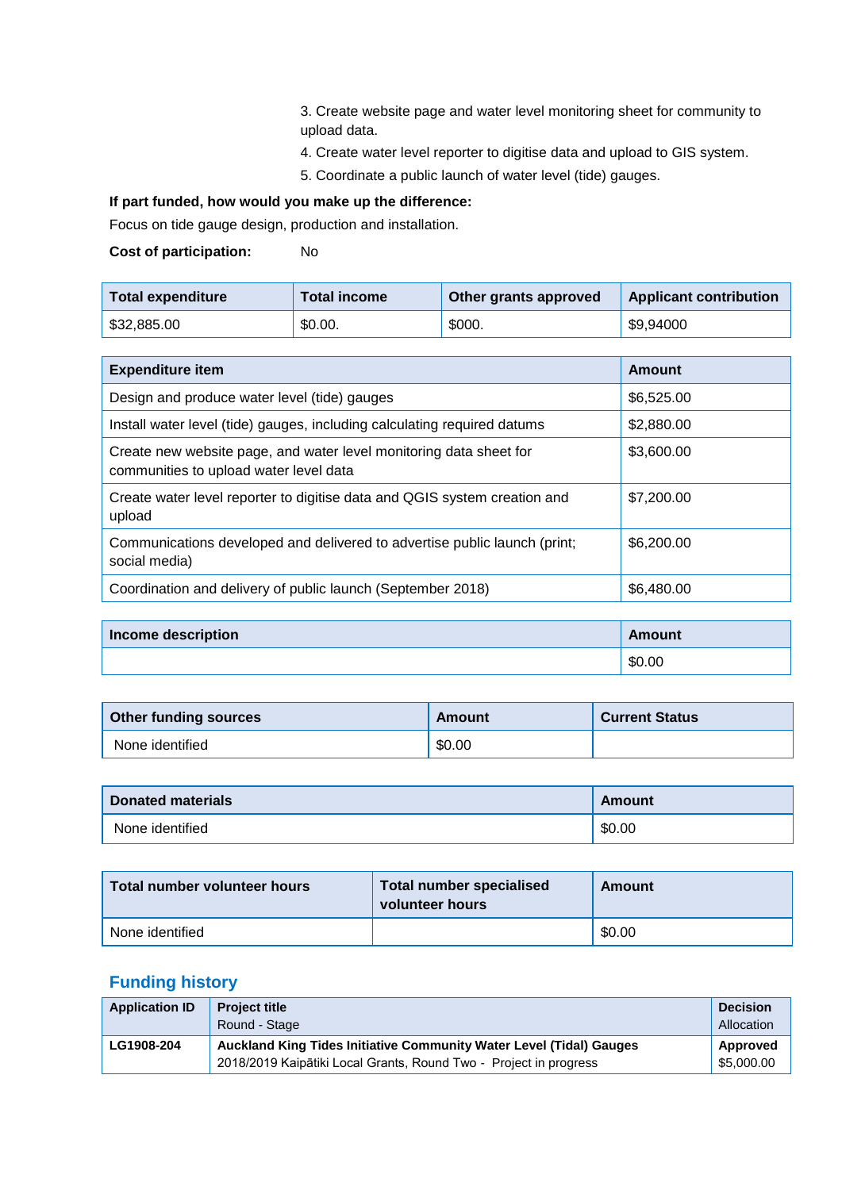3. Create website page and water level monitoring sheet for community to upload data.
4. Create water level reporter to digitise data and upload to GIS system.
5. Coordinate a public launch of water level (tide) gauges.

**If part funded, how would you make up the difference:**

Focus on tide gauge design, production and installation.

**Cost of participation:** No

| Total expenditure | Total income | Other grants approved | Applicant contribution |
|---|---|---|---|
| $32,885.00 | $0.00. | $000. | $9,94000 |

| Expenditure item | Amount |
|---|---|
| Design and produce water level (tide) gauges | $6,525.00 |
| Install water level (tide) gauges, including calculating required datums | $2,880.00 |
| Create new website page, and water level monitoring data sheet for communities to upload water level data | $3,600.00 |
| Create water level reporter to digitise data and QGIS system creation and upload | $7,200.00 |
| Communications developed and delivered to advertise public launch (print; social media) | $6,200.00 |
| Coordination and delivery of public launch (September 2018) | $6,480.00 |

| Income description | Amount |
|---|---|
| | $0.00 |

| Other funding sources | Amount | Current Status |
|---|---|---|
| None identified | $0.00 | |

| Donated materials | Amount |
|---|---|
| None identified | $0.00 |

| Total number volunteer hours | Total number specialised volunteer hours | Amount |
|---|---|---|
| None identified | | $0.00 |

## Funding history

| Application ID | Project title<br>Round - Stage | Decision<br>Allocation |
|---|---|---|
| LG1908-204 | **Auckland King Tides Initiative Community Water Level (Tidal) Gauges**<br>2018/2019 Kaipātiki Local Grants, Round Two - Project in progress | **Approved**<br>$5,000.00 |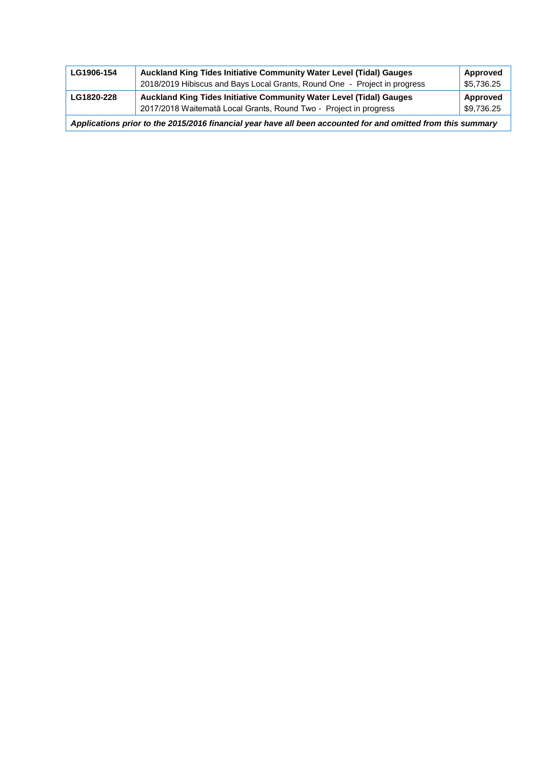| | | |
|---|---|---|
| **LG1906-154** | **Auckland King Tides Initiative Community Water Level (Tidal) Gauges**<br>2018/2019 Hibiscus and Bays Local Grants, Round One - Project in progress | **Approved**<br>$5,736.25 |
| **LG1820-228** | **Auckland King Tides Initiative Community Water Level (Tidal) Gauges**<br>2017/2018 Waitematā Local Grants, Round Two - Project in progress | **Approved**<br>$9,736.25 |
| ***Applications prior to the 2015/2016 financial year have all been accounted for and omitted from this summary*** | | |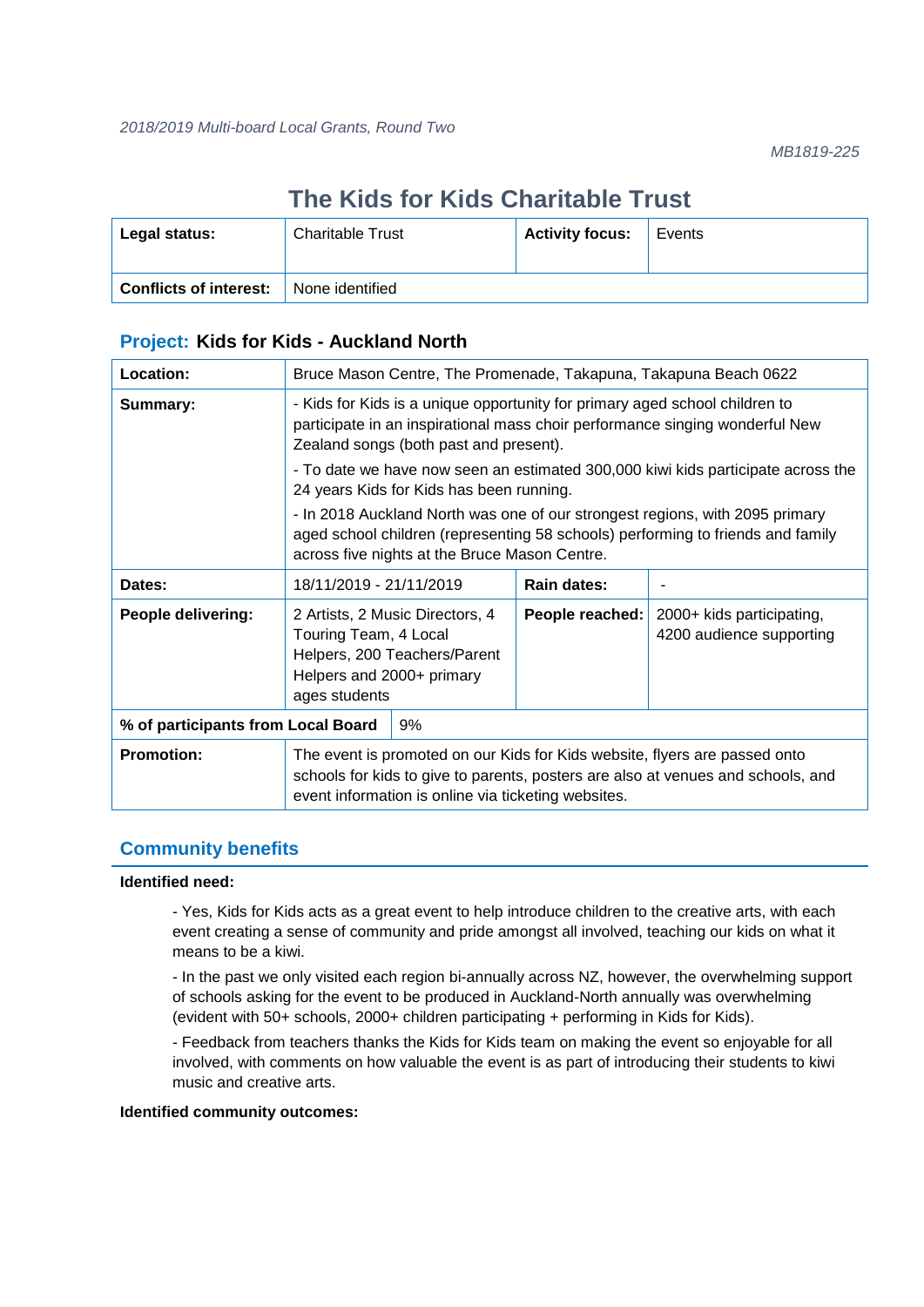*2018/2019 Multi-board Local Grants, Round Two*

*MB1819-225*

# The Kids for Kids Charitable Trust

| | | | |
|---|---|---|---|
| **Legal status:** | Charitable Trust | **Activity focus:** | Events |
| **Conflicts of interest:** | None identified | | |

## Project: Kids for Kids - Auckland North

| | | | |
|---|---|---|---|
| **Location:** | Bruce Mason Centre, The Promenade, Takapuna, Takapuna Beach 0622 | | |
| **Summary:** | - Kids for Kids is a unique opportunity for primary aged school children to participate in an inspirational mass choir performance singing wonderful New Zealand songs (both past and present).<br>- To date we have now seen an estimated 300,000 kiwi kids participate across the 24 years Kids for Kids has been running.<br>- In 2018 Auckland North was one of our strongest regions, with 2095 primary aged school children (representing 58 schools) performing to friends and family across five nights at the Bruce Mason Centre. | | |
| **Dates:** | 18/11/2019 - 21/11/2019 | **Rain dates:** | - |
| **People delivering:** | 2 Artists, 2 Music Directors, 4 Touring Team, 4 Local Helpers, 200 Teachers/Parent Helpers and 2000+ primary ages students | **People reached:** | 2000+ kids participating, 4200 audience supporting |
| **% of participants from Local Board** | 9% | | |
| **Promotion:** | The event is promoted on our Kids for Kids website, flyers are passed onto schools for kids to give to parents, posters are also at venues and schools, and event information is online via ticketing websites. | | |

## Community benefits

**Identified need:**

- Yes, Kids for Kids acts as a great event to help introduce children to the creative arts, with each event creating a sense of community and pride amongst all involved, teaching our kids on what it means to be a kiwi.

- In the past we only visited each region bi-annually across NZ, however, the overwhelming support of schools asking for the event to be produced in Auckland-North annually was overwhelming (evident with 50+ schools, 2000+ children participating + performing in Kids for Kids).

- Feedback from teachers thanks the Kids for Kids team on making the event so enjoyable for all involved, with comments on how valuable the event is as part of introducing their students to kiwi music and creative arts.

**Identified community outcomes:**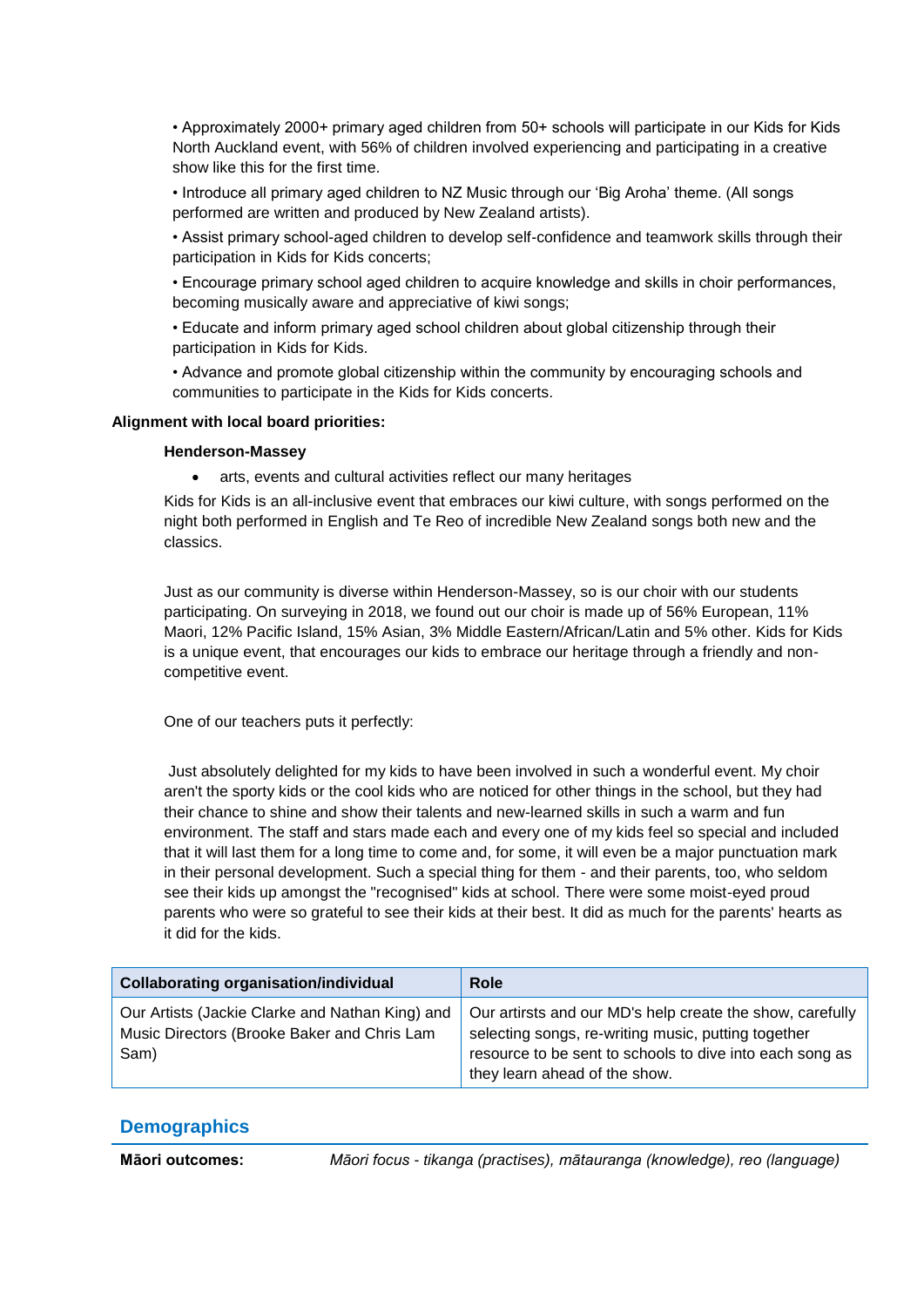• Approximately 2000+ primary aged children from 50+ schools will participate in our Kids for Kids North Auckland event, with 56% of children involved experiencing and participating in a creative show like this for the first time.

• Introduce all primary aged children to NZ Music through our 'Big Aroha' theme. (All songs performed are written and produced by New Zealand artists).

• Assist primary school-aged children to develop self-confidence and teamwork skills through their participation in Kids for Kids concerts;

• Encourage primary school aged children to acquire knowledge and skills in choir performances, becoming musically aware and appreciative of kiwi songs;

• Educate and inform primary aged school children about global citizenship through their participation in Kids for Kids.

• Advance and promote global citizenship within the community by encouraging schools and communities to participate in the Kids for Kids concerts.

**Alignment with local board priorities:**

**Henderson-Massey**

- arts, events and cultural activities reflect our many heritages

Kids for Kids is an all-inclusive event that embraces our kiwi culture, with songs performed on the night both performed in English and Te Reo of incredible New Zealand songs both new and the classics.

Just as our community is diverse within Henderson-Massey, so is our choir with our students participating. On surveying in 2018, we found out our choir is made up of 56% European, 11% Maori, 12% Pacific Island, 15% Asian, 3% Middle Eastern/African/Latin and 5% other. Kids for Kids is a unique event, that encourages our kids to embrace our heritage through a friendly and non-competitive event.

One of our teachers puts it perfectly:

Just absolutely delighted for my kids to have been involved in such a wonderful event. My choir aren't the sporty kids or the cool kids who are noticed for other things in the school, but they had their chance to shine and show their talents and new-learned skills in such a warm and fun environment. The staff and stars made each and every one of my kids feel so special and included that it will last them for a long time to come and, for some, it will even be a major punctuation mark in their personal development. Such a special thing for them - and their parents, too, who seldom see their kids up amongst the "recognised" kids at school. There were some moist-eyed proud parents who were so grateful to see their kids at their best. It did as much for the parents' hearts as it did for the kids.

| Collaborating organisation/individual | Role |
|---|---|
| Our Artists (Jackie Clarke and Nathan King) and Music Directors (Brooke Baker and Chris Lam Sam) | Our artirsts and our MD's help create the show, carefully selecting songs, re-writing music, putting together resource to be sent to schools to dive into each song as they learn ahead of the show. |

## Demographics

**Māori outcomes:** *Māori focus - tikanga (practises), mātauranga (knowledge), reo (language)*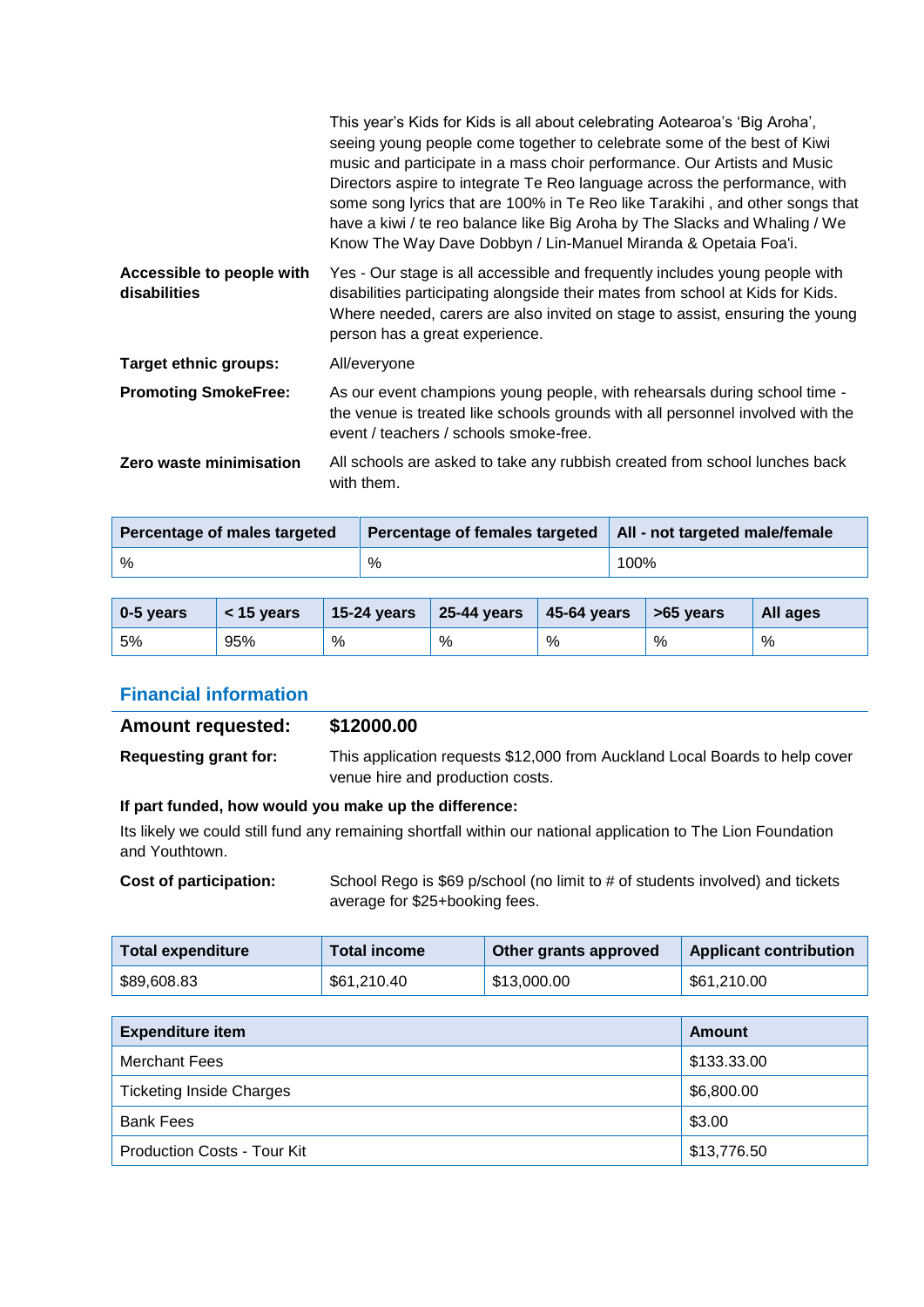|  |  |
|---|---|
|  | This year's Kids for Kids is all about celebrating Aotearoa's 'Big Aroha', seeing young people come together to celebrate some of the best of Kiwi music and participate in a mass choir performance. Our Artists and Music Directors aspire to integrate Te Reo language across the performance, with some song lyrics that are 100% in Te Reo like Tarakihi , and other songs that have a kiwi / te reo balance like Big Aroha by The Slacks and Whaling / We Know The Way Dave Dobbyn / Lin-Manuel Miranda & Opetaia Foa'i. |
| **Accessible to people with disabilities** | Yes - Our stage is all accessible and frequently includes young people with disabilities participating alongside their mates from school at Kids for Kids. Where needed, carers are also invited on stage to assist, ensuring the young person has a great experience. |
| **Target ethnic groups:** | All/everyone |
| **Promoting SmokeFree:** | As our event champions young people, with rehearsals during school time - the venue is treated like schools grounds with all personnel involved with the event / teachers / schools smoke-free. |
| **Zero waste minimisation** | All schools are asked to take any rubbish created from school lunches back with them. |

| Percentage of males targeted | Percentage of females targeted | All - not targeted male/female |
|---|---|---|
| % | % | 100% |

| 0-5 years | < 15 years | 15-24 years | 25-44 years | 45-64 years | >65 years | All ages |
|---|---|---|---|---|---|---|
| 5% | 95% | % | % | % | % | % |

## Financial information

**Amount requested:** **$12000.00**

**Requesting grant for:** This application requests $12,000 from Auckland Local Boards to help cover venue hire and production costs.

**If part funded, how would you make up the difference:**

Its likely we could still fund any remaining shortfall within our national application to The Lion Foundation and Youthtown.

**Cost of participation:** School Rego is $69 p/school (no limit to # of students involved) and tickets average for $25+booking fees.

| Total expenditure | Total income | Other grants approved | Applicant contribution |
|---|---|---|---|
| $89,608.83 | $61,210.40 | $13,000.00 | $61,210.00 |

| Expenditure item | Amount |
|---|---|
| Merchant Fees | $133.33.00 |
| Ticketing Inside Charges | $6,800.00 |
| Bank Fees | $3.00 |
| Production Costs - Tour Kit | $13,776.50 |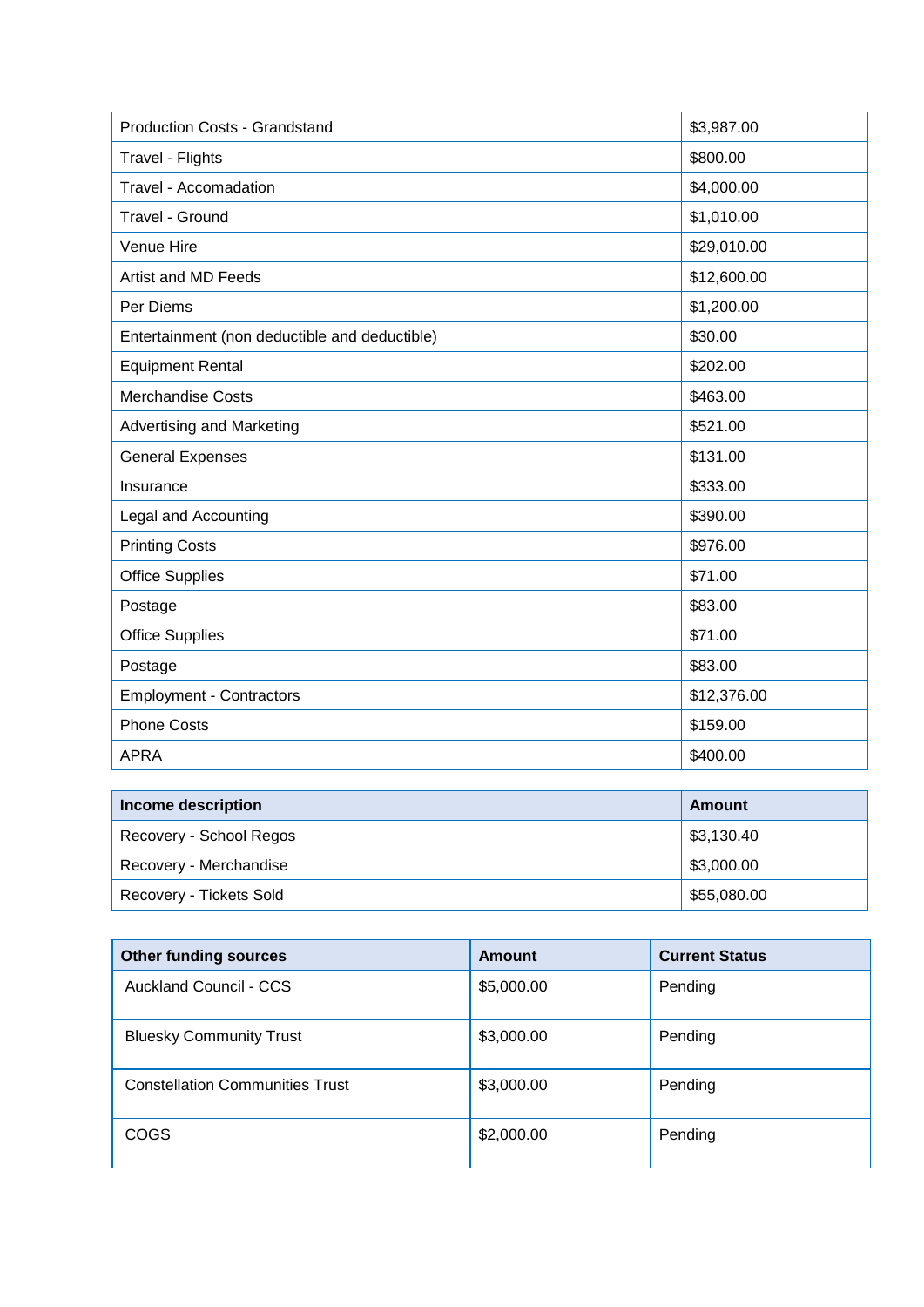| | |
|---|---|
| Production Costs - Grandstand | $3,987.00 |
| Travel - Flights | $800.00 |
| Travel - Accomadation | $4,000.00 |
| Travel - Ground | $1,010.00 |
| Venue Hire | $29,010.00 |
| Artist and MD Feeds | $12,600.00 |
| Per Diems | $1,200.00 |
| Entertainment (non deductible and deductible) | $30.00 |
| Equipment Rental | $202.00 |
| Merchandise Costs | $463.00 |
| Advertising and Marketing | $521.00 |
| General Expenses | $131.00 |
| Insurance | $333.00 |
| Legal and Accounting | $390.00 |
| Printing Costs | $976.00 |
| Office Supplies | $71.00 |
| Postage | $83.00 |
| Office Supplies | $71.00 |
| Postage | $83.00 |
| Employment - Contractors | $12,376.00 |
| Phone Costs | $159.00 |
| APRA | $400.00 |

| Income description | Amount |
|---|---|
| Recovery - School Regos | $3,130.40 |
| Recovery - Merchandise | $3,000.00 |
| Recovery - Tickets Sold | $55,080.00 |

| Other funding sources | Amount | Current Status |
|---|---|---|
| Auckland Council - CCS | $5,000.00 | Pending |
| Bluesky Community Trust | $3,000.00 | Pending |
| Constellation Communities Trust | $3,000.00 | Pending |
| COGS | $2,000.00 | Pending |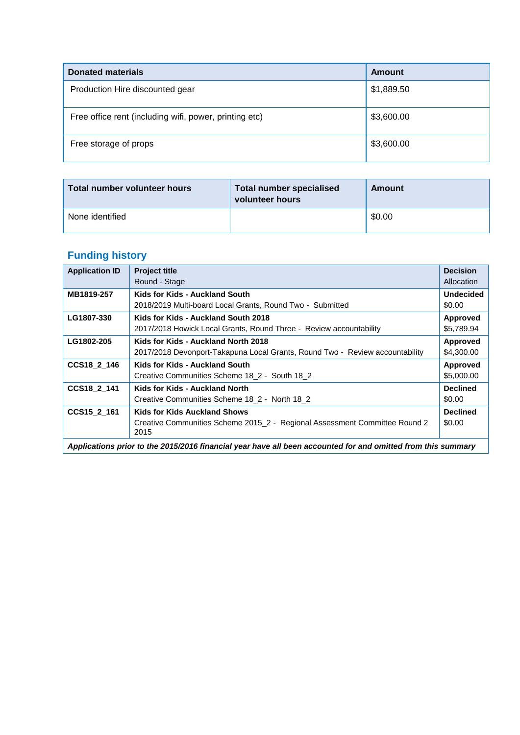| Donated materials | Amount |
|---|---|
| Production Hire discounted gear | $1,889.50 |
| Free office rent (including wifi, power, printing etc) | $3,600.00 |
| Free storage of props | $3,600.00 |

| Total number volunteer hours | Total number specialised volunteer hours | Amount |
|---|---|---|
| None identified | | $0.00 |

## Funding history

| Application ID | Project title<br>Round - Stage | Decision<br>Allocation |
|---|---|---|
| **MB1819-257** | **Kids for Kids - Auckland South**<br>2018/2019 Multi-board Local Grants, Round Two - Submitted | **Undecided**<br>$0.00 |
| **LG1807-330** | **Kids for Kids - Auckland South 2018**<br>2017/2018 Howick Local Grants, Round Three - Review accountability | **Approved**<br>$5,789.94 |
| **LG1802-205** | **Kids for Kids - Auckland North 2018**<br>2017/2018 Devonport-Takapuna Local Grants, Round Two - Review accountability | **Approved**<br>$4,300.00 |
| **CCS18_2_146** | **Kids for Kids - Auckland South**<br>Creative Communities Scheme 18_2 - South 18_2 | **Approved**<br>$5,000.00 |
| **CCS18_2_141** | **Kids for Kids - Auckland North**<br>Creative Communities Scheme 18_2 - North 18_2 | **Declined**<br>$0.00 |
| **CCS15_2_161** | **Kids for Kids Auckland Shows**<br>Creative Communities Scheme 2015_2 - Regional Assessment Committee Round 2 2015 | **Declined**<br>$0.00 |

***Applications prior to the 2015/2016 financial year have all been accounted for and omitted from this summary***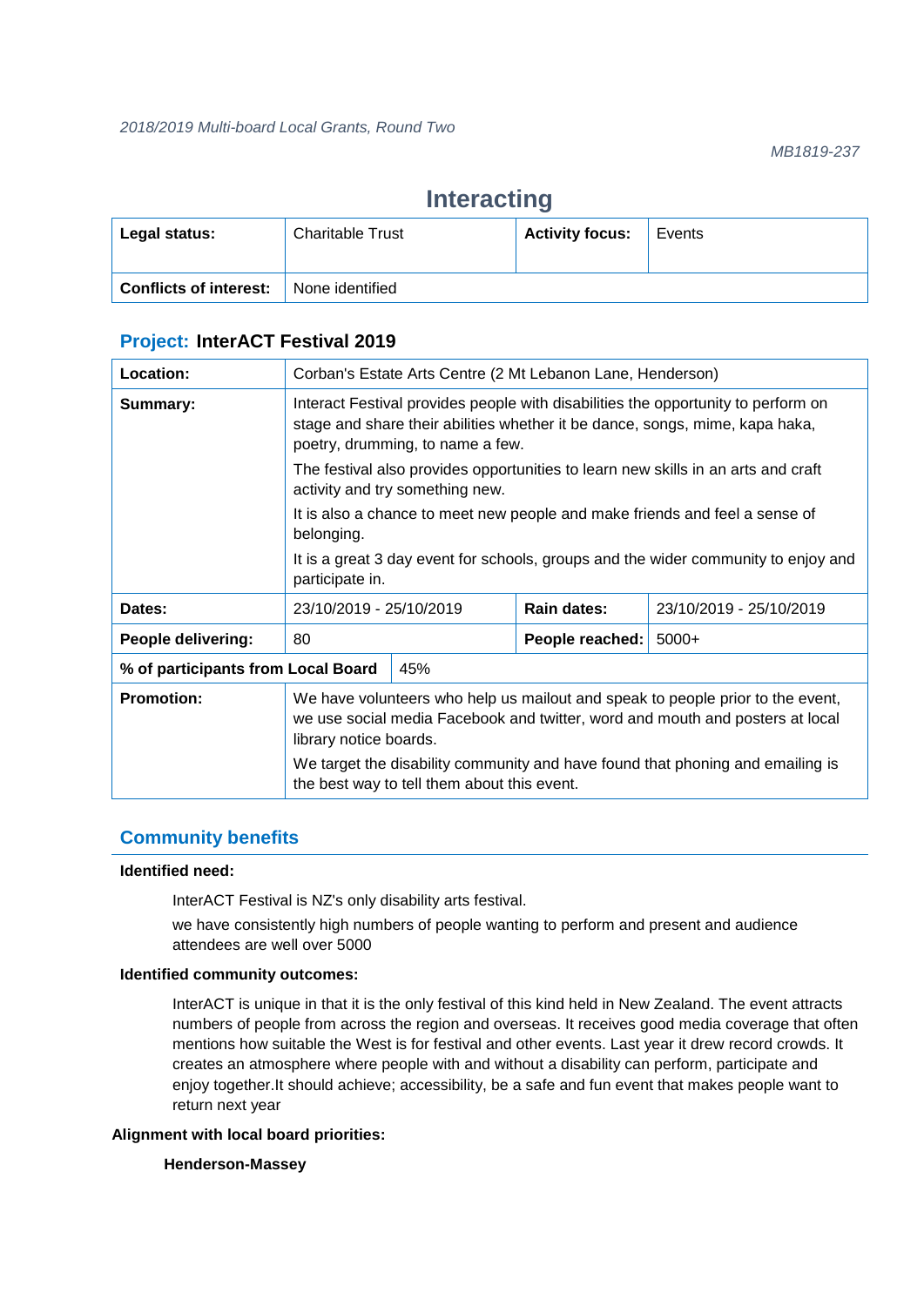*2018/2019 Multi-board Local Grants, Round Two*

*MB1819-237*

# Interacting

| | | | |
|---|---|---|---|
| **Legal status:** | Charitable Trust | **Activity focus:** | Events |
| **Conflicts of interest:** | None identified | | |

## Project: InterACT Festival 2019

| | | | |
|---|---|---|---|
| **Location:** | Corban's Estate Arts Centre (2 Mt Lebanon Lane, Henderson) | | |
| **Summary:** | Interact Festival provides people with disabilities the opportunity to perform on stage and share their abilities whether it be dance, songs, mime, kapa haka, poetry, drumming, to name a few.<br>The festival also provides opportunities to learn new skills in an arts and craft activity and try something new.<br>It is also a chance to meet new people and make friends and feel a sense of belonging.<br>It is a great 3 day event for schools, groups and the wider community to enjoy and participate in. | | |
| **Dates:** | 23/10/2019 - 25/10/2019 | **Rain dates:** | 23/10/2019 - 25/10/2019 |
| **People delivering:** | 80 | **People reached:** | 5000+ |
| **% of participants from Local Board** | 45% | | |
| **Promotion:** | We have volunteers who help us mailout and speak to people prior to the event, we use social media Facebook and twitter, word and mouth and posters at local library notice boards.<br>We target the disability community and have found that phoning and emailing is the best way to tell them about this event. | | |

## Community benefits

**Identified need:**

InterACT Festival is NZ's only disability arts festival.

we have consistently high numbers of people wanting to perform and present and audience attendees are well over 5000

**Identified community outcomes:**

InterACT is unique in that it is the only festival of this kind held in New Zealand. The event attracts numbers of people from across the region and overseas. It receives good media coverage that often mentions how suitable the West is for festival and other events. Last year it drew record crowds. It creates an atmosphere where people with and without a disability can perform, participate and enjoy together.It should achieve; accessibility, be a safe and fun event that makes people want to return next year

**Alignment with local board priorities:**

**Henderson-Massey**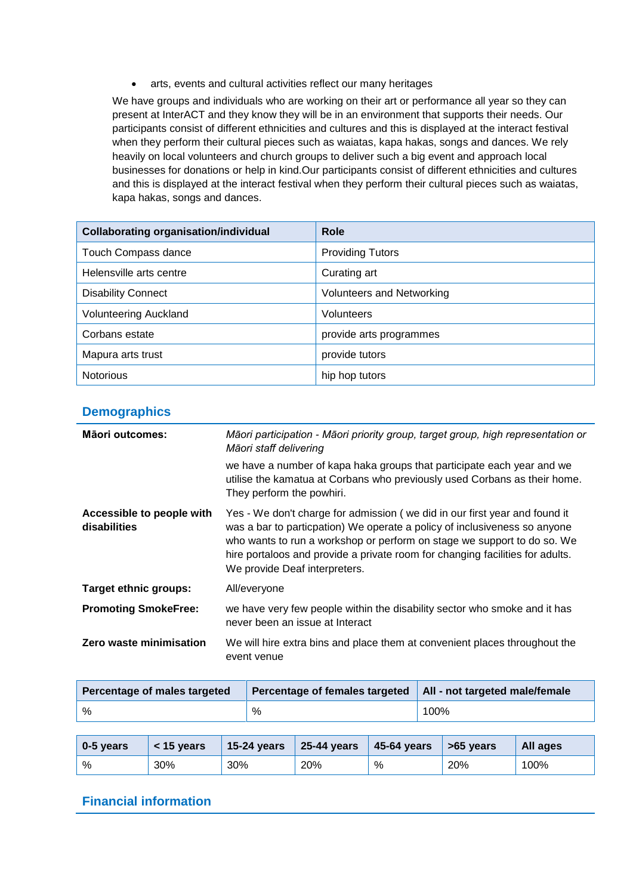- arts, events and cultural activities reflect our many heritages

We have groups and individuals who are working on their art or performance all year so they can present at InterACT and they know they will be in an environment that supports their needs. Our participants consist of different ethnicities and cultures and this is displayed at the interact festival when they perform their cultural pieces such as waiatas, kapa hakas, songs and dances. We rely heavily on local volunteers and church groups to deliver such a big event and approach local businesses for donations or help in kind.Our participants consist of different ethnicities and cultures and this is displayed at the interact festival when they perform their cultural pieces such as waiatas, kapa hakas, songs and dances.

| Collaborating organisation/individual | Role |
|---|---|
| Touch Compass dance | Providing Tutors |
| Helensville arts centre | Curating art |
| Disability Connect | Volunteers and Networking |
| Volunteering Auckland | Volunteers |
| Corbans estate | provide arts programmes |
| Mapura arts trust | provide tutors |
| Notorious | hip hop tutors |

## Demographics

**Māori outcomes:**

*Māori participation - Māori priority group, target group, high representation or Māori staff delivering*

we have a number of kapa haka groups that participate each year and we utilise the kamatua at Corbans who previously used Corbans as their home. They perform the powhiri.

**Accessible to people with disabilities**

Yes - We don't charge for admission ( we did in our first year and found it was a bar to particpation) We operate a policy of inclusiveness so anyone who wants to run a workshop or perform on stage we support to do so. We hire portaloos and provide a private room for changing facilities for adults. We provide Deaf interpreters.

**Target ethnic groups:** All/everyone

**Promoting SmokeFree:** we have very few people within the disability sector who smoke and it has never been an issue at Interact

**Zero waste minimisation** We will hire extra bins and place them at convenient places throughout the event venue

| Percentage of males targeted | Percentage of females targeted | All - not targeted male/female |
|---|---|---|
| % | % | 100% |

| 0-5 years | < 15 years | 15-24 years | 25-44 years | 45-64 years | >65 years | All ages |
|---|---|---|---|---|---|---|
| % | 30% | 30% | 20% | % | 20% | 100% |

## Financial information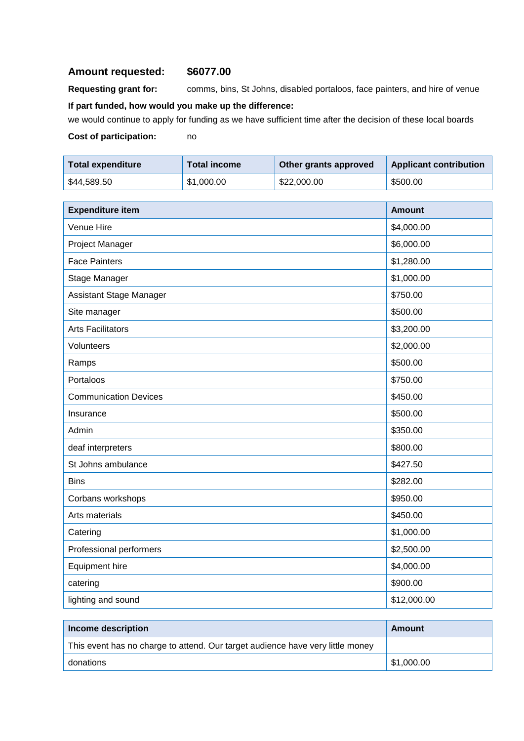**Amount requested:** **$6077.00**

**Requesting grant for:** comms, bins, St Johns, disabled portaloos, face painters, and hire of venue

**If part funded, how would you make up the difference:**

we would continue to apply for funding as we have sufficient time after the decision of these local boards

**Cost of participation:** no

| Total expenditure | Total income | Other grants approved | Applicant contribution |
|---|---|---|---|
| $44,589.50 | $1,000.00 | $22,000.00 | $500.00 |

| Expenditure item | Amount |
|---|---|
| Venue Hire | $4,000.00 |
| Project Manager | $6,000.00 |
| Face Painters | $1,280.00 |
| Stage Manager | $1,000.00 |
| Assistant Stage Manager | $750.00 |
| Site manager | $500.00 |
| Arts Facilitators | $3,200.00 |
| Volunteers | $2,000.00 |
| Ramps | $500.00 |
| Portaloos | $750.00 |
| Communication Devices | $450.00 |
| Insurance | $500.00 |
| Admin | $350.00 |
| deaf interpreters | $800.00 |
| St Johns ambulance | $427.50 |
| Bins | $282.00 |
| Corbans workshops | $950.00 |
| Arts materials | $450.00 |
| Catering | $1,000.00 |
| Professional performers | $2,500.00 |
| Equipment hire | $4,000.00 |
| catering | $900.00 |
| lighting and sound | $12,000.00 |

| Income description | Amount |
|---|---|
| This event has no charge to attend. Our target audience have very little money | |
| donations | $1,000.00 |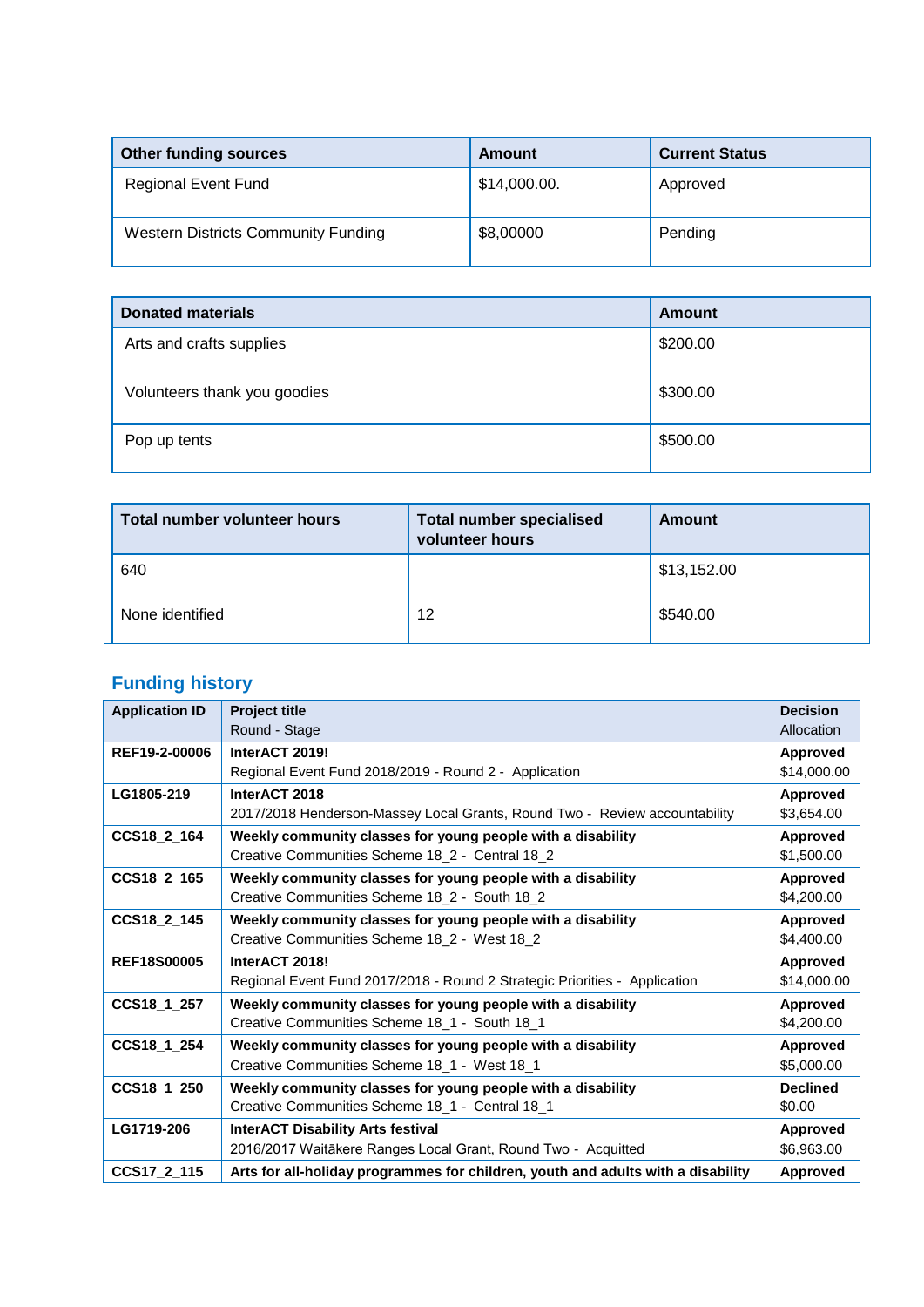| Other funding sources | Amount | Current Status |
|---|---|---|
| Regional Event Fund | $14,000.00. | Approved |
| Western Districts Community Funding | $8,00000 | Pending |

| Donated materials | Amount |
|---|---|
| Arts and crafts supplies | $200.00 |
| Volunteers thank you goodies | $300.00 |
| Pop up tents | $500.00 |

| Total number volunteer hours | Total number specialised volunteer hours | Amount |
|---|---|---|
| 640 | | $13,152.00 |
| None identified | 12 | $540.00 |

## Funding history

| Application ID | Project title<br>Round - Stage | Decision<br>Allocation |
|---|---|---|
| **REF19-2-00006** | **InterACT 2019!**<br>Regional Event Fund 2018/2019 - Round 2 - Application | **Approved**<br>$14,000.00 |
| **LG1805-219** | **InterACT 2018**<br>2017/2018 Henderson-Massey Local Grants, Round Two - Review accountability | **Approved**<br>$3,654.00 |
| **CCS18_2_164** | **Weekly community classes for young people with a disability**<br>Creative Communities Scheme 18_2 - Central 18_2 | **Approved**<br>$1,500.00 |
| **CCS18_2_165** | **Weekly community classes for young people with a disability**<br>Creative Communities Scheme 18_2 - South 18_2 | **Approved**<br>$4,200.00 |
| **CCS18_2_145** | **Weekly community classes for young people with a disability**<br>Creative Communities Scheme 18_2 - West 18_2 | **Approved**<br>$4,400.00 |
| **REF18S00005** | **InterACT 2018!**<br>Regional Event Fund 2017/2018 - Round 2 Strategic Priorities - Application | **Approved**<br>$14,000.00 |
| **CCS18_1_257** | **Weekly community classes for young people with a disability**<br>Creative Communities Scheme 18_1 - South 18_1 | **Approved**<br>$4,200.00 |
| **CCS18_1_254** | **Weekly community classes for young people with a disability**<br>Creative Communities Scheme 18_1 - West 18_1 | **Approved**<br>$5,000.00 |
| **CCS18_1_250** | **Weekly community classes for young people with a disability**<br>Creative Communities Scheme 18_1 - Central 18_1 | **Declined**<br>$0.00 |
| **LG1719-206** | **InterACT Disability Arts festival**<br>2016/2017 Waitākere Ranges Local Grant, Round Two - Acquitted | **Approved**<br>$6,963.00 |
| **CCS17_2_115** | **Arts for all-holiday programmes for children, youth and adults with a disability** | **Approved** |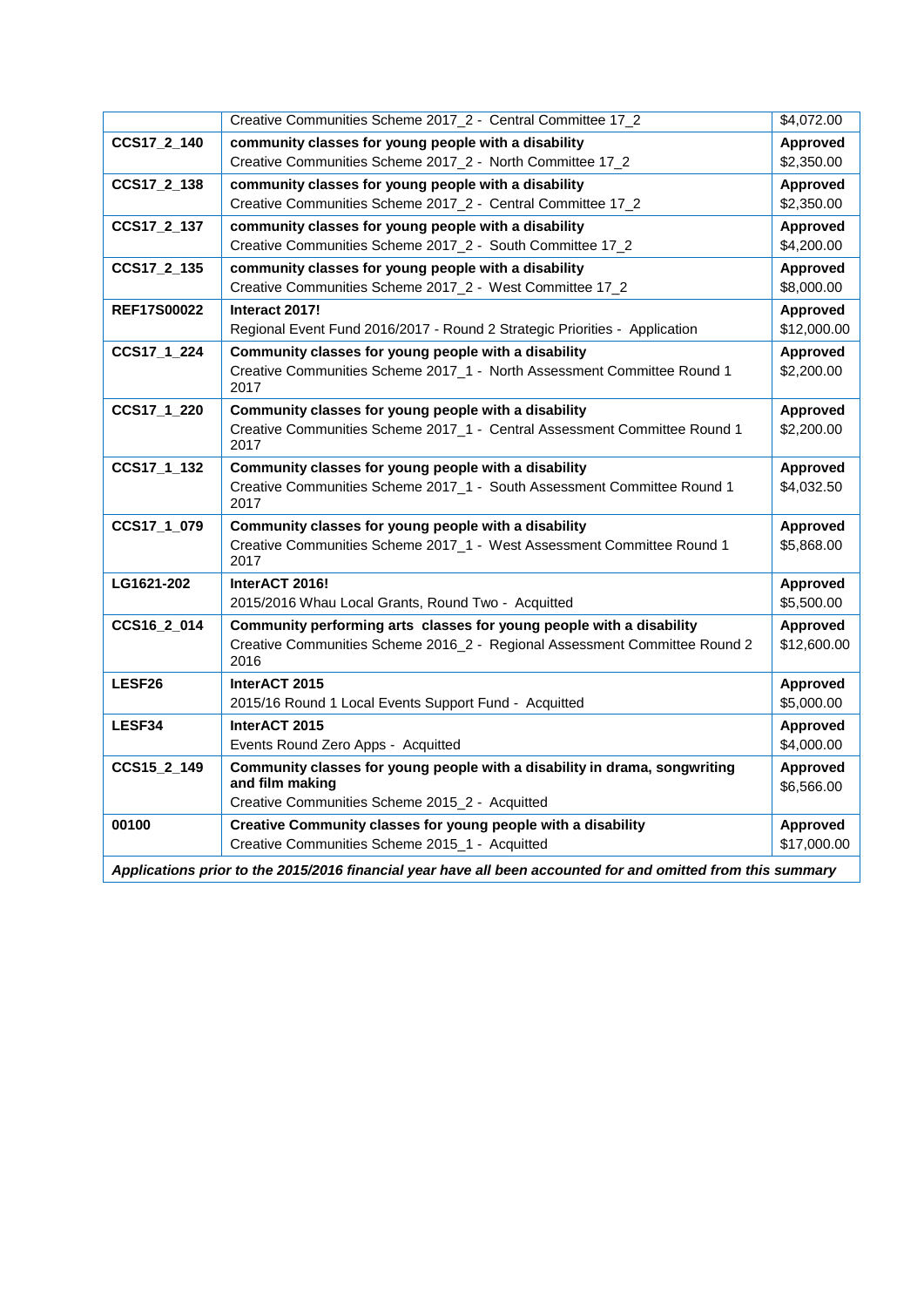| | | |
|---|---|---|
| | Creative Communities Scheme 2017_2 - Central Committee 17_2 | $4,072.00 |
| **CCS17_2_140** | **community classes for young people with a disability**<br>Creative Communities Scheme 2017_2 - North Committee 17_2 | **Approved**<br>$2,350.00 |
| **CCS17_2_138** | **community classes for young people with a disability**<br>Creative Communities Scheme 2017_2 - Central Committee 17_2 | **Approved**<br>$2,350.00 |
| **CCS17_2_137** | **community classes for young people with a disability**<br>Creative Communities Scheme 2017_2 - South Committee 17_2 | **Approved**<br>$4,200.00 |
| **CCS17_2_135** | **community classes for young people with a disability**<br>Creative Communities Scheme 2017_2 - West Committee 17_2 | **Approved**<br>$8,000.00 |
| **REF17S00022** | **Interact 2017!**<br>Regional Event Fund 2016/2017 - Round 2 Strategic Priorities - Application | **Approved**<br>$12,000.00 |
| **CCS17_1_224** | **Community classes for young people with a disability**<br>Creative Communities Scheme 2017_1 - North Assessment Committee Round 1 2017 | **Approved**<br>$2,200.00 |
| **CCS17_1_220** | **Community classes for young people with a disability**<br>Creative Communities Scheme 2017_1 - Central Assessment Committee Round 1 2017 | **Approved**<br>$2,200.00 |
| **CCS17_1_132** | **Community classes for young people with a disability**<br>Creative Communities Scheme 2017_1 - South Assessment Committee Round 1 2017 | **Approved**<br>$4,032.50 |
| **CCS17_1_079** | **Community classes for young people with a disability**<br>Creative Communities Scheme 2017_1 - West Assessment Committee Round 1 2017 | **Approved**<br>$5,868.00 |
| **LG1621-202** | **InterACT 2016!**<br>2015/2016 Whau Local Grants, Round Two - Acquitted | **Approved**<br>$5,500.00 |
| **CCS16_2_014** | **Community performing arts classes for young people with a disability**<br>Creative Communities Scheme 2016_2 - Regional Assessment Committee Round 2 2016 | **Approved**<br>$12,600.00 |
| **LESF26** | **InterACT 2015**<br>2015/16 Round 1 Local Events Support Fund - Acquitted | **Approved**<br>$5,000.00 |
| **LESF34** | **InterACT 2015**<br>Events Round Zero Apps - Acquitted | **Approved**<br>$4,000.00 |
| **CCS15_2_149** | **Community classes for young people with a disability in drama, songwriting and film making**<br>Creative Communities Scheme 2015_2 - Acquitted | **Approved**<br>$6,566.00 |
| **00100** | **Creative Community classes for young people with a disability**<br>Creative Communities Scheme 2015_1 - Acquitted | **Approved**<br>$17,000.00 |
| ***Applications prior to the 2015/2016 financial year have all been accounted for and omitted from this summary*** | | |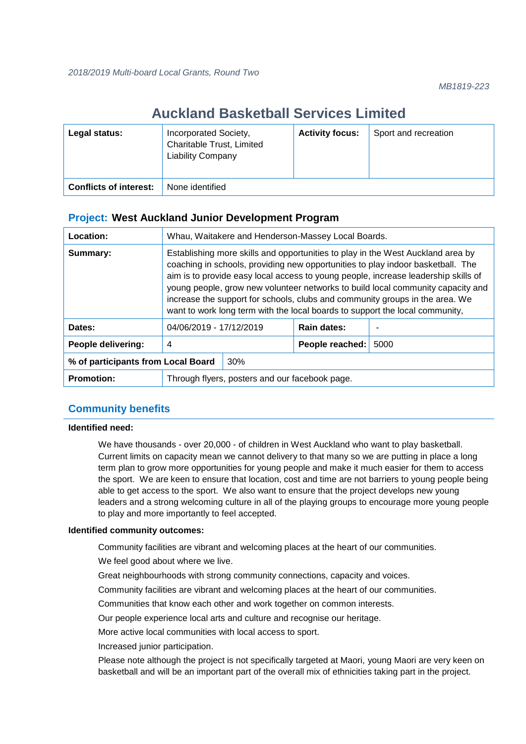*2018/2019 Multi-board Local Grants, Round Two*

*MB1819-223*

# Auckland Basketball Services Limited

| | | | |
|---|---|---|---|
| **Legal status:** | Incorporated Society, Charitable Trust, Limited Liability Company | **Activity focus:** | Sport and recreation |
| **Conflicts of interest:** | None identified | | |

## Project: West Auckland Junior Development Program

| | | | |
|---|---|---|---|
| **Location:** | Whau, Waitakere and Henderson-Massey Local Boards. | | |
| **Summary:** | Establishing more skills and opportunities to play in the West Auckland area by coaching in schools, providing new opportunities to play indoor basketball. The aim is to provide easy local access to young people, increase leadership skills of young people, grow new volunteer networks to build local community capacity and increase the support for schools, clubs and community groups in the area. We want to work long term with the local boards to support the local community, | | |
| **Dates:** | 04/06/2019 - 17/12/2019 | **Rain dates:** | - |
| **People delivering:** | 4 | **People reached:** | 5000 |
| **% of participants from Local Board** | 30% | | |
| **Promotion:** | Through flyers, posters and our facebook page. | | |

## Community benefits

**Identified need:**

We have thousands - over 20,000 - of children in West Auckland who want to play basketball. Current limits on capacity mean we cannot delivery to that many so we are putting in place a long term plan to grow more opportunities for young people and make it much easier for them to access the sport. We are keen to ensure that location, cost and time are not barriers to young people being able to get access to the sport. We also want to ensure that the project develops new young leaders and a strong welcoming culture in all of the playing groups to encourage more young people to play and more importantly to feel accepted.

**Identified community outcomes:**

Community facilities are vibrant and welcoming places at the heart of our communities.

We feel good about where we live.

Great neighbourhoods with strong community connections, capacity and voices.

Community facilities are vibrant and welcoming places at the heart of our communities.

Communities that know each other and work together on common interests.

Our people experience local arts and culture and recognise our heritage.

More active local communities with local access to sport.

Increased junior participation.

Please note although the project is not specifically targeted at Maori, young Maori are very keen on basketball and will be an important part of the overall mix of ethnicities taking part in the project.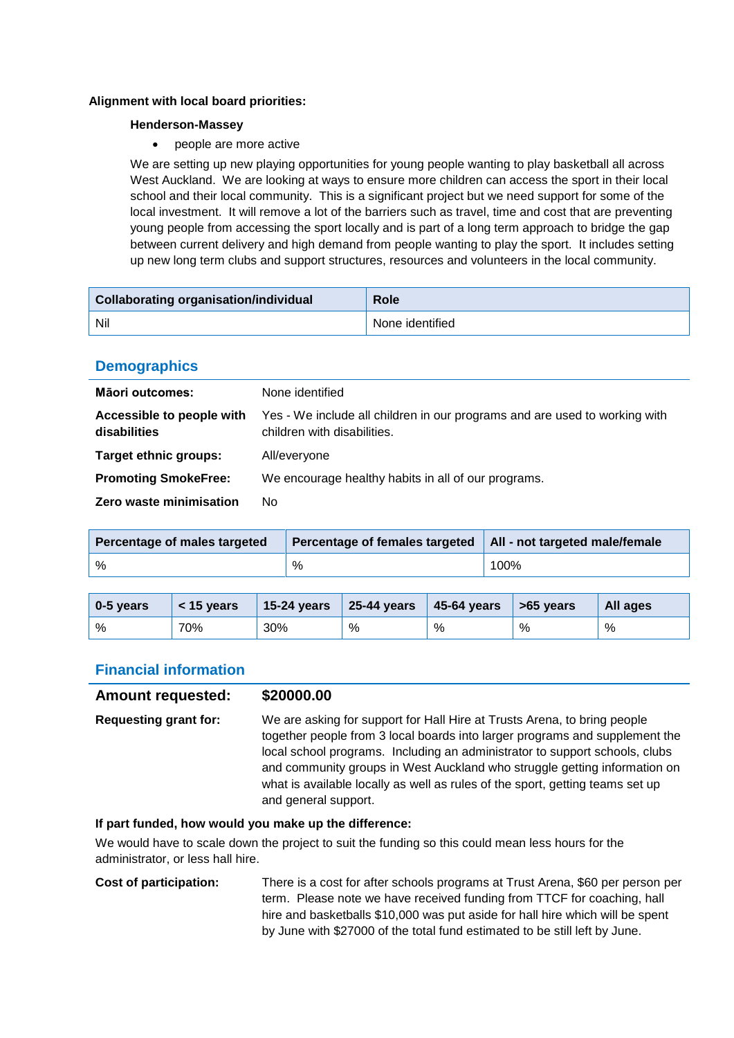**Alignment with local board priorities:**

**Henderson-Massey**

- people are more active

We are setting up new playing opportunities for young people wanting to play basketball all across West Auckland. We are looking at ways to ensure more children can access the sport in their local school and their local community. This is a significant project but we need support for some of the local investment. It will remove a lot of the barriers such as travel, time and cost that are preventing young people from accessing the sport locally and is part of a long term approach to bridge the gap between current delivery and high demand from people wanting to play the sport. It includes setting up new long term clubs and support structures, resources and volunteers in the local community.

| Collaborating organisation/individual | Role |
|---|---|
| Nil | None identified |

## Demographics

| | |
|---|---|
| **Māori outcomes:** | None identified |
| **Accessible to people with disabilities** | Yes - We include all children in our programs and are used to working with children with disabilities. |
| **Target ethnic groups:** | All/everyone |
| **Promoting SmokeFree:** | We encourage healthy habits in all of our programs. |
| **Zero waste minimisation** | No |

| Percentage of males targeted | Percentage of females targeted | All - not targeted male/female |
|---|---|---|
| % | % | 100% |

| 0-5 years | < 15 years | 15-24 years | 25-44 years | 45-64 years | >65 years | All ages |
|---|---|---|---|---|---|---|
| % | 70% | 30% | % | % | % | % |

## Financial information

**Amount requested:** **$20000.00**

**Requesting grant for:** We are asking for support for Hall Hire at Trusts Arena, to bring people together people from 3 local boards into larger programs and supplement the local school programs. Including an administrator to support schools, clubs and community groups in West Auckland who struggle getting information on what is available locally as well as rules of the sport, getting teams set up and general support.

**If part funded, how would you make up the difference:**

We would have to scale down the project to suit the funding so this could mean less hours for the administrator, or less hall hire.

**Cost of participation:** There is a cost for after schools programs at Trust Arena, $60 per person per term. Please note we have received funding from TTCF for coaching, hall hire and basketballs $10,000 was put aside for hall hire which will be spent by June with $27000 of the total fund estimated to be still left by June.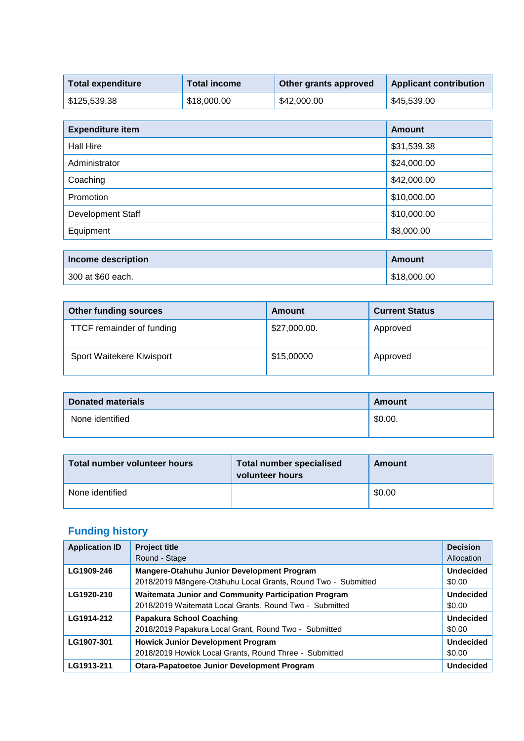| Total expenditure | Total income | Other grants approved | Applicant contribution |
|---|---|---|---|
| $125,539.38 | $18,000.00 | $42,000.00 | $45,539.00 |

| Expenditure item | Amount |
|---|---|
| Hall Hire | $31,539.38 |
| Administrator | $24,000.00 |
| Coaching | $42,000.00 |
| Promotion | $10,000.00 |
| Development Staff | $10,000.00 |
| Equipment | $8,000.00 |

| Income description | Amount |
|---|---|
| 300 at $60 each. | $18,000.00 |

| Other funding sources | Amount | Current Status |
|---|---|---|
| TTCF remainder of funding | $27,000.00. | Approved |
| Sport Waitekere Kiwisport | $15,00000 | Approved |

| Donated materials | Amount |
|---|---|
| None identified | $0.00. |

| Total number volunteer hours | Total number specialised volunteer hours | Amount |
|---|---|---|
| None identified | | $0.00 |

## Funding history

| Application ID | Project title<br>Round - Stage | Decision<br>Allocation |
|---|---|---|
| **LG1909-246** | **Mangere-Otahuhu Junior Development Program**<br>2018/2019 Māngere-Otāhuhu Local Grants, Round Two - Submitted | **Undecided**<br>$0.00 |
| **LG1920-210** | **Waitemata Junior and Community Participation Program**<br>2018/2019 Waitematā Local Grants, Round Two - Submitted | **Undecided**<br>$0.00 |
| **LG1914-212** | **Papakura School Coaching**<br>2018/2019 Papakura Local Grant, Round Two - Submitted | **Undecided**<br>$0.00 |
| **LG1907-301** | **Howick Junior Development Program**<br>2018/2019 Howick Local Grants, Round Three - Submitted | **Undecided**<br>$0.00 |
| **LG1913-211** | **Otara-Papatoetoe Junior Development Program** | **Undecided** |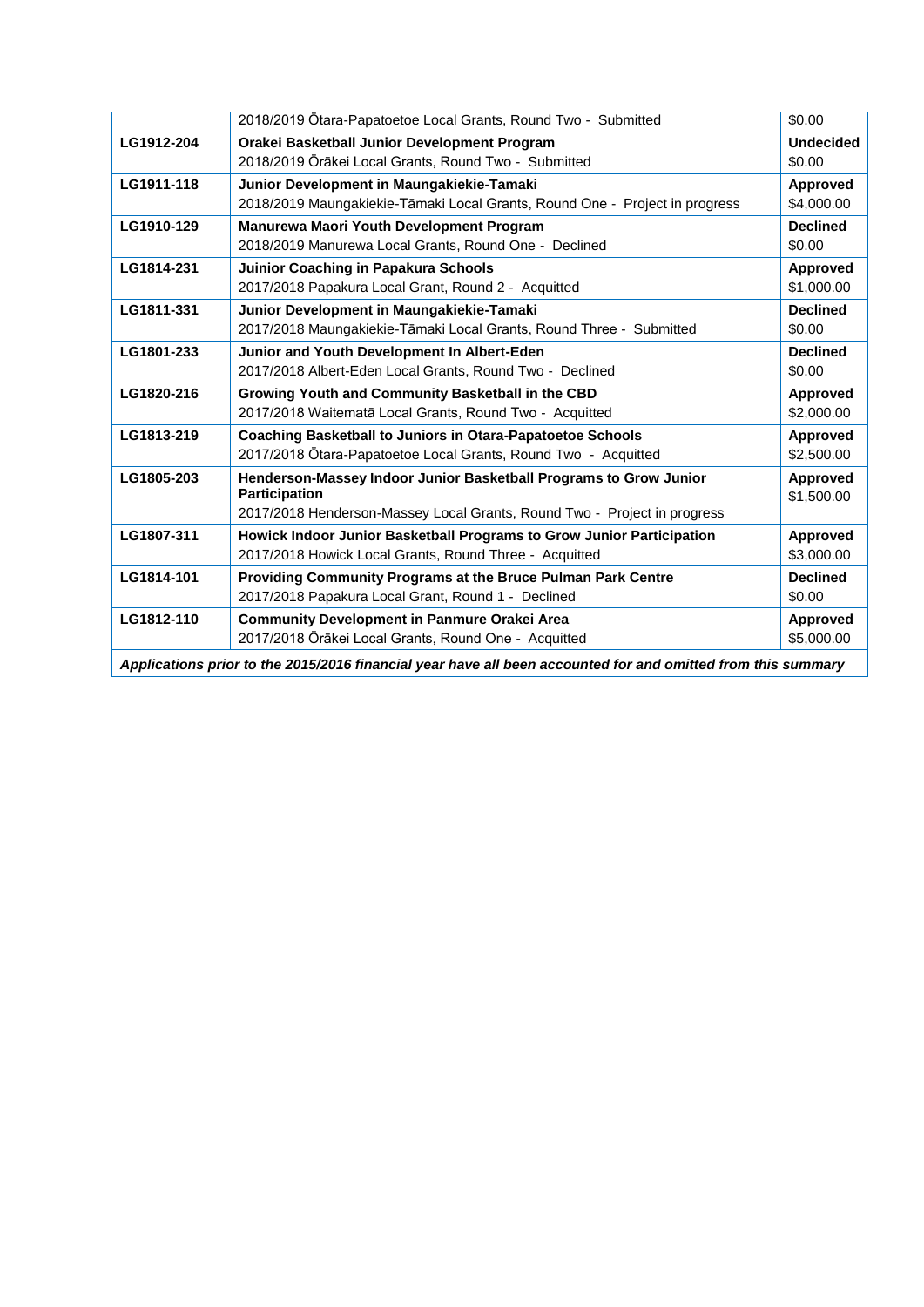| | | |
|---|---|---|
| | 2018/2019 Ōtara-Papatoetoe Local Grants, Round Two - Submitted | $0.00 |
| **LG1912-204** | **Orakei Basketball Junior Development Program**<br>2018/2019 Ōrākei Local Grants, Round Two - Submitted | **Undecided**<br>$0.00 |
| **LG1911-118** | **Junior Development in Maungakiekie-Tamaki**<br>2018/2019 Maungakiekie-Tāmaki Local Grants, Round One - Project in progress | **Approved**<br>$4,000.00 |
| **LG1910-129** | **Manurewa Maori Youth Development Program**<br>2018/2019 Manurewa Local Grants, Round One - Declined | **Declined**<br>$0.00 |
| **LG1814-231** | **Juinior Coaching in Papakura Schools**<br>2017/2018 Papakura Local Grant, Round 2 - Acquitted | **Approved**<br>$1,000.00 |
| **LG1811-331** | **Junior Development in Maungakiekie-Tamaki**<br>2017/2018 Maungakiekie-Tāmaki Local Grants, Round Three - Submitted | **Declined**<br>$0.00 |
| **LG1801-233** | **Junior and Youth Development In Albert-Eden**<br>2017/2018 Albert-Eden Local Grants, Round Two - Declined | **Declined**<br>$0.00 |
| **LG1820-216** | **Growing Youth and Community Basketball in the CBD**<br>2017/2018 Waitematā Local Grants, Round Two - Acquitted | **Approved**<br>$2,000.00 |
| **LG1813-219** | **Coaching Basketball to Juniors in Otara-Papatoetoe Schools**<br>2017/2018 Ōtara-Papatoetoe Local Grants, Round Two - Acquitted | **Approved**<br>$2,500.00 |
| **LG1805-203** | **Henderson-Massey Indoor Junior Basketball Programs to Grow Junior Participation**<br>2017/2018 Henderson-Massey Local Grants, Round Two - Project in progress | **Approved**<br>$1,500.00 |
| **LG1807-311** | **Howick Indoor Junior Basketball Programs to Grow Junior Participation**<br>2017/2018 Howick Local Grants, Round Three - Acquitted | **Approved**<br>$3,000.00 |
| **LG1814-101** | **Providing Community Programs at the Bruce Pulman Park Centre**<br>2017/2018 Papakura Local Grant, Round 1 - Declined | **Declined**<br>$0.00 |
| **LG1812-110** | **Community Development in Panmure Orakei Area**<br>2017/2018 Ōrākei Local Grants, Round One - Acquitted | **Approved**<br>$5,000.00 |
| ***Applications prior to the 2015/2016 financial year have all been accounted for and omitted from this summary*** | | |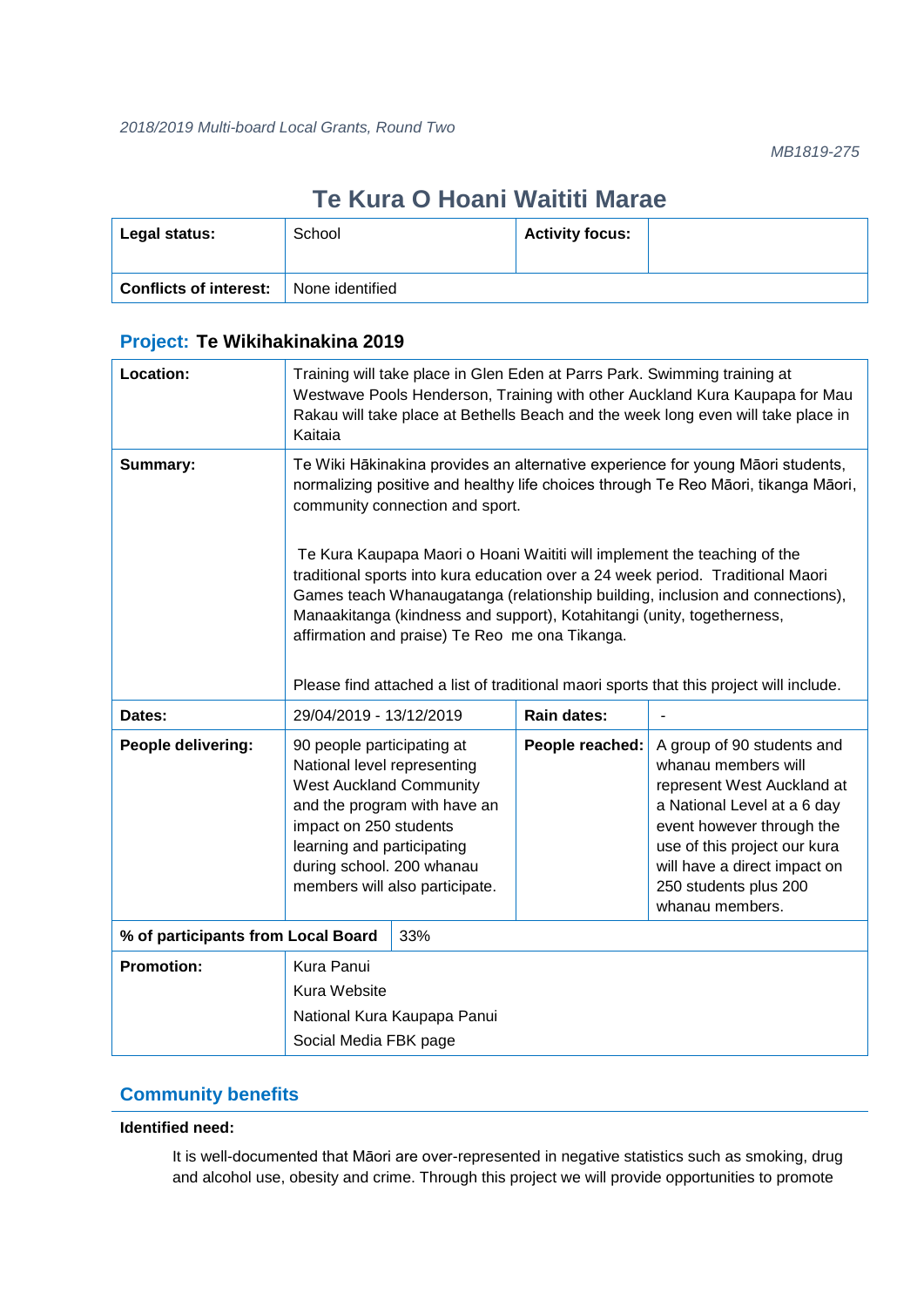*2018/2019 Multi-board Local Grants, Round Two*

*MB1819-275*

# Te Kura O Hoani Waititi Marae

| | | | |
|---|---|---|---|
| **Legal status:** | School | **Activity focus:** | |
| **Conflicts of interest:** | None identified | | |

## Project: Te Wikihakinakina 2019

| | | | |
|---|---|---|---|
| **Location:** | Training will take place in Glen Eden at Parrs Park. Swimming training at Westwave Pools Henderson, Training with other Auckland Kura Kaupapa for Mau Rakau will take place at Bethells Beach and the week long even will take place in Kaitaia | | |
| **Summary:** | Te Wiki Hākinakina provides an alternative experience for young Māori students, normalizing positive and healthy life choices through Te Reo Māori, tikanga Māori, community connection and sport.<br><br>Te Kura Kaupapa Maori o Hoani Waititi will implement the teaching of the traditional sports into kura education over a 24 week period. Traditional Maori Games teach Whanaugatanga (relationship building, inclusion and connections), Manaakitanga (kindness and support), Kotahitangi (unity, togetherness, affirmation and praise) Te Reo me ona Tikanga.<br><br>Please find attached a list of traditional maori sports that this project will include. | | |
| **Dates:** | 29/04/2019 - 13/12/2019 | **Rain dates:** | - |
| **People delivering:** | 90 people participating at National level representing West Auckland Community and the program with have an impact on 250 students learning and participating during school. 200 whanau members will also participate. | **People reached:** | A group of 90 students and whanau members will represent West Auckland at a National Level at a 6 day event however through the use of this project our kura will have a direct impact on 250 students plus 200 whanau members. |
| **% of participants from Local Board** | 33% | | |
| **Promotion:** | Kura Panui<br>Kura Website<br>National Kura Kaupapa Panui<br>Social Media FBK page | | |

## Community benefits

**Identified need:**

It is well-documented that Māori are over-represented in negative statistics such as smoking, drug and alcohol use, obesity and crime. Through this project we will provide opportunities to promote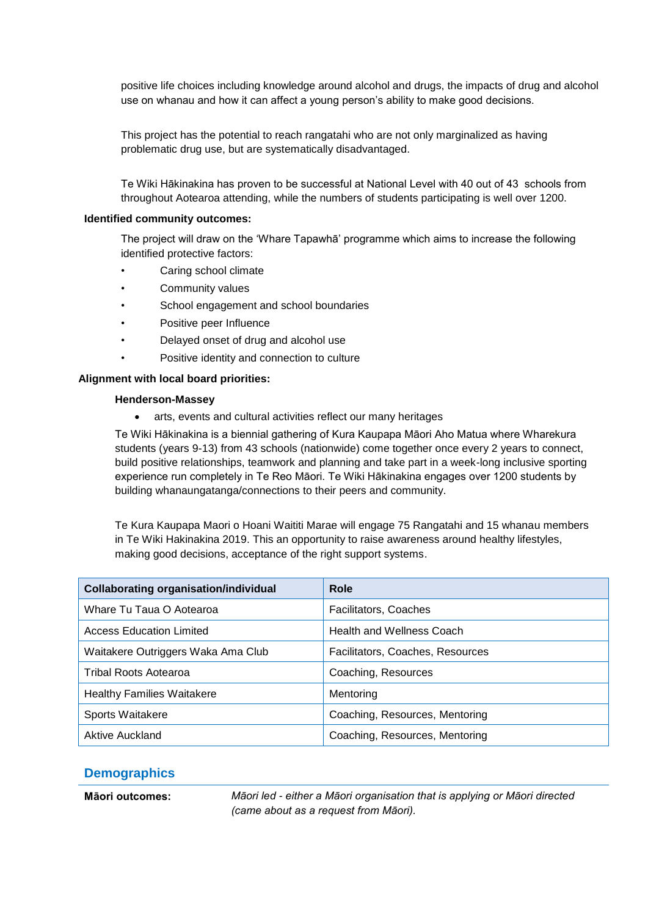positive life choices including knowledge around alcohol and drugs, the impacts of drug and alcohol use on whanau and how it can affect a young person's ability to make good decisions.

This project has the potential to reach rangatahi who are not only marginalized as having problematic drug use, but are systematically disadvantaged.

Te Wiki Hākinakina has proven to be successful at National Level with 40 out of 43 schools from throughout Aotearoa attending, while the numbers of students participating is well over 1200.

**Identified community outcomes:**

The project will draw on the 'Whare Tapawhā' programme which aims to increase the following identified protective factors:

- Caring school climate
- Community values
- School engagement and school boundaries
- Positive peer Influence
- Delayed onset of drug and alcohol use
- Positive identity and connection to culture

**Alignment with local board priorities:**

**Henderson-Massey**

- arts, events and cultural activities reflect our many heritages

Te Wiki Hākinakina is a biennial gathering of Kura Kaupapa Māori Aho Matua where Wharekura students (years 9-13) from 43 schools (nationwide) come together once every 2 years to connect, build positive relationships, teamwork and planning and take part in a week-long inclusive sporting experience run completely in Te Reo Māori. Te Wiki Hākinakina engages over 1200 students by building whanaungatanga/connections to their peers and community.

Te Kura Kaupapa Maori o Hoani Waititi Marae will engage 75 Rangatahi and 15 whanau members in Te Wiki Hakinakina 2019. This an opportunity to raise awareness around healthy lifestyles, making good decisions, acceptance of the right support systems.

| Collaborating organisation/individual | Role |
|---|---|
| Whare Tu Taua O Aotearoa | Facilitators, Coaches |
| Access Education Limited | Health and Wellness Coach |
| Waitakere Outriggers Waka Ama Club | Facilitators, Coaches, Resources |
| Tribal Roots Aotearoa | Coaching, Resources |
| Healthy Families Waitakere | Mentoring |
| Sports Waitakere | Coaching, Resources, Mentoring |
| Aktive Auckland | Coaching, Resources, Mentoring |

## Demographics

**Māori outcomes:** *Māori led - either a Māori organisation that is applying or Māori directed (came about as a request from Māori).*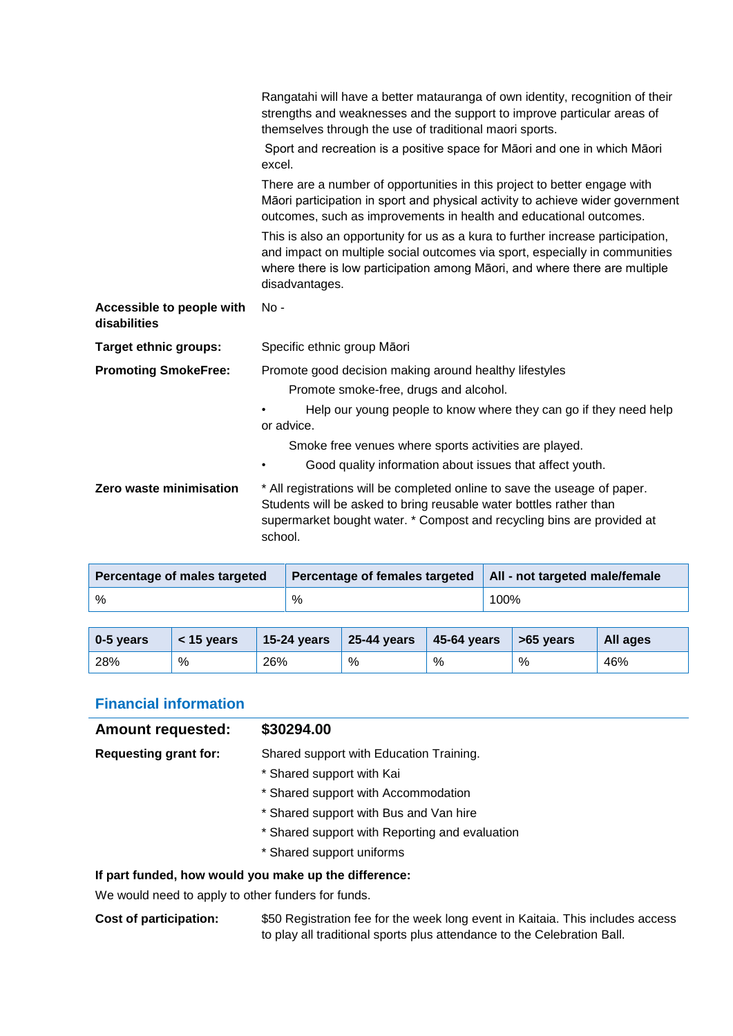Rangatahi will have a better matauranga of own identity, recognition of their strengths and weaknesses and the support to improve particular areas of themselves through the use of traditional maori sports.

Sport and recreation is a positive space for Māori and one in which Māori excel.

There are a number of opportunities in this project to better engage with Māori participation in sport and physical activity to achieve wider government outcomes, such as improvements in health and educational outcomes.

This is also an opportunity for us as a kura to further increase participation, and impact on multiple social outcomes via sport, especially in communities where there is low participation among Māori, and where there are multiple disadvantages.

**Accessible to people with disabilities** No -

**Target ethnic groups:** Specific ethnic group Māori

**Promoting SmokeFree:** Promote good decision making around healthy lifestyles

Promote smoke-free, drugs and alcohol.

- Help our young people to know where they can go if they need help or advice.

Smoke free venues where sports activities are played.

- Good quality information about issues that affect youth.

**Zero waste minimisation** * All registrations will be completed online to save the useage of paper. Students will be asked to bring reusable water bottles rather than supermarket bought water. * Compost and recycling bins are provided at school.

| Percentage of males targeted | Percentage of females targeted | All - not targeted male/female |
|---|---|---|
| % | % | 100% |

| 0-5 years | < 15 years | 15-24 years | 25-44 years | 45-64 years | >65 years | All ages |
|---|---|---|---|---|---|---|
| 28% | % | 26% | % | % | % | 46% |

## Financial information

**Amount requested:** **$30294.00**

**Requesting grant for:** Shared support with Education Training.

* Shared support with Kai
* Shared support with Accommodation
* Shared support with Bus and Van hire
* Shared support with Reporting and evaluation
* Shared support uniforms

**If part funded, how would you make up the difference:**

We would need to apply to other funders for funds.

**Cost of participation:** $50 Registration fee for the week long event in Kaitaia. This includes access to play all traditional sports plus attendance to the Celebration Ball.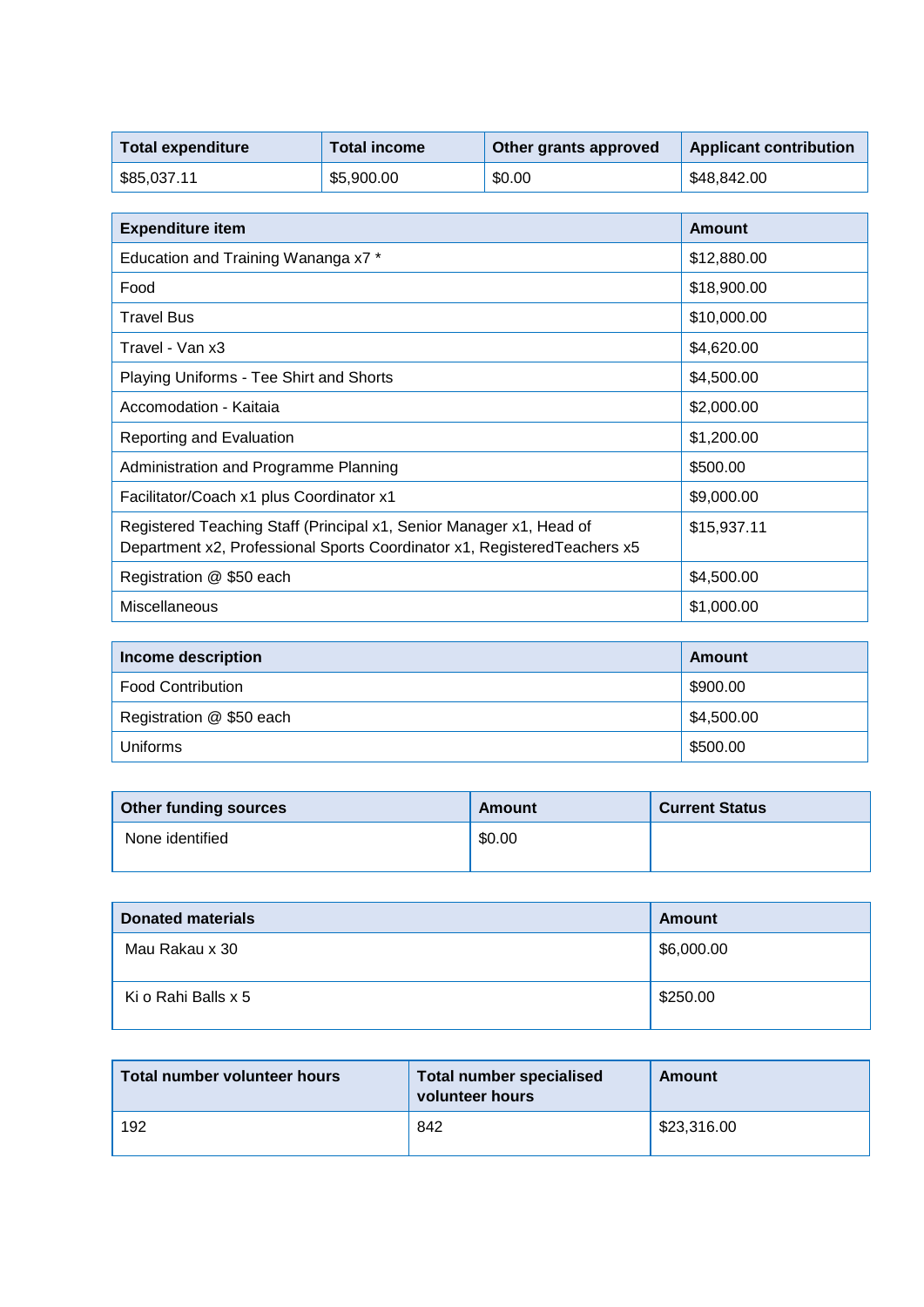| Total expenditure | Total income | Other grants approved | Applicant contribution |
|---|---|---|---|
| $85,037.11 | $5,900.00 | $0.00 | $48,842.00 |

| Expenditure item | Amount |
|---|---|
| Education and Training Wananga x7 * | $12,880.00 |
| Food | $18,900.00 |
| Travel Bus | $10,000.00 |
| Travel - Van x3 | $4,620.00 |
| Playing Uniforms - Tee Shirt and Shorts | $4,500.00 |
| Accomodation - Kaitaia | $2,000.00 |
| Reporting and Evaluation | $1,200.00 |
| Administration and Programme Planning | $500.00 |
| Facilitator/Coach x1 plus Coordinator x1 | $9,000.00 |
| Registered Teaching Staff (Principal x1, Senior Manager x1, Head of Department x2, Professional Sports Coordinator x1, RegisteredTeachers x5 | $15,937.11 |
| Registration @ $50 each | $4,500.00 |
| Miscellaneous | $1,000.00 |

| Income description | Amount |
|---|---|
| Food Contribution | $900.00 |
| Registration @ $50 each | $4,500.00 |
| Uniforms | $500.00 |

| Other funding sources | Amount | Current Status |
|---|---|---|
| None identified | $0.00 | |

| Donated materials | Amount |
|---|---|
| Mau Rakau x 30 | $6,000.00 |
| Ki o Rahi Balls x 5 | $250.00 |

| Total number volunteer hours | Total number specialised volunteer hours | Amount |
|---|---|---|
| 192 | 842 | $23,316.00 |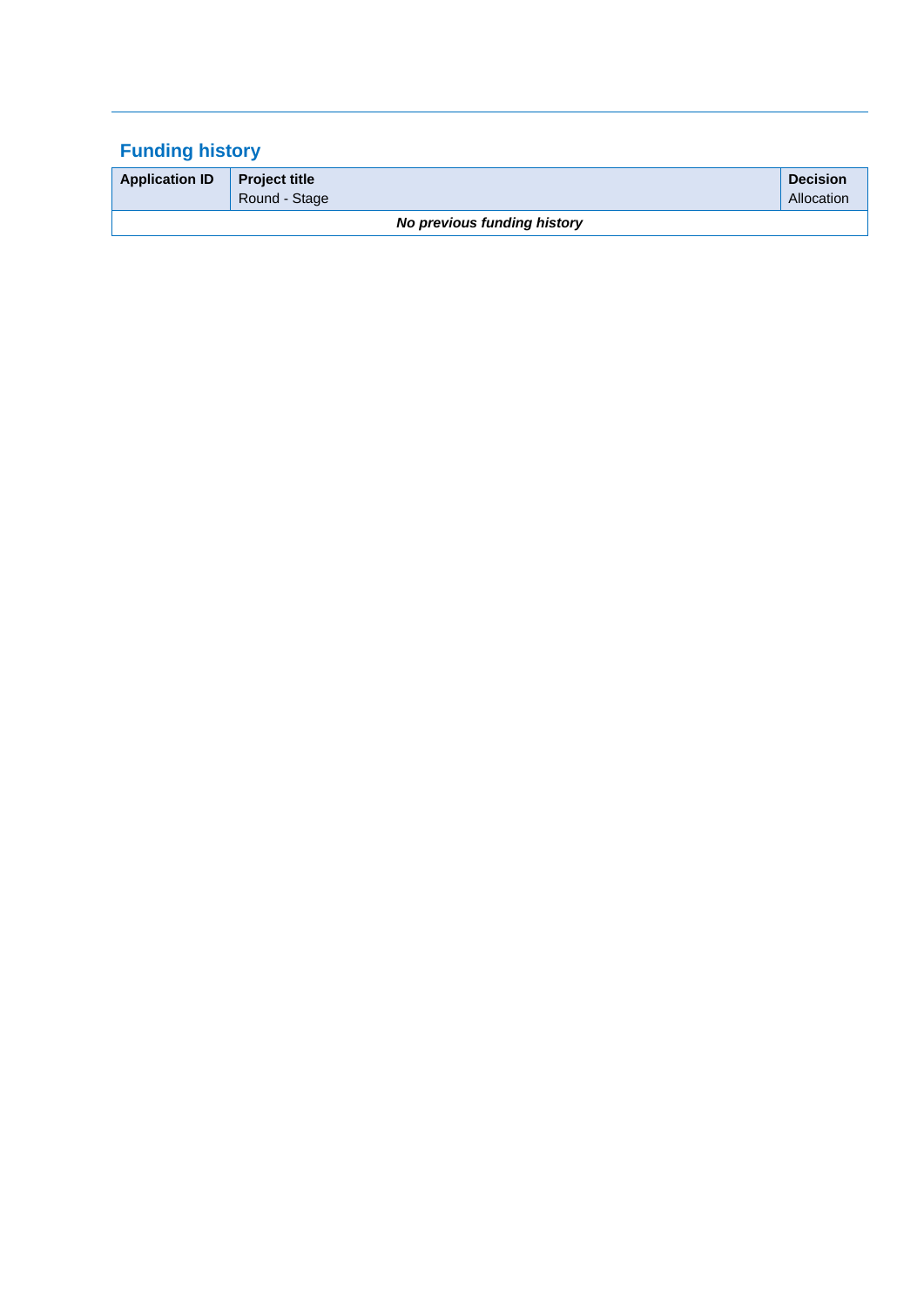## Funding history

| **Application ID** | **Project title**<br>Round - Stage | **Decision**<br>Allocation |
|---|---|---|
| ***No previous funding history*** | | |